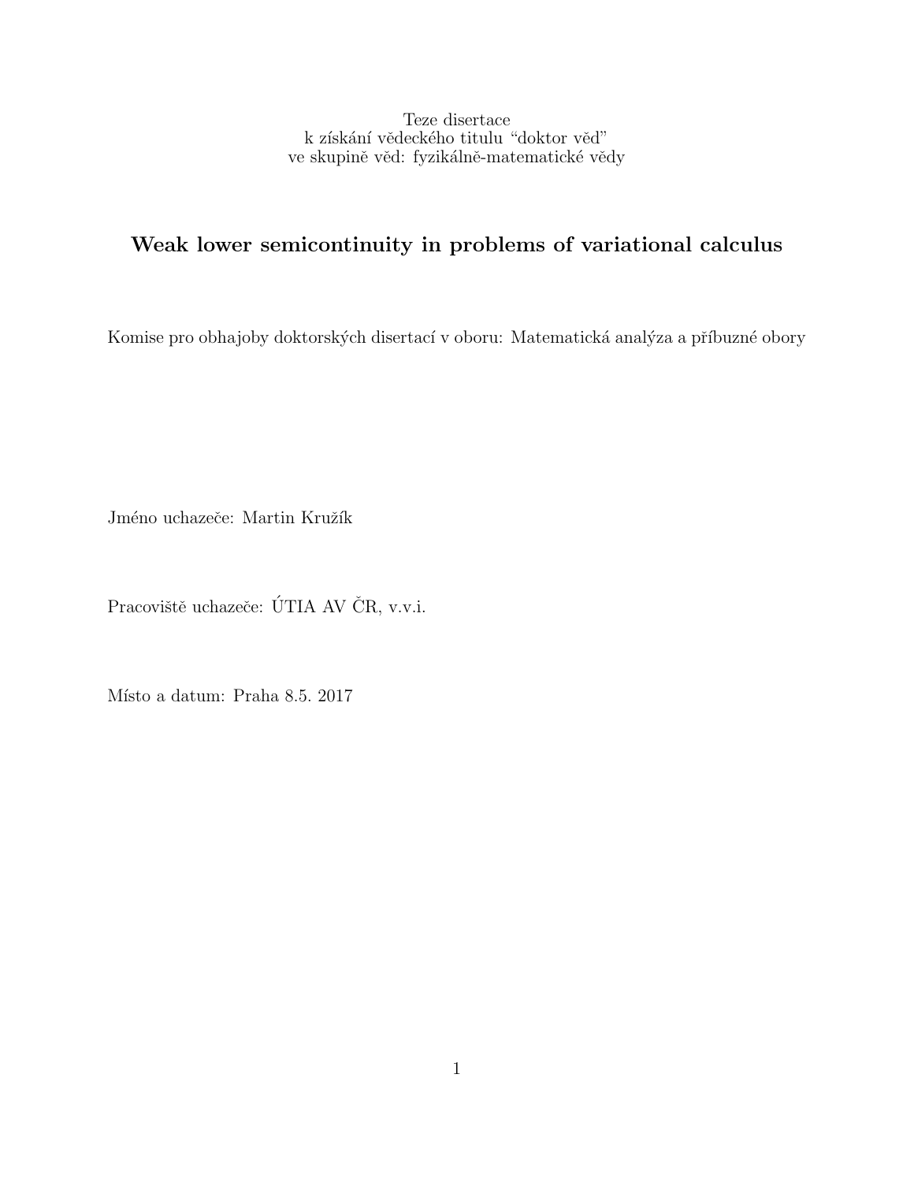Teze disertace
k získání vědeckého titulu "doktor věd"
ve skupině věd: fyzikálně-matematické vědy

# Weak lower semicontinuity in problems of variational calculus

Komise pro obhajoby doktorských disertací v oboru: Matematická analýza a příbuzné obory

Jméno uchazeče: Martin Kružík

Pracoviště uchazeče: ÚTIA AV ČR, v.v.i.

Místo a datum: Praha 8.5. 2017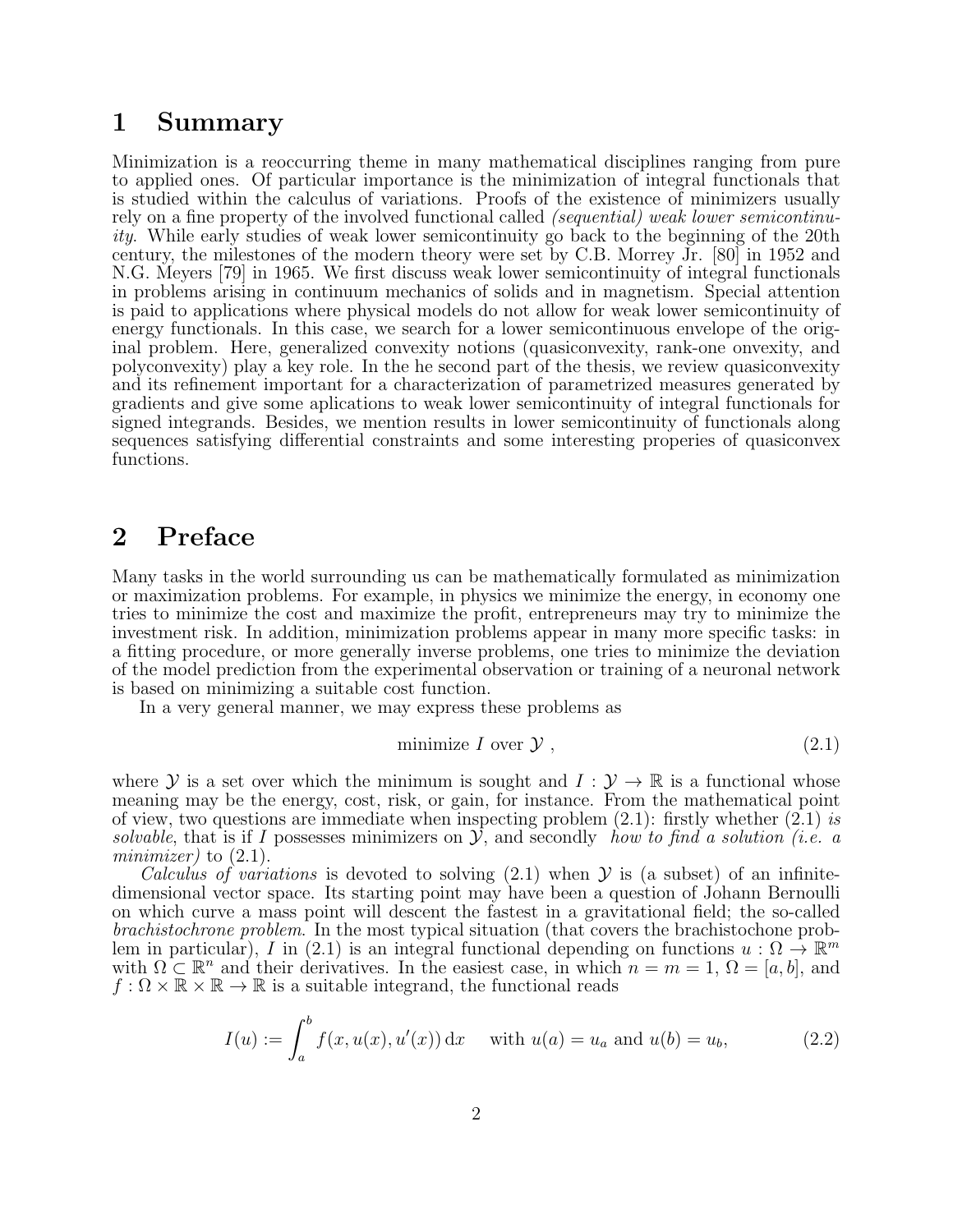# 1 Summary

Minimization is a reoccurring theme in many mathematical disciplines ranging from pure to applied ones. Of particular importance is the minimization of integral functionals that is studied within the calculus of variations. Proofs of the existence of minimizers usually rely on a fine property of the involved functional called *(sequential) weak lower semicontinuity*. While early studies of weak lower semicontinuity go back to the beginning of the 20th century, the milestones of the modern theory were set by C.B. Morrey Jr. [80] in 1952 and N.G. Meyers [79] in 1965. We first discuss weak lower semicontinuity of integral functionals in problems arising in continuum mechanics of solids and in magnetism. Special attention is paid to applications where physical models do not allow for weak lower semicontinuity of energy functionals. In this case, we search for a lower semicontinuous envelope of the original problem. Here, generalized convexity notions (quasiconvexity, rank-one onvexity, and polyconvexity) play a key role. In the he second part of the thesis, we review quasiconvexity and its refinement important for a characterization of parametrized measures generated by gradients and give some aplications to weak lower semicontinuity of integral functionals for signed integrands. Besides, we mention results in lower semicontinuity of functionals along sequences satisfying differential constraints and some interesting properies of quasiconvex functions.

# 2 Preface

Many tasks in the world surrounding us can be mathematically formulated as minimization or maximization problems. For example, in physics we minimize the energy, in economy one tries to minimize the cost and maximize the profit, entrepreneurs may try to minimize the investment risk. In addition, minimization problems appear in many more specific tasks: in a fitting procedure, or more generally inverse problems, one tries to minimize the deviation of the model prediction from the experimental observation or training of a neuronal network is based on minimizing a suitable cost function.

In a very general manner, we may express these problems as

$$\text{minimize } I \text{ over } \mathcal{Y} \,, \tag{2.1}$$

where $\mathcal{Y}$ is a set over which the minimum is sought and $I : \mathcal{Y} \to \mathbb{R}$ is a functional whose meaning may be the energy, cost, risk, or gain, for instance. From the mathematical point of view, two questions are immediate when inspecting problem (2.1): firstly whether (2.1) *is solvable*, that is if $I$ possesses minimizers on $\mathcal{Y}$, and secondly *how to find a solution (i.e. a minimizer)* to (2.1).

*Calculus of variations* is devoted to solving (2.1) when $\mathcal{Y}$ is (a subset) of an infinite-dimensional vector space. Its starting point may have been a question of Johann Bernoulli on which curve a mass point will descent the fastest in a gravitational field; the so-called *brachistochrone problem*. In the most typical situation (that covers the brachistochone problem in particular), $I$ in (2.1) is an integral functional depending on functions $u : \Omega \to \mathbb{R}^m$ with $\Omega \subset \mathbb{R}^n$ and their derivatives. In the easiest case, in which $n = m = 1$, $\Omega = [a, b]$, and $f : \Omega \times \mathbb{R} \times \mathbb{R} \to \mathbb{R}$ is a suitable integrand, the functional reads

$$I(u) := \int_a^b f(x, u(x), u'(x))\,\mathrm{d}x \quad \text{ with } u(a) = u_a \text{ and } u(b) = u_b, \tag{2.2}$$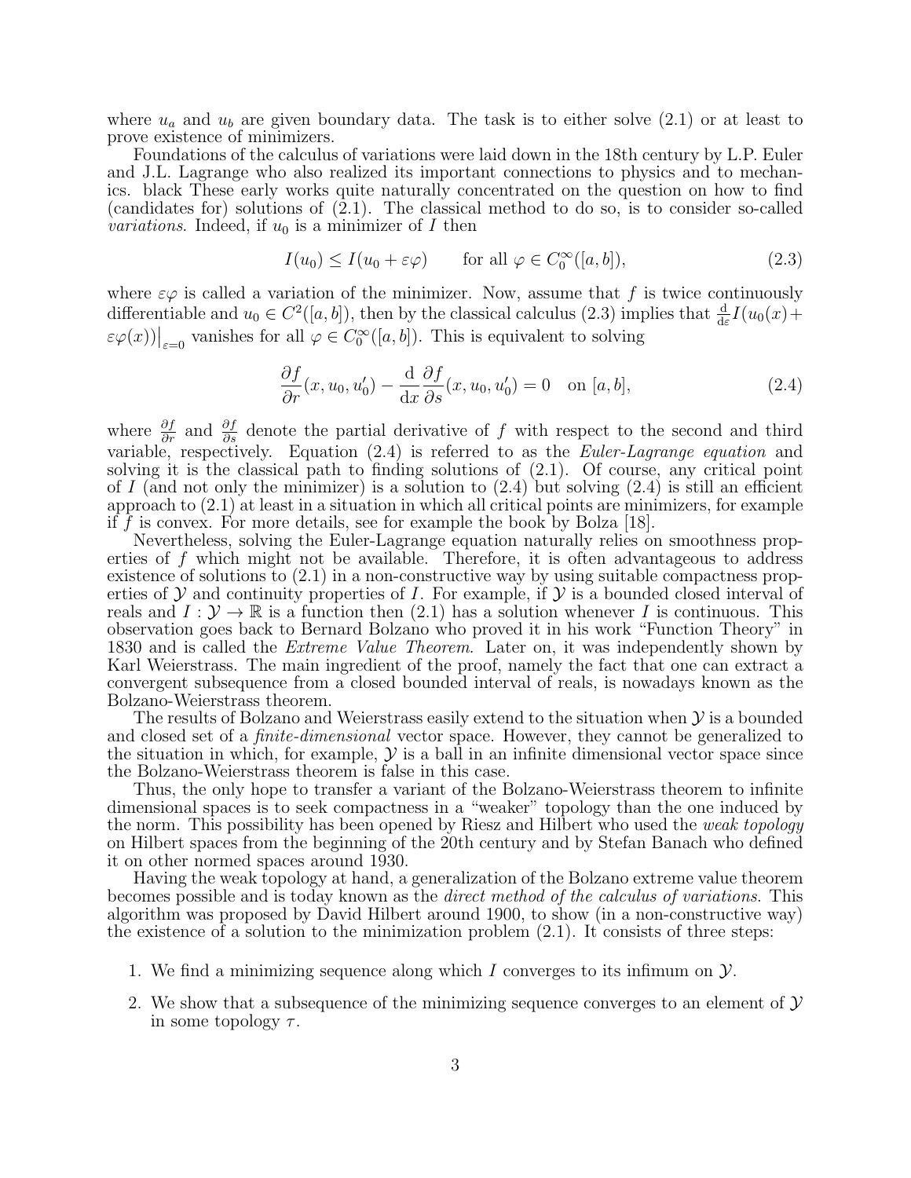where $u_a$ and $u_b$ are given boundary data. The task is to either solve (2.1) or at least to prove existence of minimizers.

Foundations of the calculus of variations were laid down in the 18th century by L.P. Euler and J.L. Lagrange who also realized its important connections to physics and to mechanics. black These early works quite naturally concentrated on the question on how to find (candidates for) solutions of (2.1). The classical method to do so, is to consider so-called *variations*. Indeed, if $u_0$ is a minimizer of $I$ then

$$I(u_0) \leq I(u_0 + \varepsilon\varphi) \qquad \text{for all } \varphi \in C_0^\infty([a,b]), \tag{2.3}$$

where $\varepsilon\varphi$ is called a variation of the minimizer. Now, assume that $f$ is twice continuously differentiable and $u_0 \in C^2([a,b])$, then by the classical calculus (2.3) implies that $\frac{\mathrm{d}}{\mathrm{d}\varepsilon} I(u_0(x) + \varepsilon\varphi(x))\big|_{\varepsilon=0}$ vanishes for all $\varphi \in C_0^\infty([a,b])$. This is equivalent to solving

$$\frac{\partial f}{\partial r}(x, u_0, u_0') - \frac{\mathrm{d}}{\mathrm{d}x}\frac{\partial f}{\partial s}(x, u_0, u_0') = 0 \quad \text{on } [a,b], \tag{2.4}$$

where $\frac{\partial f}{\partial r}$ and $\frac{\partial f}{\partial s}$ denote the partial derivative of $f$ with respect to the second and third variable, respectively. Equation (2.4) is referred to as the *Euler-Lagrange equation* and solving it is the classical path to finding solutions of (2.1). Of course, any critical point of $I$ (and not only the minimizer) is a solution to (2.4) but solving (2.4) is still an efficient approach to (2.1) at least in a situation in which all critical points are minimizers, for example if $f$ is convex. For more details, see for example the book by Bolza [18].

Nevertheless, solving the Euler-Lagrange equation naturally relies on smoothness properties of $f$ which might not be available. Therefore, it is often advantageous to address existence of solutions to (2.1) in a non-constructive way by using suitable compactness properties of $\mathcal{Y}$ and continuity properties of $I$. For example, if $\mathcal{Y}$ is a bounded closed interval of reals and $I : \mathcal{Y} \to \mathbb{R}$ is a function then (2.1) has a solution whenever $I$ is continuous. This observation goes back to Bernard Bolzano who proved it in his work "Function Theory" in 1830 and is called the *Extreme Value Theorem*. Later on, it was independently shown by Karl Weierstrass. The main ingredient of the proof, namely the fact that one can extract a convergent subsequence from a closed bounded interval of reals, is nowadays known as the Bolzano-Weierstrass theorem.

The results of Bolzano and Weierstrass easily extend to the situation when $\mathcal{Y}$ is a bounded and closed set of a *finite-dimensional* vector space. However, they cannot be generalized to the situation in which, for example, $\mathcal{Y}$ is a ball in an infinite dimensional vector space since the Bolzano-Weierstrass theorem is false in this case.

Thus, the only hope to transfer a variant of the Bolzano-Weierstrass theorem to infinite dimensional spaces is to seek compactness in a "weaker" topology than the one induced by the norm. This possibility has been opened by Riesz and Hilbert who used the *weak topology* on Hilbert spaces from the beginning of the 20th century and by Stefan Banach who defined it on other normed spaces around 1930.

Having the weak topology at hand, a generalization of the Bolzano extreme value theorem becomes possible and is today known as the *direct method of the calculus of variations*. This algorithm was proposed by David Hilbert around 1900, to show (in a non-constructive way) the existence of a solution to the minimization problem (2.1). It consists of three steps:

1. We find a minimizing sequence along which $I$ converges to its infimum on $\mathcal{Y}$.
2. We show that a subsequence of the minimizing sequence converges to an element of $\mathcal{Y}$ in some topology $\tau$.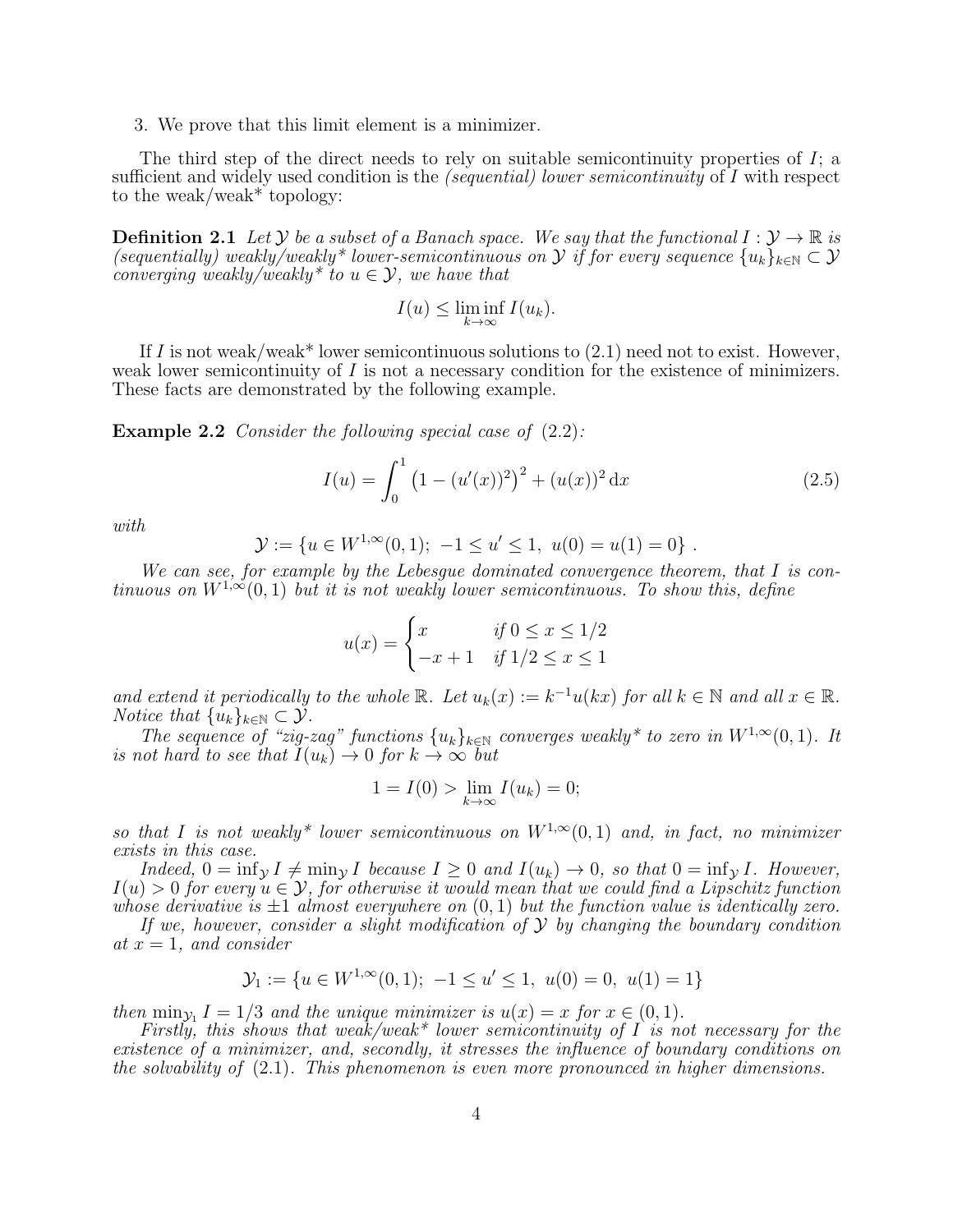3. We prove that this limit element is a minimizer.

The third step of the direct needs to rely on suitable semicontinuity properties of $I$; a sufficient and widely used condition is the *(sequential) lower semicontinuity* of $I$ with respect to the weak/weak* topology:

**Definition 2.1** *Let $\mathcal{Y}$ be a subset of a Banach space. We say that the functional $I : \mathcal{Y} \to \mathbb{R}$ is (sequentially) weakly/weakly* lower-semicontinuous on $\mathcal{Y}$ if for every sequence $\{u_k\}_{k\in\mathbb{N}} \subset \mathcal{Y}$ converging weakly/weakly* to $u \in \mathcal{Y}$, we have that*

$$I(u) \leq \liminf_{k\to\infty} I(u_k).$$

If $I$ is not weak/weak* lower semicontinuous solutions to (2.1) need not to exist. However, weak lower semicontinuity of $I$ is not a necessary condition for the existence of minimizers. These facts are demonstrated by the following example.

**Example 2.2** *Consider the following special case of (2.2):*

$$I(u) = \int_0^1 \left(1 - (u'(x))^2\right)^2 + (u(x))^2 \,\mathrm{d}x \tag{2.5}$$

*with*

$$\mathcal{Y} := \{u \in W^{1,\infty}(0,1);\ -1 \leq u' \leq 1,\ u(0) = u(1) = 0\}\ .$$

*We can see, for example by the Lebesgue dominated convergence theorem, that $I$ is continuous on $W^{1,\infty}(0,1)$ but it is not weakly lower semicontinuous. To show this, define*

$$u(x) = \begin{cases} x & \text{if } 0 \leq x \leq 1/2 \\ -x + 1 & \text{if } 1/2 \leq x \leq 1 \end{cases}$$

*and extend it periodically to the whole $\mathbb{R}$. Let $u_k(x) := k^{-1}u(kx)$ for all $k \in \mathbb{N}$ and all $x \in \mathbb{R}$. Notice that $\{u_k\}_{k\in\mathbb{N}} \subset \mathcal{Y}$.*

*The sequence of "zig-zag" functions $\{u_k\}_{k\in\mathbb{N}}$ converges weakly* to zero in $W^{1,\infty}(0,1)$. It is not hard to see that $I(u_k) \to 0$ for $k \to \infty$ but*

$$1 = I(0) > \lim_{k\to\infty} I(u_k) = 0;$$

*so that $I$ is not weakly* lower semicontinuous on $W^{1,\infty}(0,1)$ and, in fact, no minimizer exists in this case.*

*Indeed, $0 = \inf_{\mathcal{Y}} I \neq \min_{\mathcal{Y}} I$ because $I \geq 0$ and $I(u_k) \to 0$, so that $0 = \inf_{\mathcal{Y}} I$. However, $I(u) > 0$ for every $u \in \mathcal{Y}$, for otherwise it would mean that we could find a Lipschitz function whose derivative is $\pm 1$ almost everywhere on $(0,1)$ but the function value is identically zero.*

*If we, however, consider a slight modification of $\mathcal{Y}$ by changing the boundary condition at $x = 1$, and consider*

$$\mathcal{Y}_1 := \{u \in W^{1,\infty}(0,1);\ -1 \leq u' \leq 1,\ u(0) = 0,\ u(1) = 1\}$$

*then $\min_{\mathcal{Y}_1} I = 1/3$ and the unique minimizer is $u(x) = x$ for $x \in (0,1)$.*

*Firstly, this shows that weak/weak* lower semicontinuity of $I$ is not necessary for the existence of a minimizer, and, secondly, it stresses the influence of boundary conditions on the solvability of (2.1). This phenomenon is even more pronounced in higher dimensions.*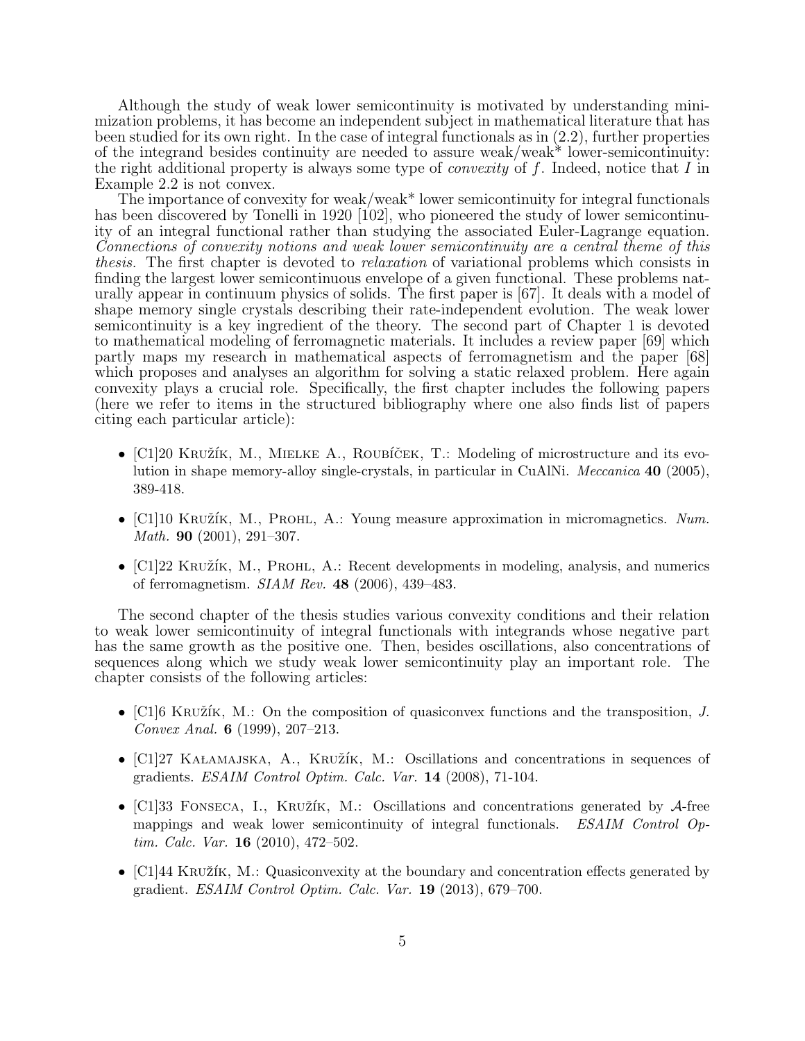Although the study of weak lower semicontinuity is motivated by understanding minimization problems, it has become an independent subject in mathematical literature that has been studied for its own right. In the case of integral functionals as in (2.2), further properties of the integrand besides continuity are needed to assure weak/weak* lower-semicontinuity: the right additional property is always some type of *convexity* of $f$. Indeed, notice that $I$ in Example 2.2 is not convex.

The importance of convexity for weak/weak* lower semicontinuity for integral functionals has been discovered by Tonelli in 1920 [102], who pioneered the study of lower semicontinuity of an integral functional rather than studying the associated Euler-Lagrange equation. *Connections of convexity notions and weak lower semicontinuity are a central theme of this thesis.* The first chapter is devoted to *relaxation* of variational problems which consists in finding the largest lower semicontinuous envelope of a given functional. These problems naturally appear in continuum physics of solids. The first paper is [67]. It deals with a model of shape memory single crystals describing their rate-independent evolution. The weak lower semicontinuity is a key ingredient of the theory. The second part of Chapter 1 is devoted to mathematical modeling of ferromagnetic materials. It includes a review paper [69] which partly maps my research in mathematical aspects of ferromagnetism and the paper [68] which proposes and analyses an algorithm for solving a static relaxed problem. Here again convexity plays a crucial role. Specifically, the first chapter includes the following papers (here we refer to items in the structured bibliography where one also finds list of papers citing each particular article):

- [C1]20 Kružík, M., Mielke A., Roubíček, T.: Modeling of microstructure and its evolution in shape memory-alloy single-crystals, in particular in CuAlNi. *Meccanica* **40** (2005), 389-418.
- [C1]10 Kružík, M., Prohl, A.: Young measure approximation in micromagnetics. *Num. Math.* **90** (2001), 291–307.
- [C1]22 Kružík, M., Prohl, A.: Recent developments in modeling, analysis, and numerics of ferromagnetism. *SIAM Rev.* **48** (2006), 439–483.

The second chapter of the thesis studies various convexity conditions and their relation to weak lower semicontinuity of integral functionals with integrands whose negative part has the same growth as the positive one. Then, besides oscillations, also concentrations of sequences along which we study weak lower semicontinuity play an important role. The chapter consists of the following articles:

- [C1]6 Kružík, M.: On the composition of quasiconvex functions and the transposition, *J. Convex Anal.* **6** (1999), 207–213.
- [C1]27 Kałamajska, A., Kružík, M.: Oscillations and concentrations in sequences of gradients. *ESAIM Control Optim. Calc. Var.* **14** (2008), 71-104.
- [C1]33 Fonseca, I., Kružík, M.: Oscillations and concentrations generated by $\mathcal{A}$-free mappings and weak lower semicontinuity of integral functionals. *ESAIM Control Optim. Calc. Var.* **16** (2010), 472–502.
- [C1]44 Kružík, M.: Quasiconvexity at the boundary and concentration effects generated by gradient. *ESAIM Control Optim. Calc. Var.* **19** (2013), 679–700.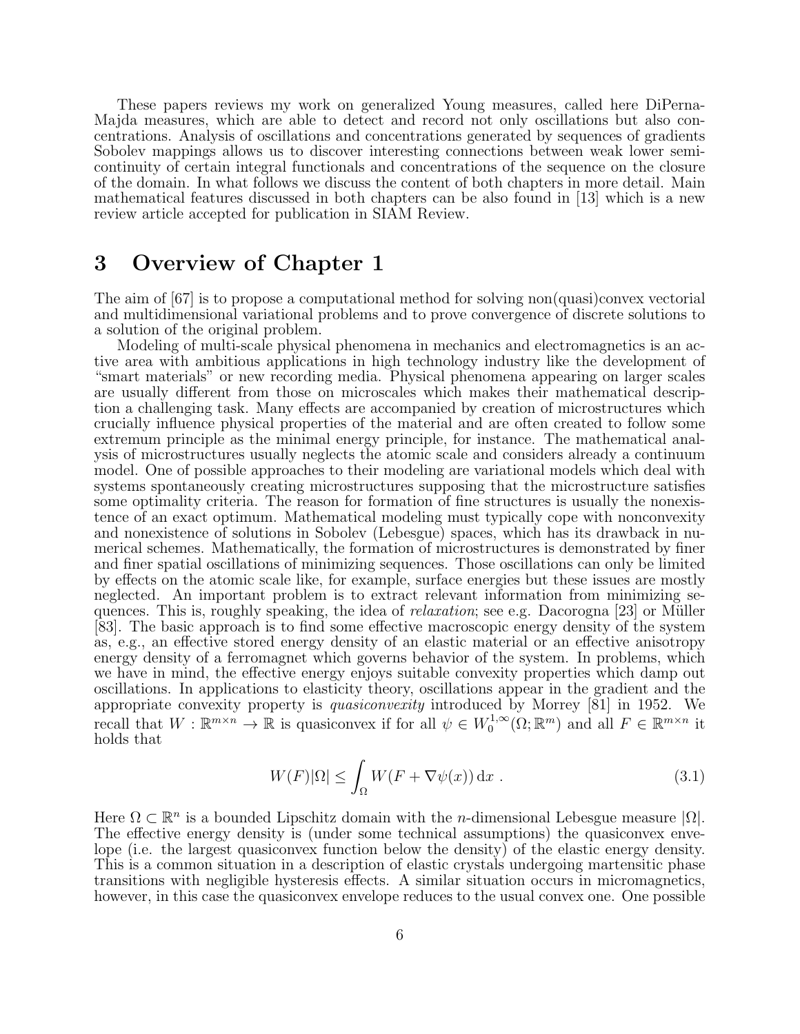These papers reviews my work on generalized Young measures, called here DiPerna-Majda measures, which are able to detect and record not only oscillations but also concentrations. Analysis of oscillations and concentrations generated by sequences of gradients Sobolev mappings allows us to discover interesting connections between weak lower semicontinuity of certain integral functionals and concentrations of the sequence on the closure of the domain. In what follows we discuss the content of both chapters in more detail. Main mathematical features discussed in both chapters can be also found in [13] which is a new review article accepted for publication in SIAM Review.

# 3 Overview of Chapter 1

The aim of [67] is to propose a computational method for solving non(quasi)convex vectorial and multidimensional variational problems and to prove convergence of discrete solutions to a solution of the original problem.

Modeling of multi-scale physical phenomena in mechanics and electromagnetics is an active area with ambitious applications in high technology industry like the development of "smart materials" or new recording media. Physical phenomena appearing on larger scales are usually different from those on microscales which makes their mathematical description a challenging task. Many effects are accompanied by creation of microstructures which crucially influence physical properties of the material and are often created to follow some extremum principle as the minimal energy principle, for instance. The mathematical analysis of microstructures usually neglects the atomic scale and considers already a continuum model. One of possible approaches to their modeling are variational models which deal with systems spontaneously creating microstructures supposing that the microstructure satisfies some optimality criteria. The reason for formation of fine structures is usually the nonexistence of an exact optimum. Mathematical modeling must typically cope with nonconvexity and nonexistence of solutions in Sobolev (Lebesgue) spaces, which has its drawback in numerical schemes. Mathematically, the formation of microstructures is demonstrated by finer and finer spatial oscillations of minimizing sequences. Those oscillations can only be limited by effects on the atomic scale like, for example, surface energies but these issues are mostly neglected. An important problem is to extract relevant information from minimizing sequences. This is, roughly speaking, the idea of *relaxation*; see e.g. Dacorogna [23] or Müller [83]. The basic approach is to find some effective macroscopic energy density of the system as, e.g., an effective stored energy density of an elastic material or an effective anisotropy energy density of a ferromagnet which governs behavior of the system. In problems, which we have in mind, the effective energy enjoys suitable convexity properties which damp out oscillations. In applications to elasticity theory, oscillations appear in the gradient and the appropriate convexity property is *quasiconvexity* introduced by Morrey [81] in 1952. We recall that $W : \mathbb{R}^{m\times n} \to \mathbb{R}$ is quasiconvex if for all $\psi \in W_0^{1,\infty}(\Omega;\mathbb{R}^m)$ and all $F \in \mathbb{R}^{m\times n}$ it holds that

$$W(F)|\Omega| \le \int_\Omega W(F + \nabla\psi(x))\,\mathrm{d}x\ . \tag{3.1}$$

Here $\Omega \subset \mathbb{R}^n$ is a bounded Lipschitz domain with the $n$-dimensional Lebesgue measure $|\Omega|$. The effective energy density is (under some technical assumptions) the quasiconvex envelope (i.e. the largest quasiconvex function below the density) of the elastic energy density. This is a common situation in a description of elastic crystals undergoing martensitic phase transitions with negligible hysteresis effects. A similar situation occurs in micromagnetics, however, in this case the quasiconvex envelope reduces to the usual convex one. One possible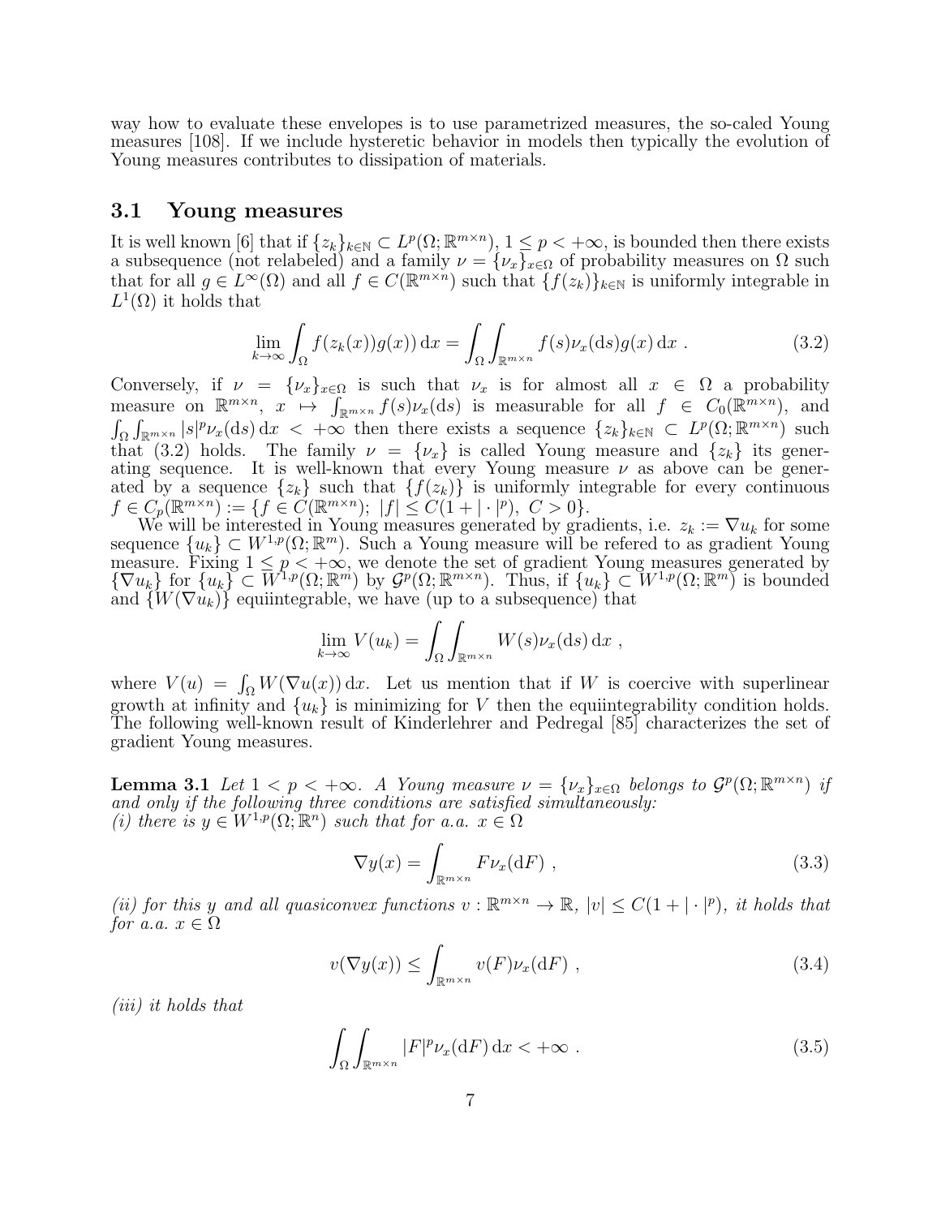way how to evaluate these envelopes is to use parametrized measures, the so-caled Young measures [108]. If we include hysteretic behavior in models then typically the evolution of Young measures contributes to dissipation of materials.

## 3.1 Young measures

It is well known [6] that if $\{z_k\}_{k\in\mathbb{N}} \subset L^p(\Omega;\mathbb{R}^{m\times n})$, $1 \le p < +\infty$, is bounded then there exists a subsequence (not relabeled) and a family $\nu = \{\nu_x\}_{x\in\Omega}$ of probability measures on $\Omega$ such that for all $g \in L^\infty(\Omega)$ and all $f \in C(\mathbb{R}^{m\times n})$ such that $\{f(z_k)\}_{k\in\mathbb{N}}$ is uniformly integrable in $L^1(\Omega)$ it holds that

$$
\lim_{k\to\infty} \int_\Omega f(z_k(x))g(x))\,\mathrm{d}x = \int_\Omega \int_{\mathbb{R}^{m\times n}} f(s)\nu_x(\mathrm{d}s)g(x)\,\mathrm{d}x \ . \tag{3.2}
$$

Conversely, if $\nu = \{\nu_x\}_{x\in\Omega}$ is such that $\nu_x$ is for almost all $x \in \Omega$ a probability measure on $\mathbb{R}^{m\times n}$, $x \mapsto \int_{\mathbb{R}^{m\times n}} f(s)\nu_x(\mathrm{d}s)$ is measurable for all $f \in C_0(\mathbb{R}^{m\times n})$, and $\int_\Omega \int_{\mathbb{R}^{m\times n}} |s|^p \nu_x(\mathrm{d}s)\,\mathrm{d}x < +\infty$ then there exists a sequence $\{z_k\}_{k\in\mathbb{N}} \subset L^p(\Omega;\mathbb{R}^{m\times n})$ such that (3.2) holds. The family $\nu = \{\nu_x\}$ is called Young measure and $\{z_k\}$ its generating sequence. It is well-known that every Young measure $\nu$ as above can be generated by a sequence $\{z_k\}$ such that $\{f(z_k)\}$ is uniformly integrable for every continuous $f \in C_p(\mathbb{R}^{m\times n}) := \{f \in C(\mathbb{R}^{m\times n});\ |f| \le C(1+|\cdot|^p),\ C > 0\}$.

We will be interested in Young measures generated by gradients, i.e. $z_k := \nabla u_k$ for some sequence $\{u_k\} \subset W^{1,p}(\Omega;\mathbb{R}^m)$. Such a Young measure will be refered to as gradient Young measure. Fixing $1 \le p < +\infty$, we denote the set of gradient Young measures generated by $\{\nabla u_k\}$ for $\{u_k\} \subset W^{1,p}(\Omega;\mathbb{R}^m)$ by $\mathcal{G}^p(\Omega;\mathbb{R}^{m\times n})$. Thus, if $\{u_k\} \subset W^{1,p}(\Omega;\mathbb{R}^m)$ is bounded and $\{W(\nabla u_k)\}$ equiintegrable, we have (up to a subsequence) that

$$
\lim_{k\to\infty} V(u_k) = \int_\Omega \int_{\mathbb{R}^{m\times n}} W(s)\nu_x(\mathrm{d}s)\,\mathrm{d}x \ ,
$$

where $V(u) = \int_\Omega W(\nabla u(x))\,\mathrm{d}x$. Let us mention that if $W$ is coercive with superlinear growth at infinity and $\{u_k\}$ is minimizing for $V$ then the equiintegrability condition holds. The following well-known result of Kinderlehrer and Pedregal [85] characterizes the set of gradient Young measures.

**Lemma 3.1** *Let $1 < p < +\infty$. A Young measure $\nu = \{\nu_x\}_{x\in\Omega}$ belongs to $\mathcal{G}^p(\Omega;\mathbb{R}^{m\times n})$ if and only if the following three conditions are satisfied simultaneously:*
*(i) there is $y \in W^{1,p}(\Omega;\mathbb{R}^n)$ such that for a.a. $x \in \Omega$*

$$
\nabla y(x) = \int_{\mathbb{R}^{m\times n}} F\nu_x(\mathrm{d}F) \ , \tag{3.3}
$$

*(ii) for this $y$ and all quasiconvex functions $v : \mathbb{R}^{m\times n} \to \mathbb{R}$, $|v| \le C(1+|\cdot|^p)$, it holds that for a.a. $x \in \Omega$*

$$
v(\nabla y(x)) \le \int_{\mathbb{R}^{m\times n}} v(F)\nu_x(\mathrm{d}F) \ , \tag{3.4}
$$

*(iii) it holds that*

$$
\int_\Omega \int_{\mathbb{R}^{m\times n}} |F|^p \nu_x(\mathrm{d}F)\,\mathrm{d}x < +\infty \ . \tag{3.5}
$$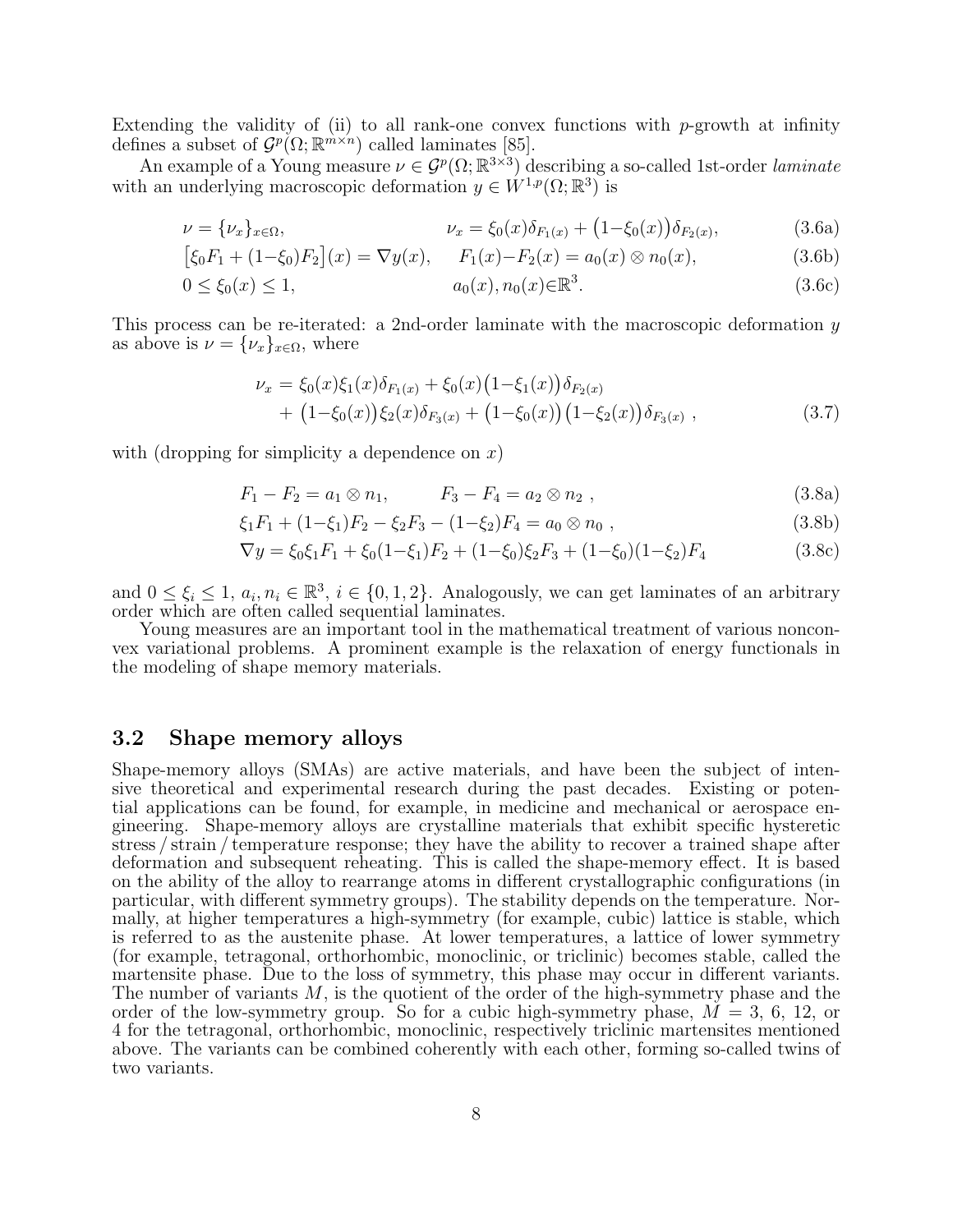Extending the validity of (ii) to all rank-one convex functions with $p$-growth at infinity defines a subset of $\mathcal{G}^p(\Omega;\mathbb{R}^{m\times n})$ called laminates [85].

An example of a Young measure $\nu \in \mathcal{G}^p(\Omega;\mathbb{R}^{3\times 3})$ describing a so-called 1st-order *laminate* with an underlying macroscopic deformation $y \in W^{1,p}(\Omega;\mathbb{R}^3)$ is

$$\nu = \{\nu_x\}_{x\in\Omega}, \qquad \nu_x = \xi_0(x)\delta_{F_1(x)} + \big(1-\xi_0(x)\big)\delta_{F_2(x)}, \tag{3.6a}$$

$$\big[\xi_0 F_1 + (1-\xi_0)F_2\big](x) = \nabla y(x), \qquad F_1(x) - F_2(x) = a_0(x)\otimes n_0(x), \tag{3.6b}$$

$$0 \le \xi_0(x) \le 1, \qquad a_0(x), n_0(x) \in \mathbb{R}^3. \tag{3.6c}$$

This process can be re-iterated: a 2nd-order laminate with the macroscopic deformation $y$ as above is $\nu = \{\nu_x\}_{x\in\Omega}$, where

$$\begin{aligned}\nu_x = {}& \xi_0(x)\xi_1(x)\delta_{F_1(x)} + \xi_0(x)\big(1-\xi_1(x)\big)\delta_{F_2(x)} \\ &+ \big(1-\xi_0(x)\big)\xi_2(x)\delta_{F_3(x)} + \big(1-\xi_0(x)\big)\big(1-\xi_2(x)\big)\delta_{F_3(x)}\ ,\end{aligned} \tag{3.7}$$

with (dropping for simplicity a dependence on $x$)

$$F_1 - F_2 = a_1 \otimes n_1, \qquad F_3 - F_4 = a_2 \otimes n_2\ , \tag{3.8a}$$

$$\xi_1 F_1 + (1-\xi_1)F_2 - \xi_2 F_3 - (1-\xi_2)F_4 = a_0 \otimes n_0\ , \tag{3.8b}$$

$$\nabla y = \xi_0\xi_1 F_1 + \xi_0(1-\xi_1)F_2 + (1-\xi_0)\xi_2 F_3 + (1-\xi_0)(1-\xi_2)F_4 \tag{3.8c}$$

and $0 \le \xi_i \le 1$, $a_i, n_i \in \mathbb{R}^3$, $i \in \{0,1,2\}$. Analogously, we can get laminates of an arbitrary order which are often called sequential laminates.

Young measures are an important tool in the mathematical treatment of various nonconvex variational problems. A prominent example is the relaxation of energy functionals in the modeling of shape memory materials.

## 3.2 Shape memory alloys

Shape-memory alloys (SMAs) are active materials, and have been the subject of intensive theoretical and experimental research during the past decades. Existing or potential applications can be found, for example, in medicine and mechanical or aerospace engineering. Shape-memory alloys are crystalline materials that exhibit specific hysteretic stress / strain / temperature response; they have the ability to recover a trained shape after deformation and subsequent reheating. This is called the shape-memory effect. It is based on the ability of the alloy to rearrange atoms in different crystallographic configurations (in particular, with different symmetry groups). The stability depends on the temperature. Normally, at higher temperatures a high-symmetry (for example, cubic) lattice is stable, which is referred to as the austenite phase. At lower temperatures, a lattice of lower symmetry (for example, tetragonal, orthorhombic, monoclinic, or triclinic) becomes stable, called the martensite phase. Due to the loss of symmetry, this phase may occur in different variants. The number of variants $M$, is the quotient of the order of the high-symmetry phase and the order of the low-symmetry group. So for a cubic high-symmetry phase, $M = 3$, 6, 12, or 4 for the tetragonal, orthorhombic, monoclinic, respectively triclinic martensites mentioned above. The variants can be combined coherently with each other, forming so-called twins of two variants.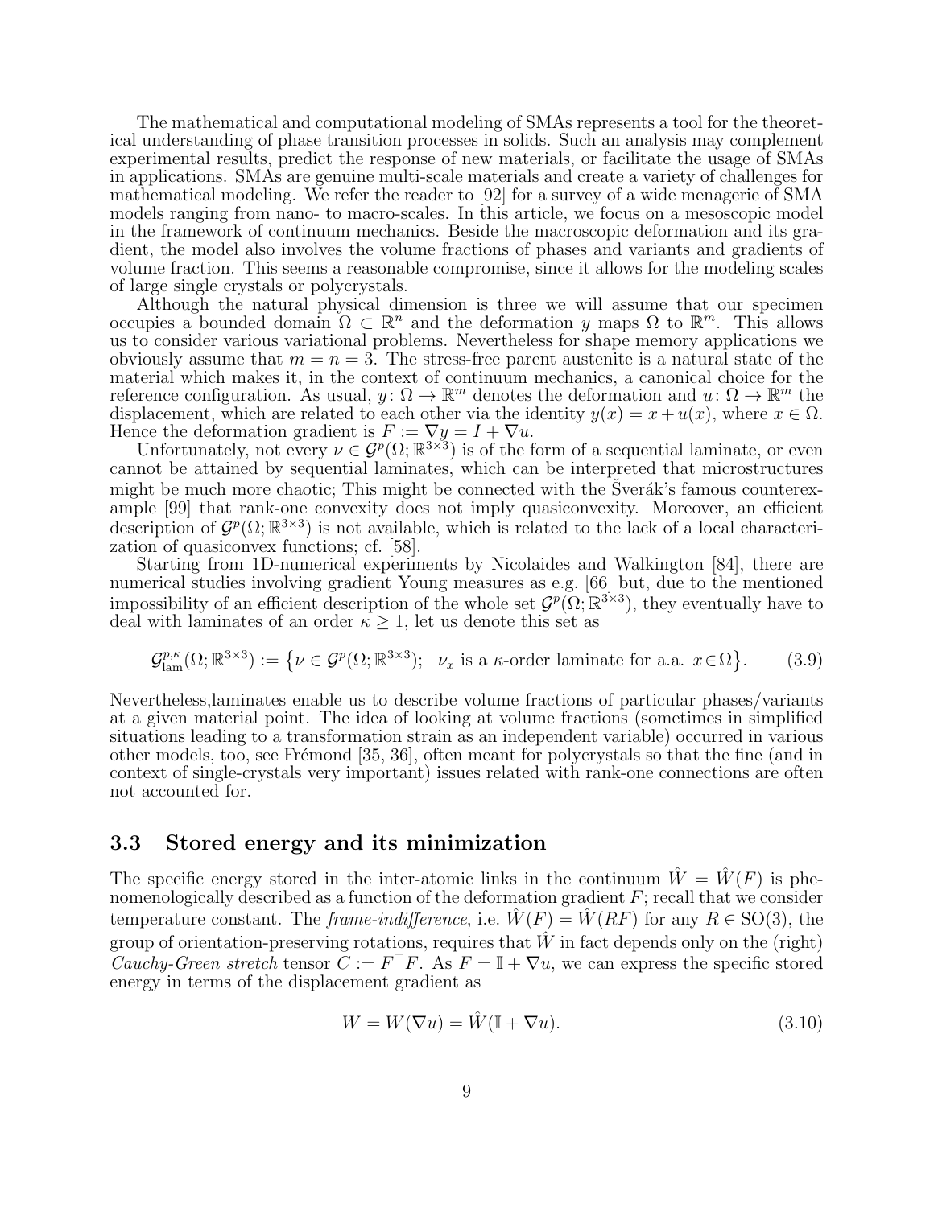The mathematical and computational modeling of SMAs represents a tool for the theoretical understanding of phase transition processes in solids. Such an analysis may complement experimental results, predict the response of new materials, or facilitate the usage of SMAs in applications. SMAs are genuine multi-scale materials and create a variety of challenges for mathematical modeling. We refer the reader to [92] for a survey of a wide menagerie of SMA models ranging from nano- to macro-scales. In this article, we focus on a mesoscopic model in the framework of continuum mechanics. Beside the macroscopic deformation and its gradient, the model also involves the volume fractions of phases and variants and gradients of volume fraction. This seems a reasonable compromise, since it allows for the modeling scales of large single crystals or polycrystals.

Although the natural physical dimension is three we will assume that our specimen occupies a bounded domain $\Omega \subset \mathbb{R}^n$ and the deformation $y$ maps $\Omega$ to $\mathbb{R}^m$. This allows us to consider various variational problems. Nevertheless for shape memory applications we obviously assume that $m = n = 3$. The stress-free parent austenite is a natural state of the material which makes it, in the context of continuum mechanics, a canonical choice for the reference configuration. As usual, $y\colon \Omega \to \mathbb{R}^m$ denotes the deformation and $u\colon \Omega \to \mathbb{R}^m$ the displacement, which are related to each other via the identity $y(x) = x + u(x)$, where $x \in \Omega$. Hence the deformation gradient is $F := \nabla y = I + \nabla u$.

Unfortunately, not every $\nu \in \mathcal{G}^p(\Omega; \mathbb{R}^{3\times 3})$ is of the form of a sequential laminate, or even cannot be attained by sequential laminates, which can be interpreted that microstructures might be much more chaotic; This might be connected with the Šverák's famous counterexample [99] that rank-one convexity does not imply quasiconvexity. Moreover, an efficient description of $\mathcal{G}^p(\Omega; \mathbb{R}^{3\times 3})$ is not available, which is related to the lack of a local characterization of quasiconvex functions; cf. [58].

Starting from 1D-numerical experiments by Nicolaides and Walkington [84], there are numerical studies involving gradient Young measures as e.g. [66] but, due to the mentioned impossibility of an efficient description of the whole set $\mathcal{G}^p(\Omega; \mathbb{R}^{3\times 3})$, they eventually have to deal with laminates of an order $\kappa \geq 1$, let us denote this set as

$$
\mathcal{G}^{p,\kappa}_{\rm lam}(\Omega; \mathbb{R}^{3\times 3}) := \big\{\nu \in \mathcal{G}^p(\Omega; \mathbb{R}^{3\times 3});\ \ \nu_x \text{ is a } \kappa\text{-order laminate for a.a. } x \in \Omega\big\}. \tag{3.9}
$$

Nevertheless,laminates enable us to describe volume fractions of particular phases/variants at a given material point. The idea of looking at volume fractions (sometimes in simplified situations leading to a transformation strain as an independent variable) occurred in various other models, too, see Frémond [35, 36], often meant for polycrystals so that the fine (and in context of single-crystals very important) issues related with rank-one connections are often not accounted for.

### 3.3 Stored energy and its minimization

The specific energy stored in the inter-atomic links in the continuum $\hat{W} = \hat{W}(F)$ is phenomenologically described as a function of the deformation gradient $F$; recall that we consider temperature constant. The *frame-indifference*, i.e. $\hat{W}(F) = \hat{W}(RF)$ for any $R \in \mathrm{SO}(3)$, the group of orientation-preserving rotations, requires that $\hat{W}$ in fact depends only on the (right) *Cauchy-Green stretch* tensor $C := F^\top F$. As $F = \mathbb{I} + \nabla u$, we can express the specific stored energy in terms of the displacement gradient as

$$
W = W(\nabla u) = \hat{W}(\mathbb{I} + \nabla u). \tag{3.10}
$$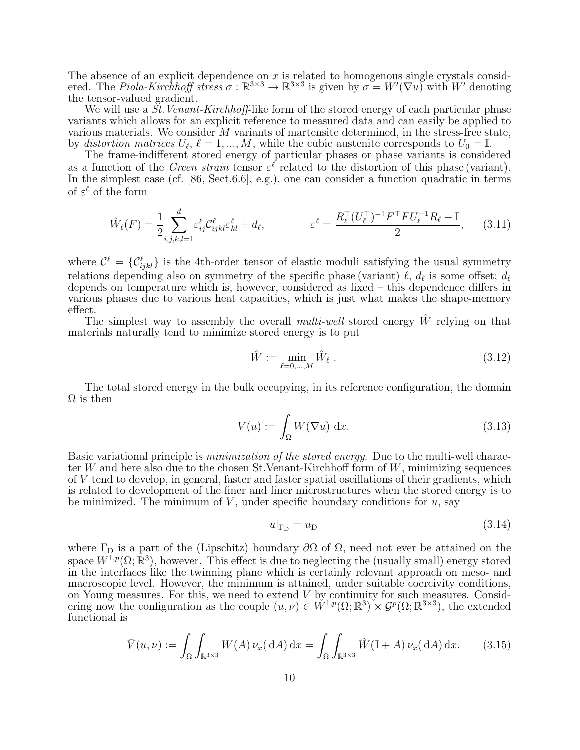The absence of an explicit dependence on $x$ is related to homogenous single crystals considered. The *Piola-Kirchhoff stress* $\sigma : \mathbb{R}^{3\times3} \to \mathbb{R}^{3\times3}$ is given by $\sigma = W'(\nabla u)$ with $W'$ denoting the tensor-valued gradient.

We will use a *St.Venant-Kirchhoff*-like form of the stored energy of each particular phase variants which allows for an explicit reference to measured data and can easily be applied to various materials. We consider $M$ variants of martensite determined, in the stress-free state, by *distortion matrices* $U_\ell$, $\ell = 1, ..., M$, while the cubic austenite corresponds to $U_0 = \mathbb{I}$.

The frame-indifferent stored energy of particular phases or phase variants is considered as a function of the *Green strain* tensor $\varepsilon^\ell$ related to the distortion of this phase (variant). In the simplest case (cf. [86, Sect.6.6], e.g.), one can consider a function quadratic in terms of $\varepsilon^\ell$ of the form

$$\hat{W}_\ell(F) = \frac{1}{2}\sum_{i,j,k,l=1}^{d} \varepsilon^\ell_{ij}\mathcal{C}^\ell_{ijkl}\varepsilon^\ell_{kl} + d_\ell, \qquad\qquad \varepsilon^\ell = \frac{R_\ell^\top (U_\ell^\top)^{-1}F^\top F U_\ell^{-1} R_\ell - \mathbb{I}}{2}, \tag{3.11}$$

where $\mathcal{C}^\ell = \{\mathcal{C}^\ell_{ijkl}\}$ is the 4th-order tensor of elastic moduli satisfying the usual symmetry relations depending also on symmetry of the specific phase (variant) $\ell$, $d_\ell$ is some offset; $d_\ell$ depends on temperature which is, however, considered as fixed – this dependence differs in various phases due to various heat capacities, which is just what makes the shape-memory effect.

The simplest way to assembly the overall *multi-well* stored energy $\hat{W}$ relying on that materials naturally tend to minimize stored energy is to put

$$\hat{W} := \min_{\ell=0,...,M} \hat{W}_\ell\ . \tag{3.12}$$

The total stored energy in the bulk occupying, in its reference configuration, the domain $\Omega$ is then

$$V(u) := \int_\Omega W(\nabla u)\ \mathrm{d}x. \tag{3.13}$$

Basic variational principle is *minimization of the stored energy*. Due to the multi-well character $W$ and here also due to the chosen St.Venant-Kirchhoff form of $W$, minimizing sequences of $V$ tend to develop, in general, faster and faster spatial oscillations of their gradients, which is related to development of the finer and finer microstructures when the stored energy is to be minimized. The minimum of $V$, under specific boundary conditions for $u$, say

$$u|_{\Gamma_\mathrm{D}} = u_\mathrm{D} \tag{3.14}$$

where $\Gamma_\mathrm{D}$ is a part of the (Lipschitz) boundary $\partial\Omega$ of $\Omega$, need not ever be attained on the space $W^{1,p}(\Omega;\mathbb{R}^3)$, however. This effect is due to neglecting the (usually small) energy stored in the interfaces like the twinning plane which is certainly relevant approach on meso- and macroscopic level. However, the minimum is attained, under suitable coercivity conditions, on Young measures. For this, we need to extend $V$ by continuity for such measures. Considering now the configuration as the couple $(u, \nu) \in W^{1,p}(\Omega;\mathbb{R}^3) \times \mathcal{G}^p(\Omega;\mathbb{R}^{3\times3})$, the extended functional is

$$\bar{V}(u,\nu) := \int_\Omega \int_{\mathbb{R}^{3\times3}} W(A)\,\nu_x(\,\mathrm{d}A)\,\mathrm{d}x = \int_\Omega \int_{\mathbb{R}^{3\times3}} \hat{W}(\mathbb{I}+A)\,\nu_x(\,\mathrm{d}A)\,\mathrm{d}x. \tag{3.15}$$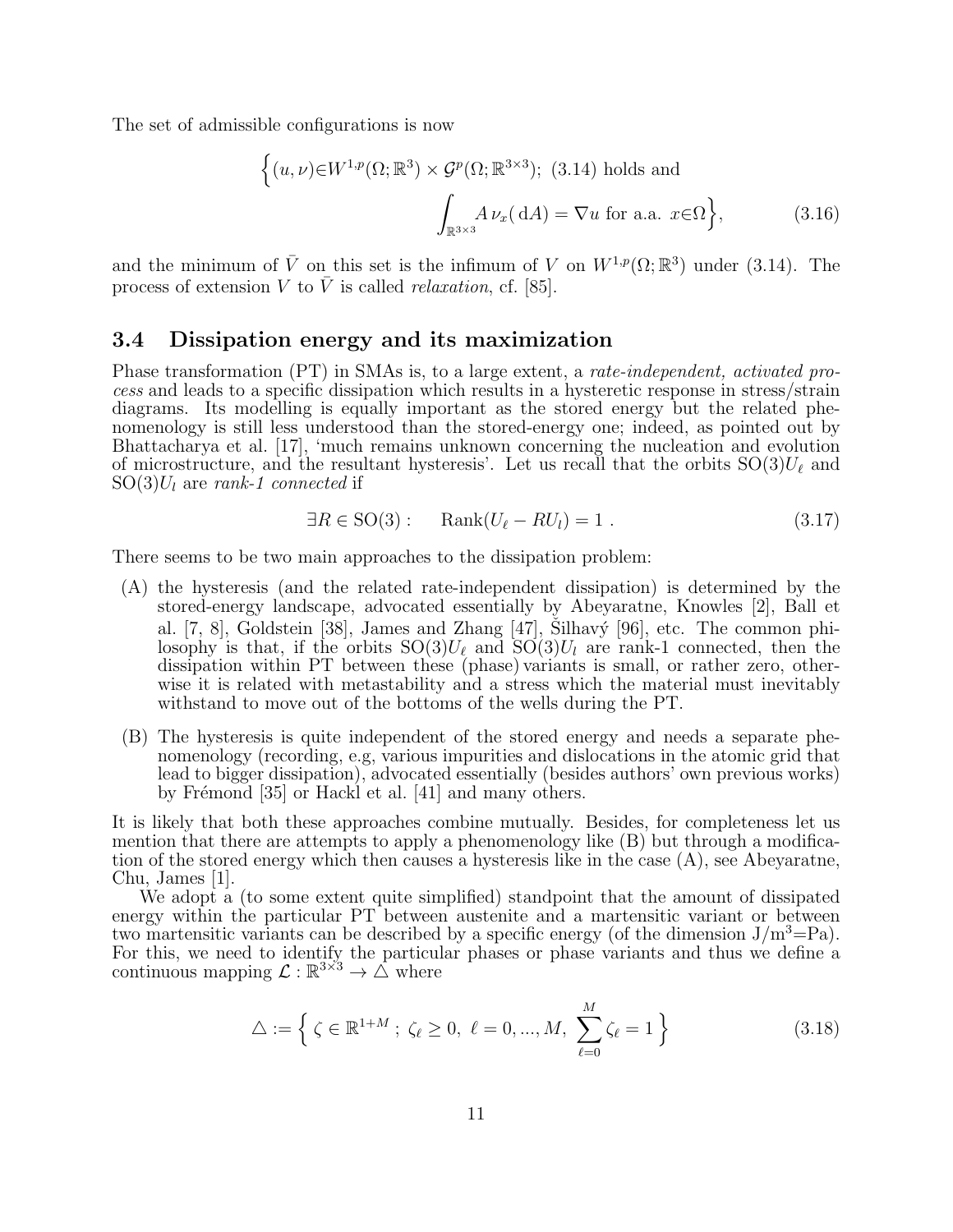The set of admissible configurations is now

$$
\Big\{(u,\nu)\in W^{1,p}(\Omega;\mathbb{R}^3)\times\mathcal{G}^p(\Omega;\mathbb{R}^{3\times3});\ (3.14)\text{ holds and }\int_{\mathbb{R}^{3\times3}} A\,\nu_x(\,\mathrm{d}A)=\nabla u\text{ for a.a. }x\in\Omega\Big\}, \tag{3.16}
$$

and the minimum of $\bar{V}$ on this set is the infimum of $V$ on $W^{1,p}(\Omega;\mathbb{R}^3)$ under (3.14). The process of extension $V$ to $\bar{V}$ is called *relaxation*, cf. [85].

### 3.4 Dissipation energy and its maximization

Phase transformation (PT) in SMAs is, to a large extent, a *rate-independent, activated process* and leads to a specific dissipation which results in a hysteretic response in stress/strain diagrams. Its modelling is equally important as the stored energy but the related phenomenology is still less understood than the stored-energy one; indeed, as pointed out by Bhattacharya et al. [17], 'much remains unknown concerning the nucleation and evolution of microstructure, and the resultant hysteresis'. Let us recall that the orbits $\mathrm{SO}(3)U_\ell$ and $\mathrm{SO}(3)U_l$ are *rank-1 connected* if

$$
\exists R\in\mathrm{SO}(3):\qquad \mathrm{Rank}(U_\ell-RU_l)=1\ . \tag{3.17}
$$

There seems to be two main approaches to the dissipation problem:

(A) the hysteresis (and the related rate-independent dissipation) is determined by the stored-energy landscape, advocated essentially by Abeyaratne, Knowles [2], Ball et al. [7, 8], Goldstein [38], James and Zhang [47], Šilhavý [96], etc. The common philosophy is that, if the orbits $\mathrm{SO}(3)U_\ell$ and $\mathrm{SO}(3)U_l$ are rank-1 connected, then the dissipation within PT between these (phase) variants is small, or rather zero, otherwise it is related with metastability and a stress which the material must inevitably withstand to move out of the bottoms of the wells during the PT.

(B) The hysteresis is quite independent of the stored energy and needs a separate phenomenology (recording, e.g, various impurities and dislocations in the atomic grid that lead to bigger dissipation), advocated essentially (besides authors' own previous works) by Frémond [35] or Hackl et al. [41] and many others.

It is likely that both these approaches combine mutually. Besides, for completeness let us mention that there are attempts to apply a phenomenology like (B) but through a modification of the stored energy which then causes a hysteresis like in the case (A), see Abeyaratne, Chu, James [1].

We adopt a (to some extent quite simplified) standpoint that the amount of dissipated energy within the particular PT between austenite and a martensitic variant or between two martensitic variants can be described by a specific energy (of the dimension J/m$^3$=Pa). For this, we need to identify the particular phases or phase variants and thus we define a continuous mapping $\mathcal{L}:\mathbb{R}^{3\times3}\to\triangle$ where

$$
\triangle:=\Big\{\ \zeta\in\mathbb{R}^{1+M}\ ;\ \zeta_\ell\ge0,\ \ell=0,...,M,\ \sum_{\ell=0}^{M}\zeta_\ell=1\Big\} \tag{3.18}
$$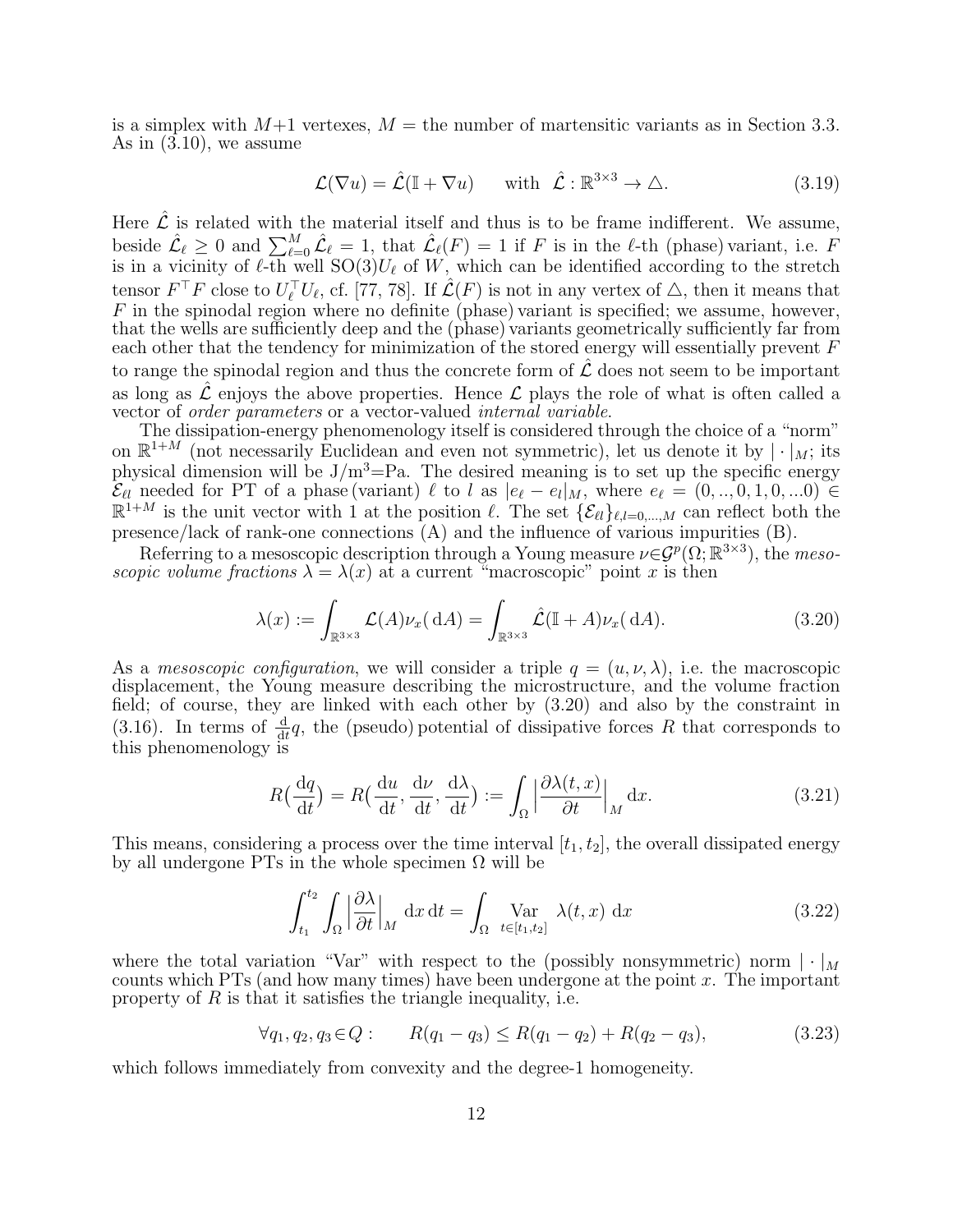is a simplex with $M+1$ vertexes, $M=$ the number of martensitic variants as in Section 3.3. As in (3.10), we assume

$$\mathcal{L}(\nabla u) = \hat{\mathcal{L}}(\mathbb{I}+\nabla u) \qquad \text{with } \ \hat{\mathcal{L}}:\mathbb{R}^{3\times 3}\to\triangle. \tag{3.19}$$

Here $\hat{\mathcal{L}}$ is related with the material itself and thus is to be frame indifferent. We assume, beside $\hat{\mathcal{L}}_\ell \geq 0$ and $\sum_{\ell=0}^{M}\hat{\mathcal{L}}_\ell = 1$, that $\hat{\mathcal{L}}_\ell(F)=1$ if $F$ is in the $\ell$-th (phase) variant, i.e. $F$ is in a vicinity of $\ell$-th well $\mathrm{SO}(3)U_\ell$ of $W$, which can be identified according to the stretch tensor $F^\top F$ close to $U_\ell^\top U_\ell$, cf. [77, 78]. If $\hat{\mathcal{L}}(F)$ is not in any vertex of $\triangle$, then it means that $F$ in the spinodal region where no definite (phase) variant is specified; we assume, however, that the wells are sufficiently deep and the (phase) variants geometrically sufficiently far from each other that the tendency for minimization of the stored energy will essentially prevent $F$ to range the spinodal region and thus the concrete form of $\hat{\mathcal{L}}$ does not seem to be important as long as $\hat{\mathcal{L}}$ enjoys the above properties. Hence $\mathcal{L}$ plays the role of what is often called a vector of *order parameters* or a vector-valued *internal variable*.

The dissipation-energy phenomenology itself is considered through the choice of a "norm" on $\mathbb{R}^{1+M}$ (not necessarily Euclidean and even not symmetric), let us denote it by $|\cdot|_M$; its physical dimension will be J/m$^3$=Pa. The desired meaning is to set up the specific energy $\mathcal{E}_{\ell l}$ needed for PT of a phase (variant) $\ell$ to $l$ as $|e_\ell - e_l|_M$, where $e_\ell = (0,..,0,1,0,...0)\in\mathbb{R}^{1+M}$ is the unit vector with 1 at the position $\ell$. The set $\{\mathcal{E}_{\ell l}\}_{\ell,l=0,...,M}$ can reflect both the presence/lack of rank-one connections (A) and the influence of various impurities (B).

Referring to a mesoscopic description through a Young measure $\nu\in\mathcal{G}^p(\Omega;\mathbb{R}^{3\times 3})$, the *mesoscopic volume fractions* $\lambda=\lambda(x)$ at a current "macroscopic" point $x$ is then

$$\lambda(x) := \int_{\mathbb{R}^{3\times 3}} \mathcal{L}(A)\nu_x(\,\mathrm{d}A) = \int_{\mathbb{R}^{3\times 3}} \hat{\mathcal{L}}(\mathbb{I}+A)\nu_x(\,\mathrm{d}A). \tag{3.20}$$

As a *mesoscopic configuration*, we will consider a triple $q=(u,\nu,\lambda)$, i.e. the macroscopic displacement, the Young measure describing the microstructure, and the volume fraction field; of course, they are linked with each other by (3.20) and also by the constraint in (3.16). In terms of $\frac{\mathrm{d}}{\mathrm{d}t}q$, the (pseudo) potential of dissipative forces $R$ that corresponds to this phenomenology is

$$R\big(\frac{\mathrm{d}q}{\mathrm{d}t}\big) = R\big(\frac{\mathrm{d}u}{\mathrm{d}t},\frac{\mathrm{d}\nu}{\mathrm{d}t},\frac{\mathrm{d}\lambda}{\mathrm{d}t}\big) := \int_\Omega \Big|\frac{\partial\lambda(t,x)}{\partial t}\Big|_M \mathrm{d}x. \tag{3.21}$$

This means, considering a process over the time interval $[t_1,t_2]$, the overall dissipated energy by all undergone PTs in the whole specimen $\Omega$ will be

$$\int_{t_1}^{t_2}\int_\Omega \Big|\frac{\partial\lambda}{\partial t}\Big|_M \,\mathrm{d}x\,\mathrm{d}t = \int_\Omega \operatorname*{Var}_{t\in[t_1,t_2]} \lambda(t,x)\,\mathrm{d}x \tag{3.22}$$

where the total variation "Var" with respect to the (possibly nonsymmetric) norm $|\cdot|_M$ counts which PTs (and how many times) have been undergone at the point $x$. The important property of $R$ is that it satisfies the triangle inequality, i.e.

$$\forall q_1,q_2,q_3\in Q: \qquad R(q_1-q_3)\leq R(q_1-q_2)+R(q_2-q_3), \tag{3.23}$$

which follows immediately from convexity and the degree-1 homogeneity.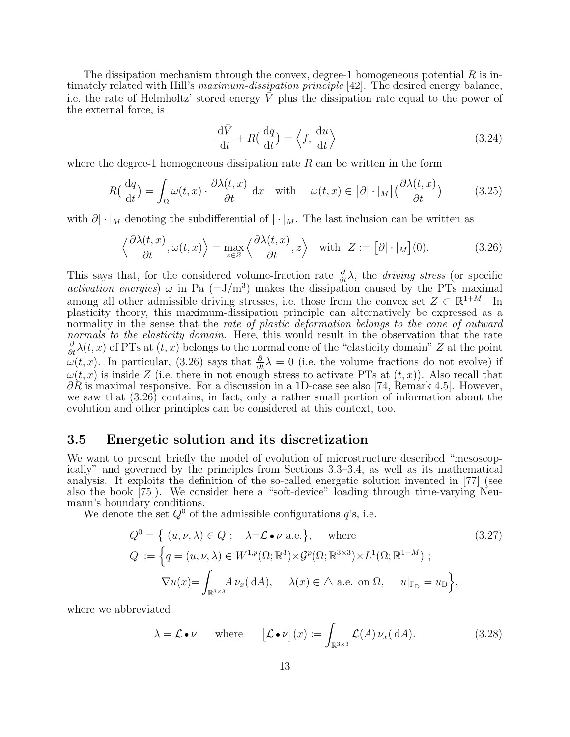The dissipation mechanism through the convex, degree-1 homogeneous potential $R$ is intimately related with Hill's *maximum-dissipation principle* [42]. The desired energy balance, i.e. the rate of Helmholtz' stored energy $\bar{V}$ plus the dissipation rate equal to the power of the external force, is

$$\frac{\mathrm{d}\bar{V}}{\mathrm{d}t} + R\big(\frac{\mathrm{d}q}{\mathrm{d}t}\big) = \Big\langle f, \frac{\mathrm{d}u}{\mathrm{d}t}\Big\rangle \tag{3.24}$$

where the degree-1 homogeneous dissipation rate $R$ can be written in the form

$$R\big(\frac{\mathrm{d}q}{\mathrm{d}t}\big) = \int_\Omega \omega(t,x)\cdot\frac{\partial\lambda(t,x)}{\partial t}\,\mathrm{d}x \quad \text{with} \quad \omega(t,x) \in \big[\partial|\cdot|_M\big]\big(\frac{\partial\lambda(t,x)}{\partial t}\big) \tag{3.25}$$

with $\partial|\cdot|_M$ denoting the subdifferential of $|\cdot|_M$. The last inclusion can be written as

$$\Big\langle\frac{\partial\lambda(t,x)}{\partial t}, \omega(t,x)\Big\rangle = \max_{z\in Z}\Big\langle\frac{\partial\lambda(t,x)}{\partial t}, z\Big\rangle \quad \text{with} \quad Z := \big[\partial|\cdot|_M\big](0). \tag{3.26}$$

This says that, for the considered volume-fraction rate $\frac{\partial}{\partial t}\lambda$, the *driving stress* (or specific *activation energies*) $\omega$ in Pa ($=$J/m$^3$) makes the dissipation caused by the PTs maximal among all other admissible driving stresses, i.e. those from the convex set $Z \subset \mathbb{R}^{1+M}$. In plasticity theory, this maximum-dissipation principle can alternatively be expressed as a normality in the sense that the *rate of plastic deformation belongs to the cone of outward normals to the elasticity domain*. Here, this would result in the observation that the rate $\frac{\partial}{\partial t}\lambda(t,x)$ of PTs at $(t,x)$ belongs to the normal cone of the "elasticity domain" $Z$ at the point $\omega(t,x)$. In particular, (3.26) says that $\frac{\partial}{\partial t}\lambda = 0$ (i.e. the volume fractions do not evolve) if $\omega(t,x)$ is inside $Z$ (i.e. there in not enough stress to activate PTs at $(t,x)$). Also recall that $\partial R$ is maximal responsive. For a discussion in a 1D-case see also [74, Remark 4.5]. However, we saw that (3.26) contains, in fact, only a rather small portion of information about the evolution and other principles can be considered at this context, too.

## 3.5 Energetic solution and its discretization

We want to present briefly the model of evolution of microstructure described "mesoscopically" and governed by the principles from Sections 3.3–3.4, as well as its mathematical analysis. It exploits the definition of the so-called energetic solution invented in [77] (see also the book [75]). We consider here a "soft-device" loading through time-varying Neumann's boundary conditions.

We denote the set $Q^0$ of the admissible configurations $q$'s, i.e.

$$\begin{aligned}
&Q^0 = \big\{\,(u,\nu,\lambda)\in Q\ ;\quad \lambda{=}\mathcal{L}\bullet\nu \text{ a.e.}\big\}, \qquad \text{where} \\
&Q\ := \Big\{q=(u,\nu,\lambda)\in W^{1,p}(\Omega;\mathbb{R}^3){\times}\mathcal{G}^p(\Omega;\mathbb{R}^{3\times3}){\times}L^1(\Omega;\mathbb{R}^{1+M})\ ; \\
&\qquad\quad \nabla u(x){=}\int_{\mathbb{R}^{3\times3}} A\,\nu_x(\mathrm{d}A), \qquad \lambda(x)\in\triangle \text{ a.e. on } \Omega, \qquad u|_{\Gamma_\mathrm{D}} = u_\mathrm{D}\Big\},
\end{aligned} \tag{3.27}$$

where we abbreviated

$$\lambda = \mathcal{L}\bullet\nu \qquad \text{where} \qquad \big[\mathcal{L}\bullet\nu\big](x) := \int_{\mathbb{R}^{3\times3}} \mathcal{L}(A)\,\nu_x(\mathrm{d}A). \tag{3.28}$$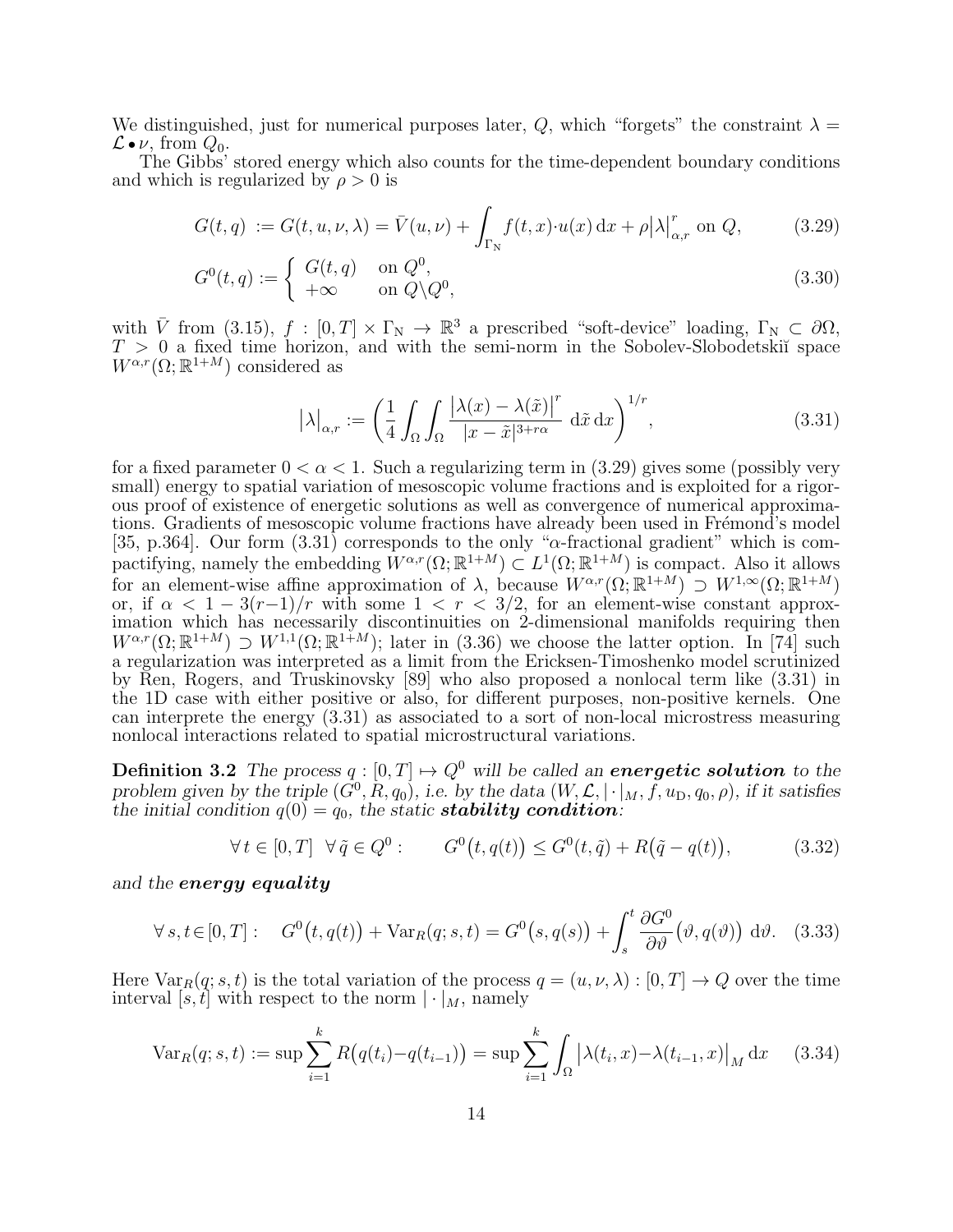We distinguished, just for numerical purposes later, $Q$, which "forgets" the constraint $\lambda = \mathcal{L}\bullet\nu$, from $Q_0$.

The Gibbs' stored energy which also counts for the time-dependent boundary conditions and which is regularized by $\rho > 0$ is

$$G(t,q) := G(t,u,\nu,\lambda) = \bar{V}(u,\nu) + \int_{\Gamma_{\rm N}} f(t,x)\cdot u(x)\,{\rm d}x + \rho\big|\lambda\big|_{\alpha,r}^{r} \text{ on } Q, \tag{3.29}$$

$$G^0(t,q) := \begin{cases} G(t,q) & \text{on } Q^0, \\ +\infty & \text{on } Q\backslash Q^0, \end{cases} \tag{3.30}$$

with $\bar{V}$ from (3.15), $f : [0,T]\times\Gamma_{\rm N} \to \mathbb{R}^3$ a prescribed "soft-device" loading, $\Gamma_{\rm N} \subset \partial\Omega$, $T > 0$ a fixed time horizon, and with the semi-norm in the Sobolev-Slobodetskiĭ space $W^{\alpha,r}(\Omega;\mathbb{R}^{1+M})$ considered as

$$\big|\lambda\big|_{\alpha,r} := \left(\frac{1}{4}\int_\Omega\int_\Omega \frac{\big|\lambda(x)-\lambda(\tilde{x})\big|^r}{|x-\tilde{x}|^{3+r\alpha}}\,{\rm d}\tilde{x}\,{\rm d}x\right)^{1/r}, \tag{3.31}$$

for a fixed parameter $0<\alpha<1$. Such a regularizing term in (3.29) gives some (possibly very small) energy to spatial variation of mesoscopic volume fractions and is exploited for a rigorous proof of existence of energetic solutions as well as convergence of numerical approximations. Gradients of mesoscopic volume fractions have already been used in Frémond's model [35, p.364]. Our form (3.31) corresponds to the only "$\alpha$-fractional gradient" which is compactifying, namely the embedding $W^{\alpha,r}(\Omega;\mathbb{R}^{1+M}) \subset L^1(\Omega;\mathbb{R}^{1+M})$ is compact. Also it allows for an element-wise affine approximation of $\lambda$, because $W^{\alpha,r}(\Omega;\mathbb{R}^{1+M}) \supset W^{1,\infty}(\Omega;\mathbb{R}^{1+M})$ or, if $\alpha < 1-3(r-1)/r$ with some $1<r<3/2$, for an element-wise constant approximation which has necessarily discontinuities on 2-dimensional manifolds requiring then $W^{\alpha,r}(\Omega;\mathbb{R}^{1+M}) \supset W^{1,1}(\Omega;\mathbb{R}^{1+M})$; later in (3.36) we choose the latter option. In [74] such a regularization was interpreted as a limit from the Ericksen-Timoshenko model scrutinized by Ren, Rogers, and Truskinovsky [89] who also proposed a nonlocal term like (3.31) in the 1D case with either positive or also, for different purposes, non-positive kernels. One can interprete the energy (3.31) as associated to a sort of non-local microstress measuring nonlocal interactions related to spatial microstructural variations.

**Definition 3.2** *The process $q : [0,T] \mapsto Q^0$ will be called an* ***energetic solution*** *to the problem given by the triple $(G^0,R,q_0)$, i.e. by the data $(W,\mathcal{L},|\cdot|_M,f,u_{\rm D},q_0,\rho)$, if it satisfies the initial condition $q(0)=q_0$, the static* ***stability condition****:*

$$\forall\, t\in[0,T]\ \ \forall\,\tilde{q}\in Q^0: \qquad G^0\big(t,q(t)\big) \le G^0(t,\tilde{q}) + R\big(\tilde{q}-q(t)\big), \tag{3.32}$$

*and the* ***energy equality***

$$\forall\, s,t\in[0,T]: \quad G^0\big(t,q(t)\big) + {\rm Var}_R(q;s,t) = G^0\big(s,q(s)\big) + \int_s^t \frac{\partial G^0}{\partial\vartheta}\big(\vartheta,q(\vartheta)\big)\,{\rm d}\vartheta. \tag{3.33}$$

Here ${\rm Var}_R(q;s,t)$ is the total variation of the process $q=(u,\nu,\lambda):[0,T]\to Q$ over the time interval $[s,t]$ with respect to the norm $|\cdot|_M$, namely

$${\rm Var}_R(q;s,t) := \sup\sum_{i=1}^k R\big(q(t_i)-q(t_{i-1})\big) = \sup\sum_{i=1}^k \int_\Omega \big|\lambda(t_i,x)-\lambda(t_{i-1},x)\big|_M\,{\rm d}x \tag{3.34}$$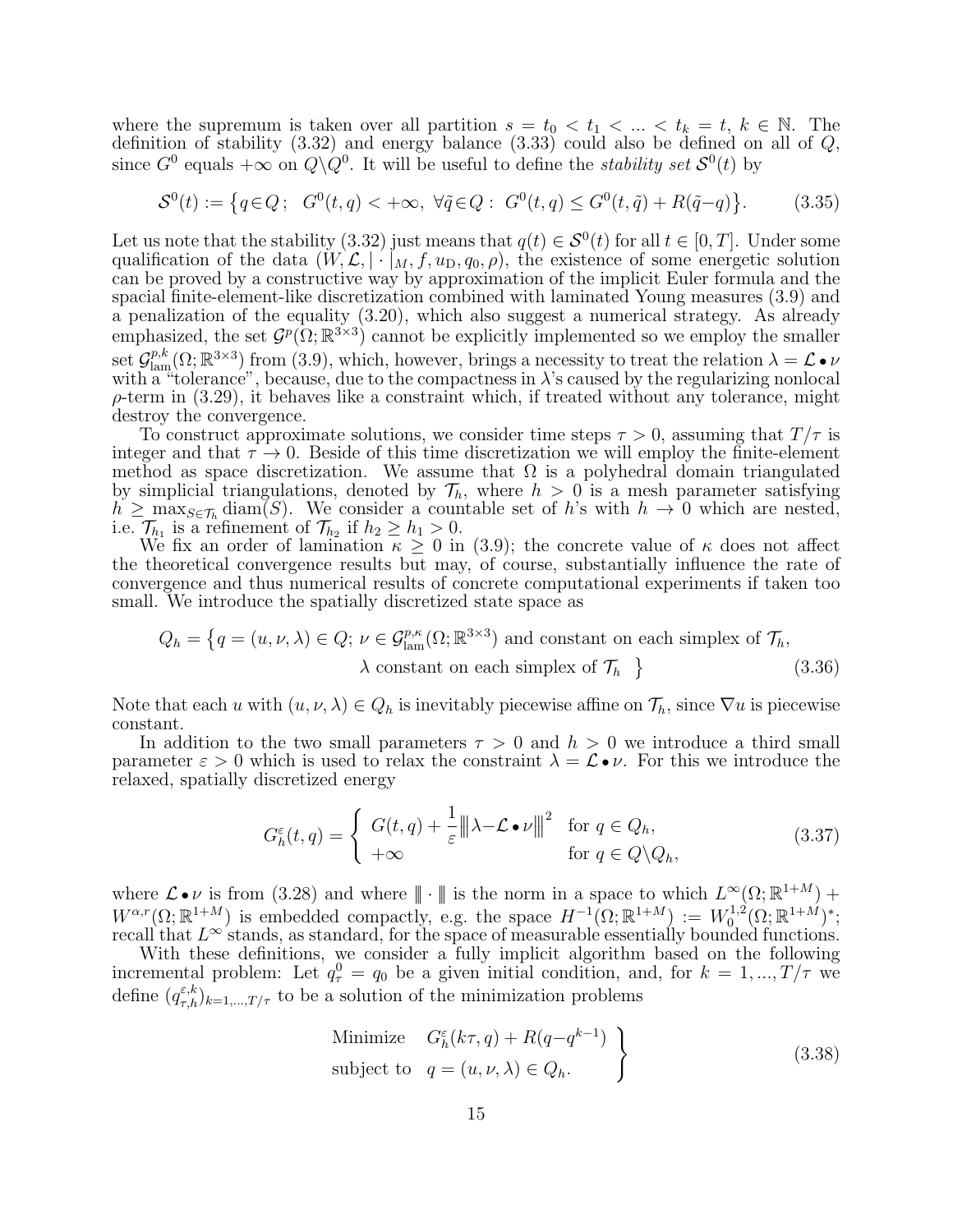where the supremum is taken over all partition $s = t_0 < t_1 < ... < t_k = t$, $k \in \mathbb{N}$. The definition of stability (3.32) and energy balance (3.33) could also be defined on all of $Q$, since $G^0$ equals $+\infty$ on $Q\backslash Q^0$. It will be useful to define the *stability set* $\mathcal{S}^0(t)$ by

$$
\mathcal{S}^0(t) := \big\{ q\in Q\,;\ \ G^0(t,q) < +\infty,\ \forall \tilde{q}\in Q:\ G^0(t,q) \leq G^0(t,\tilde{q}) + R(\tilde{q}{-}q) \big\}. \tag{3.35}
$$

Let us note that the stability (3.32) just means that $q(t) \in \mathcal{S}^0(t)$ for all $t \in [0,T]$. Under some qualification of the data $(W, \mathcal{L}, |\cdot|_M, f, u_{\rm D}, q_0, \rho)$, the existence of some energetic solution can be proved by a constructive way by approximation of the implicit Euler formula and the spacial finite-element-like discretization combined with laminated Young measures (3.9) and a penalization of the equality (3.20), which also suggest a numerical strategy. As already emphasized, the set $\mathcal{G}^p(\Omega;\mathbb{R}^{3\times3})$ cannot be explicitly implemented so we employ the smaller set $\mathcal{G}^{p,k}_{\rm lam}(\Omega;\mathbb{R}^{3\times3})$ from (3.9), which, however, brings a necessity to treat the relation $\lambda = \mathcal{L}\bullet\nu$ with a "tolerance", because, due to the compactness in $\lambda$'s caused by the regularizing nonlocal $\rho$-term in (3.29), it behaves like a constraint which, if treated without any tolerance, might destroy the convergence.

To construct approximate solutions, we consider time steps $\tau > 0$, assuming that $T/\tau$ is integer and that $\tau \to 0$. Beside of this time discretization we will employ the finite-element method as space discretization. We assume that $\Omega$ is a polyhedral domain triangulated by simplicial triangulations, denoted by $\mathcal{T}_h$, where $h > 0$ is a mesh parameter satisfying $h \geq \max_{S\in\mathcal{T}_h} {\rm diam}(S)$. We consider a countable set of $h$'s with $h \to 0$ which are nested, i.e. $\mathcal{T}_{h_1}$ is a refinement of $\mathcal{T}_{h_2}$ if $h_2 \geq h_1 > 0$.

We fix an order of lamination $\kappa \geq 0$ in (3.9); the concrete value of $\kappa$ does not affect the theoretical convergence results but may, of course, substantially influence the rate of convergence and thus numerical results of concrete computational experiments if taken too small. We introduce the spatially discretized state space as

$$
\begin{aligned}
Q_h = \big\{ q = (u,\nu,\lambda) \in Q;\ \nu \in \mathcal{G}^{p,\kappa}_{\rm lam}(\Omega;\mathbb{R}^{3\times3}) &\text{ and constant on each simplex of } \mathcal{T}_h, \\
&\lambda \text{ constant on each simplex of } \mathcal{T}_h\ \ \big\}
\end{aligned} \tag{3.36}
$$

Note that each $u$ with $(u,\nu,\lambda) \in Q_h$ is inevitably piecewise affine on $\mathcal{T}_h$, since $\nabla u$ is piecewise constant.

In addition to the two small parameters $\tau > 0$ and $h > 0$ we introduce a third small parameter $\varepsilon > 0$ which is used to relax the constraint $\lambda = \mathcal{L}\bullet\nu$. For this we introduce the relaxed, spatially discretized energy

$$
G^\varepsilon_h(t,q) = \left\{ \begin{array}{ll} G(t,q) + \dfrac{1}{\varepsilon}\big\|\lambda{-}\mathcal{L}\bullet\nu\big\|^2 & \text{for } q \in Q_h, \\ +\infty & \text{for } q \in Q\backslash Q_h, \end{array} \right. \tag{3.37}
$$

where $\mathcal{L}\bullet\nu$ is from (3.28) and where $\|\cdot\|$ is the norm in a space to which $L^\infty(\Omega;\mathbb{R}^{1+M}) + W^{\alpha,r}(\Omega;\mathbb{R}^{1+M})$ is embedded compactly, e.g. the space $H^{-1}(\Omega;\mathbb{R}^{1+M}) := W^{1,2}_0(\Omega;\mathbb{R}^{1+M})^*$; recall that $L^\infty$ stands, as standard, for the space of measurable essentially bounded functions.

With these definitions, we consider a fully implicit algorithm based on the following incremental problem: Let $q^0_\tau = q_0$ be a given initial condition, and, for $k = 1,...,T/\tau$ we define $(q^{\varepsilon,k}_{\tau,h})_{k=1,...,T/\tau}$ to be a solution of the minimization problems

$$
\left.\begin{array}{ll} \text{Minimize} & G^\varepsilon_h(k\tau,q) + R(q{-}q^{k-1}) \\ \text{subject to} & q = (u,\nu,\lambda) \in Q_h. \end{array}\right\} \tag{3.38}
$$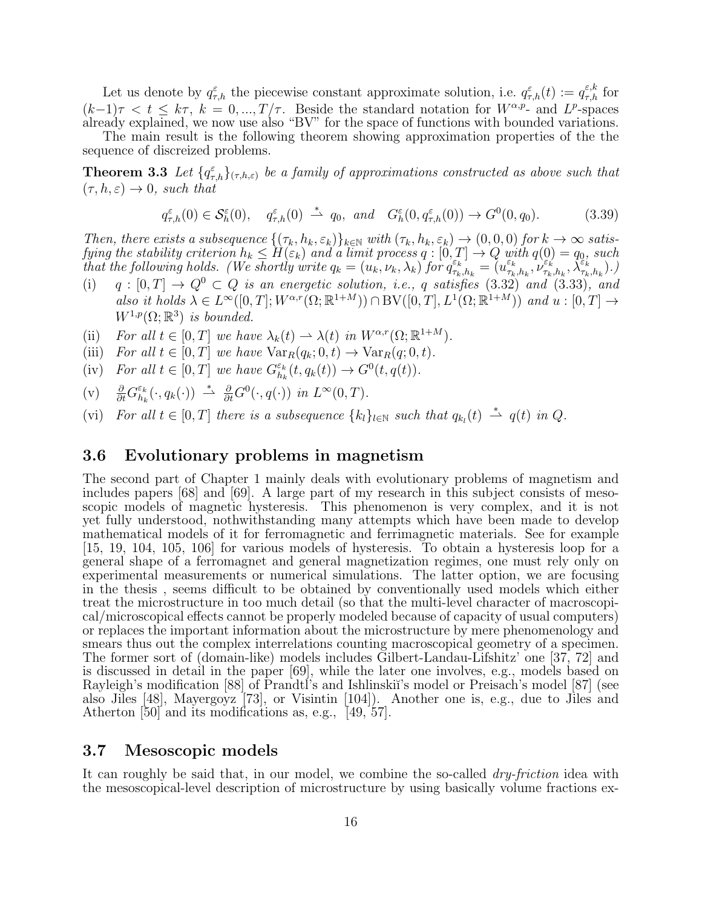Let us denote by $q^{\varepsilon}_{\tau,h}$ the piecewise constant approximate solution, i.e. $q^{\varepsilon}_{\tau,h}(t) := q^{\varepsilon,k}_{\tau,h}$ for $(k-1)\tau < t \le k\tau$, $k = 0, ..., T/\tau$. Beside the standard notation for $W^{\alpha,p}$- and $L^p$-spaces already explained, we now use also "BV" for the space of functions with bounded variations.

The main result is the following theorem showing approximation properties of the the sequence of discreized problems.

**Theorem 3.3** *Let $\{q^{\varepsilon}_{\tau,h}\}_{(\tau,h,\varepsilon)}$ be a family of approximations constructed as above such that $(\tau, h, \varepsilon) \to 0$, such that*

$$q^{\varepsilon}_{\tau,h}(0) \in \mathcal{S}^{\varepsilon}_{h}(0), \quad q^{\varepsilon}_{\tau,h}(0) \overset{*}{\rightharpoonup} q_0, \text{ and } \quad G^{\varepsilon}_{h}(0, q^{\varepsilon}_{\tau,h}(0)) \to G^0(0, q_0). \tag{3.39}$$

*Then, there exists a subsequence $\{(\tau_k, h_k, \varepsilon_k)\}_{k\in\mathbb{N}}$ with $(\tau_k, h_k, \varepsilon_k) \to (0, 0, 0)$ for $k \to \infty$ satisfying the stability criterion $h_k \le H(\varepsilon_k)$ and a limit process $q : [0, T] \to Q$ with $q(0) = q_0$, such that the following holds. (We shortly write $q_k = (u_k, \nu_k, \lambda_k)$ for $q^{\varepsilon_k}_{\tau_k,h_k} = (u^{\varepsilon_k}_{\tau_k,h_k}, \nu^{\varepsilon_k}_{\tau_k,h_k}, \lambda^{\varepsilon_k}_{\tau_k,h_k})$.)*

(i) *$q : [0, T] \to Q^0 \subset Q$ is an energetic solution, i.e., $q$ satisfies (3.32) and (3.33), and also it holds $\lambda \in L^\infty([0, T]; W^{\alpha,r}(\Omega; \mathbb{R}^{1+M})) \cap \mathrm{BV}([0, T], L^1(\Omega; \mathbb{R}^{1+M}))$ and $u : [0, T] \to W^{1,p}(\Omega; \mathbb{R}^3)$ is bounded.*

(ii) *For all $t \in [0, T]$ we have $\lambda_k(t) \rightharpoonup \lambda(t)$ in $W^{\alpha,r}(\Omega; \mathbb{R}^{1+M})$.*

(iii) *For all $t \in [0, T]$ we have $\mathrm{Var}_R(q_k; 0, t) \to \mathrm{Var}_R(q; 0, t)$.*

(iv) *For all $t \in [0, T]$ we have $G^{\varepsilon_k}_{h_k}(t, q_k(t)) \to G^0(t, q(t))$.*

(v) *$\frac{\partial}{\partial t} G^{\varepsilon_k}_{h_k}(\cdot, q_k(\cdot)) \overset{*}{\rightharpoonup} \frac{\partial}{\partial t} G^0(\cdot, q(\cdot))$ in $L^\infty(0, T)$.*

(vi) *For all $t \in [0, T]$ there is a subsequence $\{k_l\}_{l\in\mathbb{N}}$ such that $q_{k_l}(t) \overset{*}{\rightharpoonup} q(t)$ in $Q$.*

## 3.6 Evolutionary problems in magnetism

The second part of Chapter 1 mainly deals with evolutionary problems of magnetism and includes papers [68] and [69]. A large part of my research in this subject consists of mesoscopic models of magnetic hysteresis. This phenomenon is very complex, and it is not yet fully understood, nothwithstanding many attempts which have been made to develop mathematical models of it for ferromagnetic and ferrimagnetic materials. See for example [15, 19, 104, 105, 106] for various models of hysteresis. To obtain a hysteresis loop for a general shape of a ferromagnet and general magnetization regimes, one must rely only on experimental measurements or numerical simulations. The latter option, we are focusing in the thesis , seems difficult to be obtained by conventionally used models which either treat the microstructure in too much detail (so that the multi-level character of macroscopical/microscopical effects cannot be properly modeled because of capacity of usual computers) or replaces the important information about the microstructure by mere phenomenology and smears thus out the complex interrelations counting macroscopical geometry of a specimen. The former sort of (domain-like) models includes Gilbert-Landau-Lifshitz' one [37, 72] and is discussed in detail in the paper [69], while the later one involves, e.g., models based on Rayleigh's modification [88] of Prandtl's and Ishlinskiĭ's model or Preisach's model [87] (see also Jiles [48], Mayergoyz [73], or Visintin [104]). Another one is, e.g., due to Jiles and Atherton [50] and its modifications as, e.g., [49, 57].

## 3.7 Mesoscopic models

It can roughly be said that, in our model, we combine the so-called *dry-friction* idea with the mesoscopical-level description of microstructure by using basically volume fractions ex-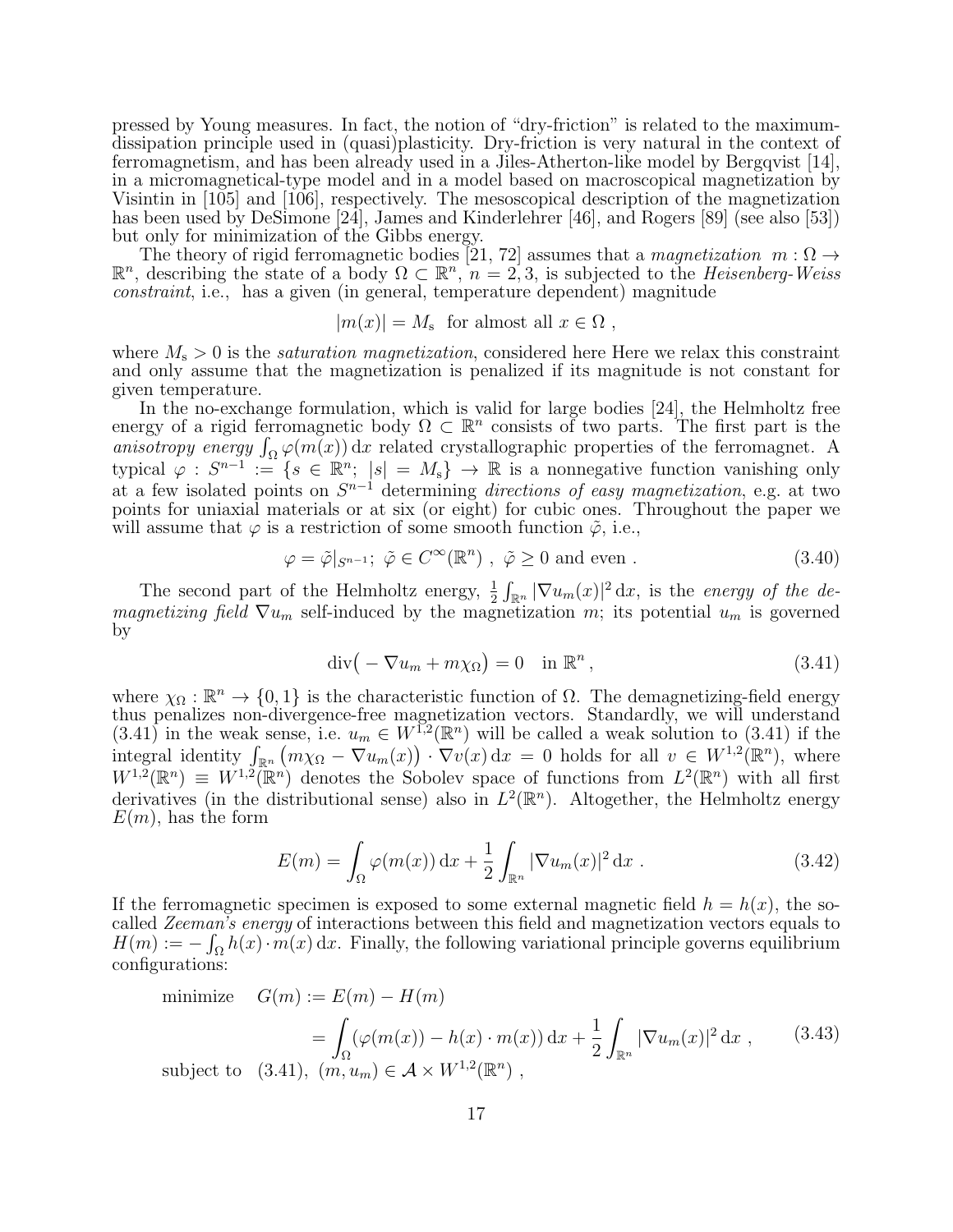pressed by Young measures. In fact, the notion of "dry-friction" is related to the maximum-dissipation principle used in (quasi)plasticity. Dry-friction is very natural in the context of ferromagnetism, and has been already used in a Jiles-Atherton-like model by Bergqvist [14], in a micromagnetical-type model and in a model based on macroscopical magnetization by Visintin in [105] and [106], respectively. The mesoscopical description of the magnetization has been used by DeSimone [24], James and Kinderlehrer [46], and Rogers [89] (see also [53]) but only for minimization of the Gibbs energy.

The theory of rigid ferromagnetic bodies [21, 72] assumes that a *magnetization* $m : \Omega \to \mathbb{R}^n$, describing the state of a body $\Omega \subset \mathbb{R}^n$, $n = 2, 3$, is subjected to the *Heisenberg-Weiss constraint*, i.e., has a given (in general, temperature dependent) magnitude

$$|m(x)| = M_{\rm s} \ \text{ for almost all } x \in \Omega \ ,$$

where $M_{\rm s} > 0$ is the *saturation magnetization*, considered here Here we relax this constraint and only assume that the magnetization is penalized if its magnitude is not constant for given temperature.

In the no-exchange formulation, which is valid for large bodies [24], the Helmholtz free energy of a rigid ferromagnetic body $\Omega \subset \mathbb{R}^n$ consists of two parts. The first part is the *anisotropy energy* $\int_\Omega \varphi(m(x))\,{\rm d}x$ related crystallographic properties of the ferromagnet. A typical $\varphi : S^{n-1} := \{s \in \mathbb{R}^n;\ |s| = M_{\rm s}\} \to \mathbb{R}$ is a nonnegative function vanishing only at a few isolated points on $S^{n-1}$ determining *directions of easy magnetization*, e.g. at two points for uniaxial materials or at six (or eight) for cubic ones. Throughout the paper we will assume that $\varphi$ is a restriction of some smooth function $\tilde{\varphi}$, i.e.,

$$\varphi = \tilde{\varphi}|_{S^{n-1}};\ \tilde{\varphi} \in C^\infty(\mathbb{R}^n)\ ,\ \tilde{\varphi} \geq 0 \text{ and even }. \tag{3.40}$$

The second part of the Helmholtz energy, $\frac{1}{2}\int_{\mathbb{R}^n} |\nabla u_m(x)|^2\,{\rm d}x$, is the *energy of the demagnetizing field* $\nabla u_m$ self-induced by the magnetization $m$; its potential $u_m$ is governed by

$$\operatorname{div}\big(-\nabla u_m + m\chi_\Omega\big) = 0 \quad \text{in } \mathbb{R}^n\,, \tag{3.41}$$

where $\chi_\Omega : \mathbb{R}^n \to \{0, 1\}$ is the characteristic function of $\Omega$. The demagnetizing-field energy thus penalizes non-divergence-free magnetization vectors. Standardly, we will understand (3.41) in the weak sense, i.e. $u_m \in W^{1,2}(\mathbb{R}^n)$ will be called a weak solution to (3.41) if the integral identity $\int_{\mathbb{R}^n} \big(m\chi_\Omega - \nabla u_m(x)\big) \cdot \nabla v(x)\,{\rm d}x = 0$ holds for all $v \in W^{1,2}(\mathbb{R}^n)$, where $W^{1,2}(\mathbb{R}^n) \equiv W^{1,2}(\mathbb{R}^n)$ denotes the Sobolev space of functions from $L^2(\mathbb{R}^n)$ with all first derivatives (in the distributional sense) also in $L^2(\mathbb{R}^n)$. Altogether, the Helmholtz energy $E(m)$, has the form

$$E(m) = \int_\Omega \varphi(m(x))\,{\rm d}x + \frac{1}{2}\int_{\mathbb{R}^n} |\nabla u_m(x)|^2\,{\rm d}x\ . \tag{3.42}$$

If the ferromagnetic specimen is exposed to some external magnetic field $h = h(x)$, the so-called *Zeeman's energy* of interactions between this field and magnetization vectors equals to $H(m) := -\int_\Omega h(x)\cdot m(x)\,{\rm d}x$. Finally, the following variational principle governs equilibrium configurations:

$$\begin{aligned}
\text{minimize} \quad & G(m) := E(m) - H(m) \\
& \qquad = \int_\Omega (\varphi(m(x)) - h(x)\cdot m(x))\,{\rm d}x + \frac{1}{2}\int_{\mathbb{R}^n} |\nabla u_m(x)|^2\,{\rm d}x\ , \\
\text{subject to} \quad & (3.41),\ (m, u_m) \in \mathcal{A} \times W^{1,2}(\mathbb{R}^n)\ ,
\end{aligned} \tag{3.43}$$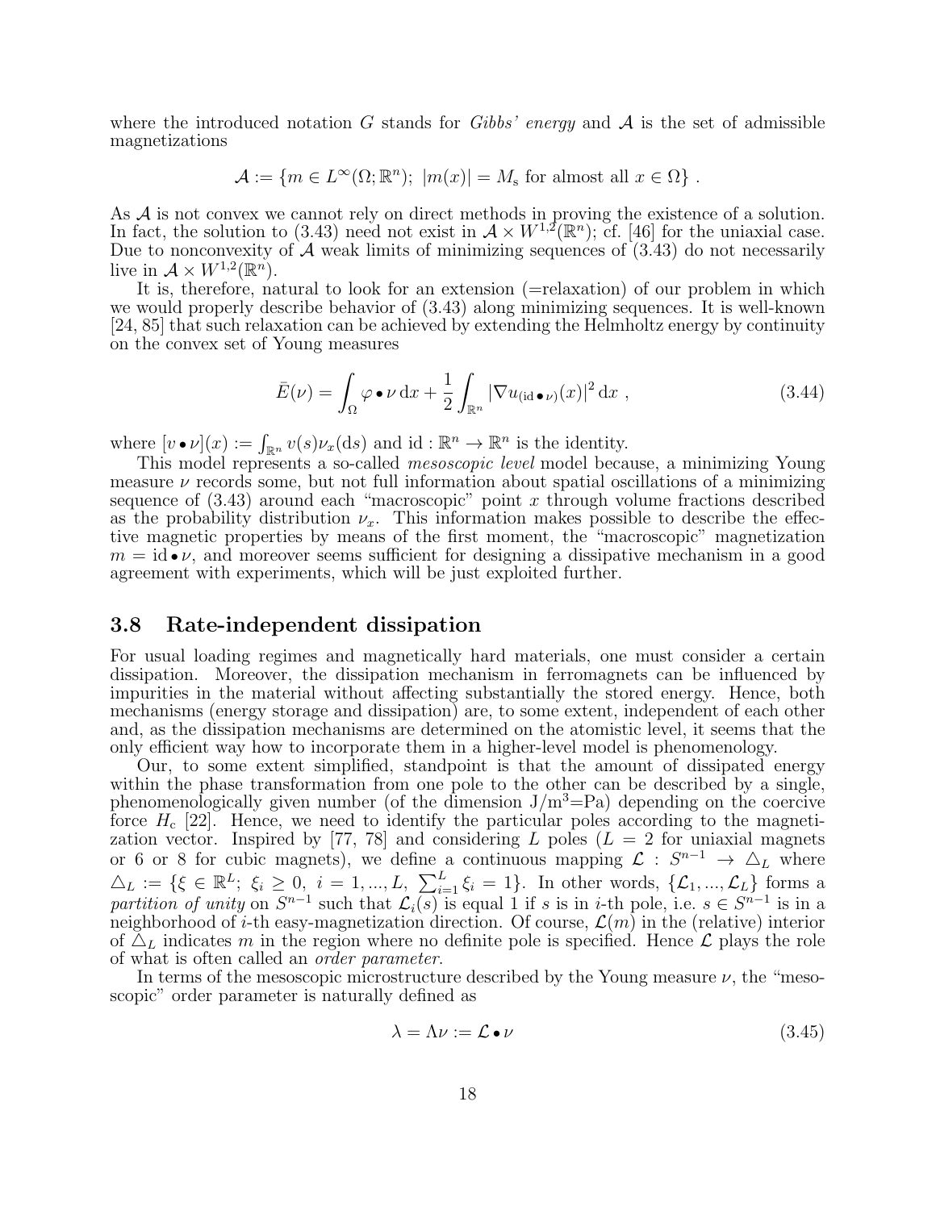where the introduced notation $G$ stands for *Gibbs' energy* and $\mathcal{A}$ is the set of admissible magnetizations

$$
\mathcal{A} := \{m \in L^\infty(\Omega;\mathbb{R}^n);\ |m(x)| = M_{\rm s} \text{ for almost all } x \in \Omega\}\ .
$$

As $\mathcal{A}$ is not convex we cannot rely on direct methods in proving the existence of a solution. In fact, the solution to (3.43) need not exist in $\mathcal{A} \times W^{1,2}(\mathbb{R}^n)$; cf. [46] for the uniaxial case. Due to nonconvexity of $\mathcal{A}$ weak limits of minimizing sequences of (3.43) do not necessarily live in $\mathcal{A} \times W^{1,2}(\mathbb{R}^n)$.

It is, therefore, natural to look for an extension (=relaxation) of our problem in which we would properly describe behavior of (3.43) along minimizing sequences. It is well-known [24, 85] that such relaxation can be achieved by extending the Helmholtz energy by continuity on the convex set of Young measures

$$
\bar{E}(\nu) = \int_\Omega \varphi \bullet \nu \,\mathrm{d}x + \frac{1}{2}\int_{\mathbb{R}^n} |\nabla u_{(\mathrm{id}\bullet\nu)}(x)|^2 \,\mathrm{d}x\ , \tag{3.44}
$$

where $[v \bullet \nu](x) := \int_{\mathbb{R}^n} v(s)\nu_x(\mathrm{d}s)$ and $\mathrm{id} : \mathbb{R}^n \to \mathbb{R}^n$ is the identity.

This model represents a so-called *mesoscopic level* model because, a minimizing Young measure $\nu$ records some, but not full information about spatial oscillations of a minimizing sequence of (3.43) around each "macroscopic" point $x$ through volume fractions described as the probability distribution $\nu_x$. This information makes possible to describe the effective magnetic properties by means of the first moment, the "macroscopic" magnetization $m = \mathrm{id}\bullet\nu$, and moreover seems sufficient for designing a dissipative mechanism in a good agreement with experiments, which will be just exploited further.

## 3.8 Rate-independent dissipation

For usual loading regimes and magnetically hard materials, one must consider a certain dissipation. Moreover, the dissipation mechanism in ferromagnets can be influenced by impurities in the material without affecting substantially the stored energy. Hence, both mechanisms (energy storage and dissipation) are, to some extent, independent of each other and, as the dissipation mechanisms are determined on the atomistic level, it seems that the only efficient way how to incorporate them in a higher-level model is phenomenology.

Our, to some extent simplified, standpoint is that the amount of dissipated energy within the phase transformation from one pole to the other can be described by a single, phenomenologically given number (of the dimension J/m$^3$=Pa) depending on the coercive force $H_{\rm c}$ [22]. Hence, we need to identify the particular poles according to the magnetization vector. Inspired by [77, 78] and considering $L$ poles ($L = 2$ for uniaxial magnets or 6 or 8 for cubic magnets), we define a continuous mapping $\mathcal{L} : S^{n-1} \to \triangle_L$ where $\triangle_L := \{\xi \in \mathbb{R}^L;\ \xi_i \geq 0,\ i = 1, ..., L,\ \sum_{i=1}^L \xi_i = 1\}$. In other words, $\{\mathcal{L}_1, ..., \mathcal{L}_L\}$ forms a *partition of unity* on $S^{n-1}$ such that $\mathcal{L}_i(s)$ is equal 1 if $s$ is in $i$-th pole, i.e. $s \in S^{n-1}$ is in a neighborhood of $i$-th easy-magnetization direction. Of course, $\mathcal{L}(m)$ in the (relative) interior of $\triangle_L$ indicates $m$ in the region where no definite pole is specified. Hence $\mathcal{L}$ plays the role of what is often called an *order parameter*.

In terms of the mesoscopic microstructure described by the Young measure $\nu$, the "mesoscopic" order parameter is naturally defined as

$$
\lambda = \Lambda\nu := \mathcal{L} \bullet \nu \tag{3.45}
$$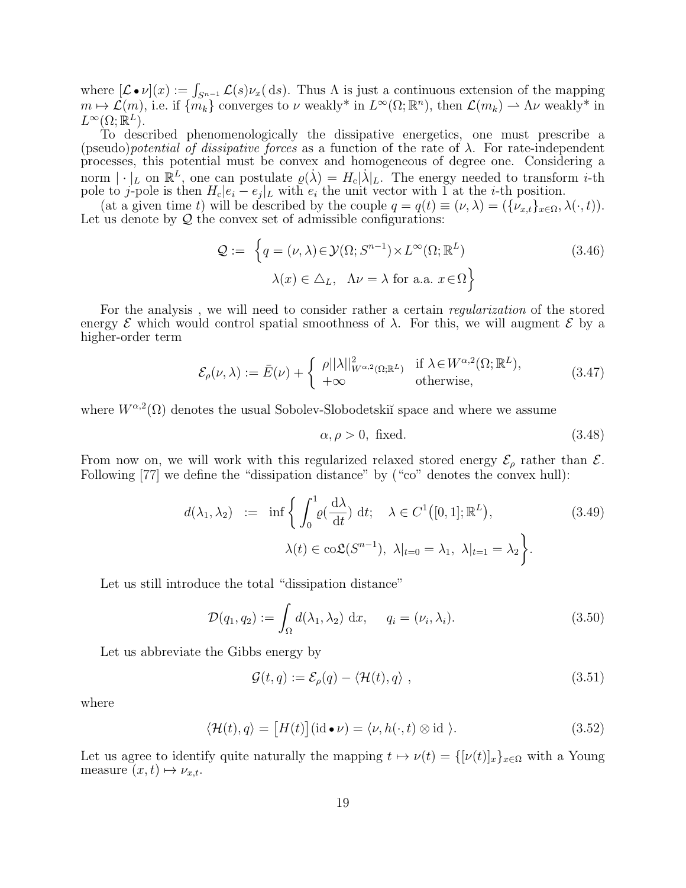where $[\mathcal{L} \bullet \nu](x) := \int_{S^{n-1}} \mathcal{L}(s)\nu_x(\,\mathrm{d}s)$. Thus $\Lambda$ is just a continuous extension of the mapping $m \mapsto \mathcal{L}(m)$, i.e. if $\{m_k\}$ converges to $\nu$ weakly* in $L^\infty(\Omega;\mathbb{R}^n)$, then $\mathcal{L}(m_k) \rightharpoonup \Lambda\nu$ weakly* in $L^\infty(\Omega;\mathbb{R}^L)$.

To described phenomenologically the dissipative energetics, one must prescribe a (pseudo)*potential of dissipative forces* as a function of the rate of $\lambda$. For rate-independent processes, this potential must be convex and homogeneous of degree one. Considering a norm $|\cdot|_L$ on $\mathbb{R}^L$, one can postulate $\varrho(\dot{\lambda}) = H_\mathrm{c}|\dot{\lambda}|_L$. The energy needed to transform $i$-th pole to $j$-pole is then $H_\mathrm{c}|e_i - e_j|_L$ with $e_i$ the unit vector with 1 at the $i$-th position.

(at a given time $t$) will be described by the couple $q = q(t) \equiv (\nu, \lambda) = (\{\nu_{x,t}\}_{x\in\Omega}, \lambda(\cdot,t))$. Let us denote by $\mathcal{Q}$ the convex set of admissible configurations:

$$
\begin{aligned}
\mathcal{Q} := \ \Big\{ q = (\nu,\lambda) \in \mathcal{Y}(\Omega;S^{n-1}) \times L^\infty(\Omega;\mathbb{R}^L) \\
\lambda(x) \in \triangle_L, \ \ \Lambda\nu = \lambda \text{ for a.a. } x\in\Omega \Big\}
\end{aligned}
\tag{3.46}
$$

For the analysis , we will need to consider rather a certain *regularization* of the stored energy $\mathcal{E}$ which would control spatial smoothness of $\lambda$. For this, we will augment $\mathcal{E}$ by a higher-order term

$$
\mathcal{E}_\rho(\nu,\lambda) := \bar{E}(\nu) + \begin{cases} \rho||\lambda||^2_{W^{\alpha,2}(\Omega;\mathbb{R}^L)} & \text{if } \lambda\in W^{\alpha,2}(\Omega;\mathbb{R}^L), \\ +\infty & \text{otherwise,} \end{cases}
\tag{3.47}
$$

where $W^{\alpha,2}(\Omega)$ denotes the usual Sobolev-Slobodetskiĭ space and where we assume

$$
\alpha, \rho > 0, \ \text{fixed.}
\tag{3.48}
$$

From now on, we will work with this regularized relaxed stored energy $\mathcal{E}_\rho$ rather than $\mathcal{E}$. Following [77] we define the "dissipation distance" by ("co" denotes the convex hull):

$$
\begin{aligned}
d(\lambda_1,\lambda_2) \ := \ \inf\Big\{ \int_0^1 \varrho(\frac{\mathrm{d}\lambda}{\mathrm{d}t}) \ \mathrm{d}t; \quad \lambda \in C^1\big([0,1];\mathbb{R}^L\big), \\
\lambda(t) \in \mathrm{co}\mathfrak{L}(S^{n-1}), \ \lambda|_{t=0} = \lambda_1, \ \lambda|_{t=1} = \lambda_2 \Big\}.
\end{aligned}
\tag{3.49}
$$

Let us still introduce the total "dissipation distance"

$$
\mathcal{D}(q_1,q_2) := \int_\Omega d(\lambda_1,\lambda_2) \ \mathrm{d}x, \qquad q_i = (\nu_i,\lambda_i).
\tag{3.50}
$$

Let us abbreviate the Gibbs energy by

$$
\mathcal{G}(t,q) := \mathcal{E}_\rho(q) - \langle \mathcal{H}(t), q \rangle \ ,
\tag{3.51}
$$

where

$$
\langle \mathcal{H}(t), q \rangle = \big[H(t)\big](\mathrm{id} \bullet \nu) = \langle \nu, h(\cdot,t) \otimes \mathrm{id} \ \rangle.
\tag{3.52}
$$

Let us agree to identify quite naturally the mapping $t \mapsto \nu(t) = \{[\nu(t)]_x\}_{x\in\Omega}$ with a Young measure $(x,t) \mapsto \nu_{x,t}$.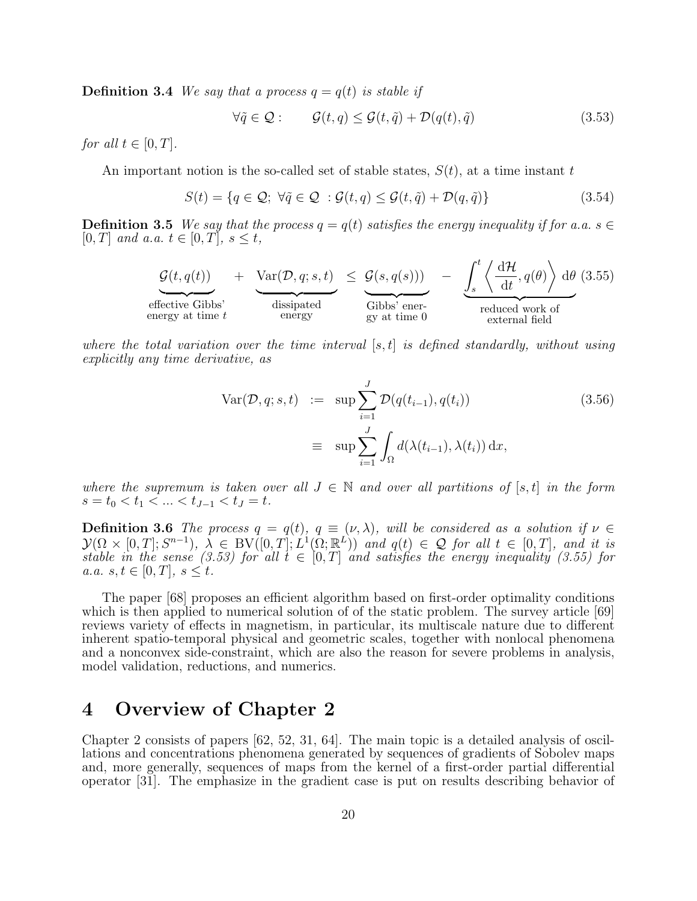**Definition 3.4** *We say that a process $q = q(t)$ is stable if*

$$\forall \tilde{q} \in \mathcal{Q}: \qquad \mathcal{G}(t, q) \le \mathcal{G}(t, \tilde{q}) + \mathcal{D}(q(t), \tilde{q}) \tag{3.53}$$

*for all $t \in [0, T]$.*

An important notion is the so-called set of stable states, $S(t)$, at a time instant $t$

$$S(t) = \{q \in \mathcal{Q};\ \forall \tilde{q} \in \mathcal{Q}\ : \mathcal{G}(t, q) \le \mathcal{G}(t, \tilde{q}) + \mathcal{D}(q, \tilde{q})\} \tag{3.54}$$

**Definition 3.5** *We say that the process $q = q(t)$ satisfies the energy inequality if for a.a. $s \in [0, T]$ and a.a. $t \in [0, T]$, $s \le t$,*

$$\underbrace{\mathcal{G}(t, q(t))}_{\substack{\text{effective Gibbs'}\\ \text{energy at time } t}} \quad + \quad \underbrace{\mathrm{Var}(\mathcal{D}, q; s, t)}_{\substack{\text{dissipated}\\ \text{energy}}} \;\le\; \underbrace{\mathcal{G}(s, q(s)))}_{\substack{\text{Gibbs' ener-}\\ \text{gy at time 0}}} \quad - \quad \underbrace{\int_s^t \left\langle \frac{\mathrm{d}\mathcal{H}}{\mathrm{d}t}, q(\theta) \right\rangle \mathrm{d}\theta}_{\substack{\text{reduced work of}\\ \text{external field}}} \tag{3.55}$$

*where the total variation over the time interval $[s, t]$ is defined standardly, without using explicitly any time derivative, as*

$$\begin{aligned} \mathrm{Var}(\mathcal{D}, q; s, t) \;&:=\; \sup \sum_{i=1}^{J} \mathcal{D}(q(t_{i-1}), q(t_i)) \\ &\equiv\; \sup \sum_{i=1}^{J} \int_\Omega d(\lambda(t_{i-1}), \lambda(t_i))\, \mathrm{d}x, \end{aligned} \tag{3.56}$$

*where the supremum is taken over all $J \in \mathbb{N}$ and over all partitions of $[s, t]$ in the form $s = t_0 < t_1 < ... < t_{J-1} < t_J = t$.*

**Definition 3.6** *The process $q = q(t)$, $q \equiv (\nu, \lambda)$, will be considered as a solution if $\nu \in \mathcal{Y}(\Omega \times [0, T]; S^{n-1})$, $\lambda \in \mathrm{BV}([0, T]; L^1(\Omega; \mathbb{R}^L))$ and $q(t) \in \mathcal{Q}$ for all $t \in [0, T]$, and it is stable in the sense (3.53) for all $t \in [0, T]$ and satisfies the energy inequality (3.55) for a.a. $s, t \in [0, T]$, $s \le t$.*

The paper [68] proposes an efficient algorithm based on first-order optimality conditions which is then applied to numerical solution of of the static problem. The survey article [69] reviews variety of effects in magnetism, in particular, its multiscale nature due to different inherent spatio-temporal physical and geometric scales, together with nonlocal phenomena and a nonconvex side-constraint, which are also the reason for severe problems in analysis, model validation, reductions, and numerics.

# 4 Overview of Chapter 2

Chapter 2 consists of papers [62, 52, 31, 64]. The main topic is a detailed analysis of oscillations and concentrations phenomena generated by sequences of gradients of Sobolev maps and, more generally, sequences of maps from the kernel of a first-order partial differential operator [31]. The emphasize in the gradient case is put on results describing behavior of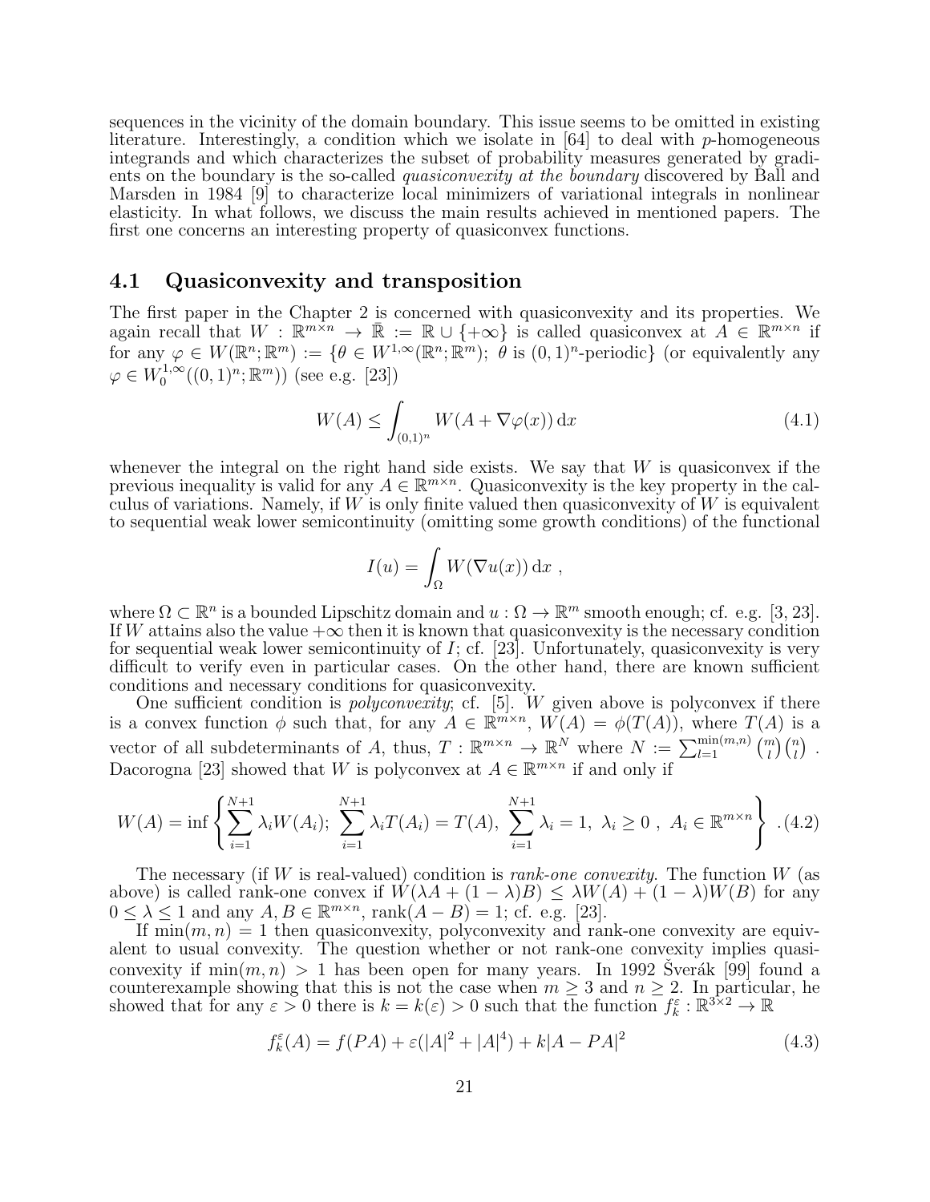sequences in the vicinity of the domain boundary. This issue seems to be omitted in existing literature. Interestingly, a condition which we isolate in [64] to deal with $p$-homogeneous integrands and which characterizes the subset of probability measures generated by gradients on the boundary is the so-called *quasiconvexity at the boundary* discovered by Ball and Marsden in 1984 [9] to characterize local minimizers of variational integrals in nonlinear elasticity. In what follows, we discuss the main results achieved in mentioned papers. The first one concerns an interesting property of quasiconvex functions.

## 4.1 Quasiconvexity and transposition

The first paper in the Chapter 2 is concerned with quasiconvexity and its properties. We again recall that $W : \mathbb{R}^{m\times n} \to \bar{\mathbb{R}} := \mathbb{R} \cup \{+\infty\}$ is called quasiconvex at $A \in \mathbb{R}^{m\times n}$ if for any $\varphi \in W(\mathbb{R}^n;\mathbb{R}^m) := \{\theta \in W^{1,\infty}(\mathbb{R}^n;\mathbb{R}^m);\ \theta \text{ is } (0,1)^n\text{-periodic}\}$ (or equivalently any $\varphi \in W^{1,\infty}_0((0,1)^n;\mathbb{R}^m)$) (see e.g. [23])

$$W(A) \le \int_{(0,1)^n} W(A + \nabla\varphi(x))\,\mathrm{d}x \tag{4.1}$$

whenever the integral on the right hand side exists. We say that $W$ is quasiconvex if the previous inequality is valid for any $A \in \mathbb{R}^{m\times n}$. Quasiconvexity is the key property in the calculus of variations. Namely, if $W$ is only finite valued then quasiconvexity of $W$ is equivalent to sequential weak lower semicontinuity (omitting some growth conditions) of the functional

$$I(u) = \int_\Omega W(\nabla u(x))\,\mathrm{d}x\ ,$$

where $\Omega \subset \mathbb{R}^n$ is a bounded Lipschitz domain and $u : \Omega \to \mathbb{R}^m$ smooth enough; cf. e.g. [3, 23]. If $W$ attains also the value $+\infty$ then it is known that quasiconvexity is the necessary condition for sequential weak lower semicontinuity of $I$; cf. [23]. Unfortunately, quasiconvexity is very difficult to verify even in particular cases. On the other hand, there are known sufficient conditions and necessary conditions for quasiconvexity.

One sufficient condition is *polyconvexity*; cf. [5]. $W$ given above is polyconvex if there is a convex function $\phi$ such that, for any $A \in \mathbb{R}^{m\times n}$, $W(A) = \phi(T(A))$, where $T(A)$ is a vector of all subdeterminants of $A$, thus, $T : \mathbb{R}^{m\times n} \to \mathbb{R}^N$ where $N := \sum_{l=1}^{\min(m,n)} \binom{m}{l}\binom{n}{l}$ . Dacorogna [23] showed that $W$ is polyconvex at $A \in \mathbb{R}^{m\times n}$ if and only if

$$W(A) = \inf\left\{\sum_{i=1}^{N+1} \lambda_i W(A_i);\ \sum_{i=1}^{N+1} \lambda_i T(A_i) = T(A),\ \sum_{i=1}^{N+1}\lambda_i = 1,\ \lambda_i \ge 0\ ,\ A_i \in \mathbb{R}^{m\times n}\right\}\ . \tag{4.2}$$

The necessary (if $W$ is real-valued) condition is *rank-one convexity*. The function $W$ (as above) is called rank-one convex if $W(\lambda A + (1-\lambda)B) \le \lambda W(A) + (1-\lambda)W(B)$ for any $0 \le \lambda \le 1$ and any $A, B \in \mathbb{R}^{m\times n}$, $\operatorname{rank}(A - B) = 1$; cf. e.g. [23].

If $\min(m,n) = 1$ then quasiconvexity, polyconvexity and rank-one convexity implies equivalent to usual convexity. The question whether or not rank-one convexity implies quasiconvexity if $\min(m,n) > 1$ has been open for many years. In 1992 Šverák [99] found a counterexample showing that this is not the case when $m \ge 3$ and $n \ge 2$. In particular, he showed that for any $\varepsilon > 0$ there is $k = k(\varepsilon) > 0$ such that the function $f^\varepsilon_k : \mathbb{R}^{3\times 2} \to \mathbb{R}$

$$f^\varepsilon_k(A) = f(PA) + \varepsilon(|A|^2 + |A|^4) + k|A - PA|^2 \tag{4.3}$$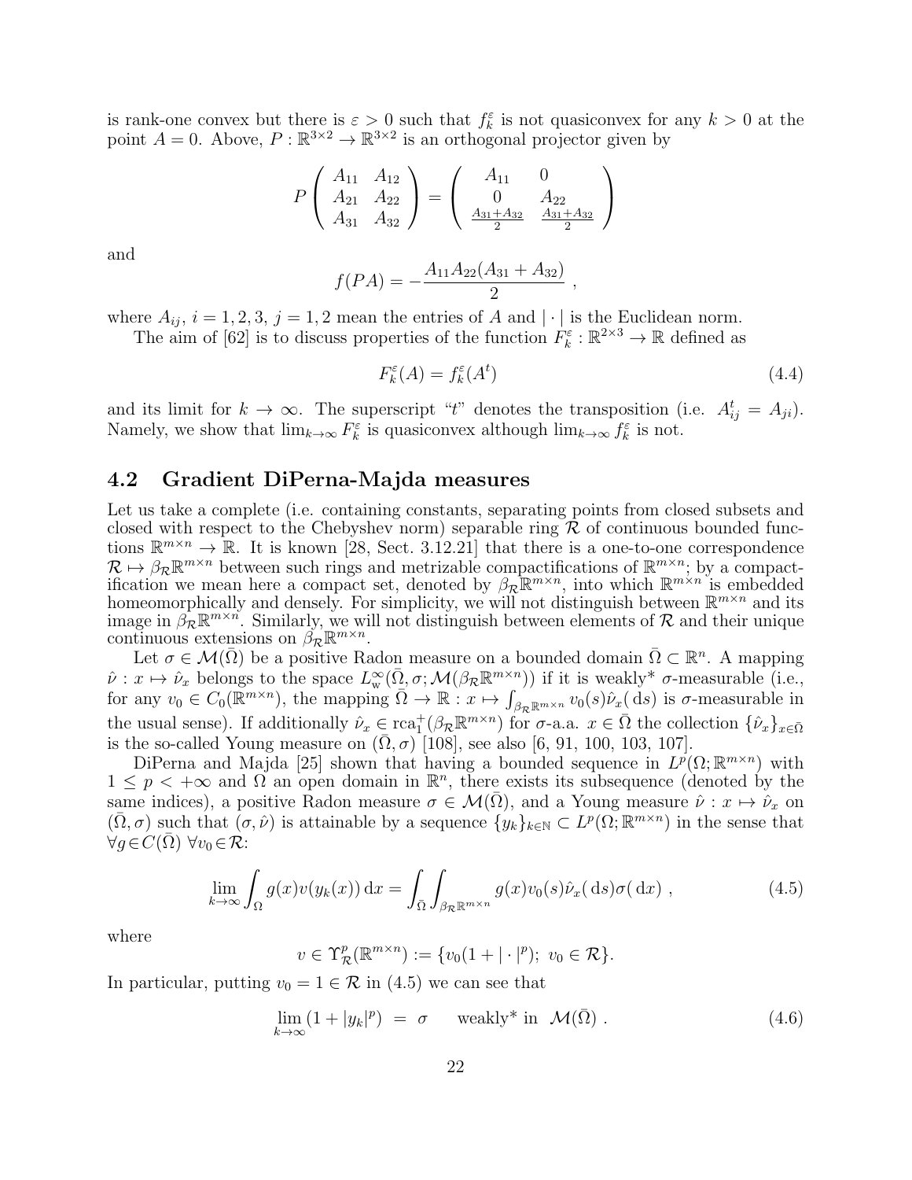is rank-one convex but there is $\varepsilon > 0$ such that $f_k^\varepsilon$ is not quasiconvex for any $k > 0$ at the point $A = 0$. Above, $P : \mathbb{R}^{3\times 2} \to \mathbb{R}^{3\times 2}$ is an orthogonal projector given by

$$P\begin{pmatrix} A_{11} & A_{12} \\ A_{21} & A_{22} \\ A_{31} & A_{32} \end{pmatrix} = \begin{pmatrix} A_{11} & 0 \\ 0 & A_{22} \\ \frac{A_{31}+A_{32}}{2} & \frac{A_{31}+A_{32}}{2} \end{pmatrix}$$

and

$$f(PA) = -\frac{A_{11}A_{22}(A_{31}+A_{32})}{2} ,$$

where $A_{ij}$, $i = 1,2,3$, $j = 1,2$ mean the entries of $A$ and $|\cdot|$ is the Euclidean norm.

The aim of [62] is to discuss properties of the function $F_k^\varepsilon : \mathbb{R}^{2\times 3} \to \mathbb{R}$ defined as

$$F_k^\varepsilon(A) = f_k^\varepsilon(A^t) \tag{4.4}$$

and its limit for $k \to \infty$. The superscript "$t$" denotes the transposition (i.e. $A_{ij}^t = A_{ji}$). Namely, we show that $\lim_{k\to\infty} F_k^\varepsilon$ is quasiconvex although $\lim_{k\to\infty} f_k^\varepsilon$ is not.

## 4.2 Gradient DiPerna-Majda measures

Let us take a complete (i.e. containing constants, separating points from closed subsets and closed with respect to the Chebyshev norm) separable ring $\mathcal{R}$ of continuous bounded functions $\mathbb{R}^{m\times n} \to \mathbb{R}$. It is known [28, Sect. 3.12.21] that there is a one-to-one correspondence $\mathcal{R} \mapsto \beta_{\mathcal{R}}\mathbb{R}^{m\times n}$ between such rings and metrizable compactifications of $\mathbb{R}^{m\times n}$; by a compactification we mean here a compact set, denoted by $\beta_{\mathcal{R}}\mathbb{R}^{m\times n}$, into which $\mathbb{R}^{m\times n}$ is embedded homeomorphically and densely. For simplicity, we will not distinguish between $\mathbb{R}^{m\times n}$ and its image in $\beta_{\mathcal{R}}\mathbb{R}^{m\times n}$. Similarly, we will not distinguish between elements of $\mathcal{R}$ and their unique continuous extensions on $\beta_{\mathcal{R}}\mathbb{R}^{m\times n}$.

Let $\sigma \in \mathcal{M}(\bar\Omega)$ be a positive Radon measure on a bounded domain $\bar\Omega \subset \mathbb{R}^n$. A mapping $\hat\nu : x \mapsto \hat\nu_x$ belongs to the space $L^\infty_{\rm w}(\bar\Omega, \sigma; \mathcal{M}(\beta_{\mathcal{R}}\mathbb{R}^{m\times n}))$ if it is weakly* $\sigma$-measurable (i.e., for any $v_0 \in C_0(\mathbb{R}^{m\times n})$, the mapping $\bar\Omega \to \mathbb{R} : x \mapsto \int_{\beta_{\mathcal{R}}\mathbb{R}^{m\times n}} v_0(s)\hat\nu_x(\,\mathrm{d}s)$ is $\sigma$-measurable in the usual sense). If additionally $\hat\nu_x \in \mathrm{rca}_1^+(\beta_{\mathcal{R}}\mathbb{R}^{m\times n})$ for $\sigma$-a.a. $x \in \bar\Omega$ the collection $\{\hat\nu_x\}_{x\in\bar\Omega}$ is the so-called Young measure on $(\bar\Omega, \sigma)$ [108], see also [6, 91, 100, 103, 107].

DiPerna and Majda [25] shown that having a bounded sequence in $L^p(\Omega; \mathbb{R}^{m\times n})$ with $1 \le p < +\infty$ and $\Omega$ an open domain in $\mathbb{R}^n$, there exists its subsequence (denoted by the same indices), a positive Radon measure $\sigma \in \mathcal{M}(\bar\Omega)$, and a Young measure $\hat\nu : x \mapsto \hat\nu_x$ on $(\bar\Omega, \sigma)$ such that $(\sigma, \hat\nu)$ is attainable by a sequence $\{y_k\}_{k\in\mathbb{N}} \subset L^p(\Omega; \mathbb{R}^{m\times n})$ in the sense that $\forall g\in C(\bar\Omega)$ $\forall v_0\in\mathcal{R}$:

$$\lim_{k\to\infty} \int_\Omega g(x) v(y_k(x))\,\mathrm{d}x = \int_{\bar\Omega}\int_{\beta_{\mathcal{R}}\mathbb{R}^{m\times n}} g(x)v_0(s)\hat\nu_x(\,\mathrm{d}s)\sigma(\,\mathrm{d}x) , \tag{4.5}$$

where

$$v \in \Upsilon^p_{\mathcal{R}}(\mathbb{R}^{m\times n}) := \{v_0(1 + |\cdot|^p);\ v_0 \in \mathcal{R}\}.$$

In particular, putting $v_0 = 1 \in \mathcal{R}$ in (4.5) we can see that

$$\lim_{k\to\infty} (1 + |y_k|^p) \ = \ \sigma \qquad \text{weakly* in } \ \mathcal{M}(\bar\Omega) . \tag{4.6}$$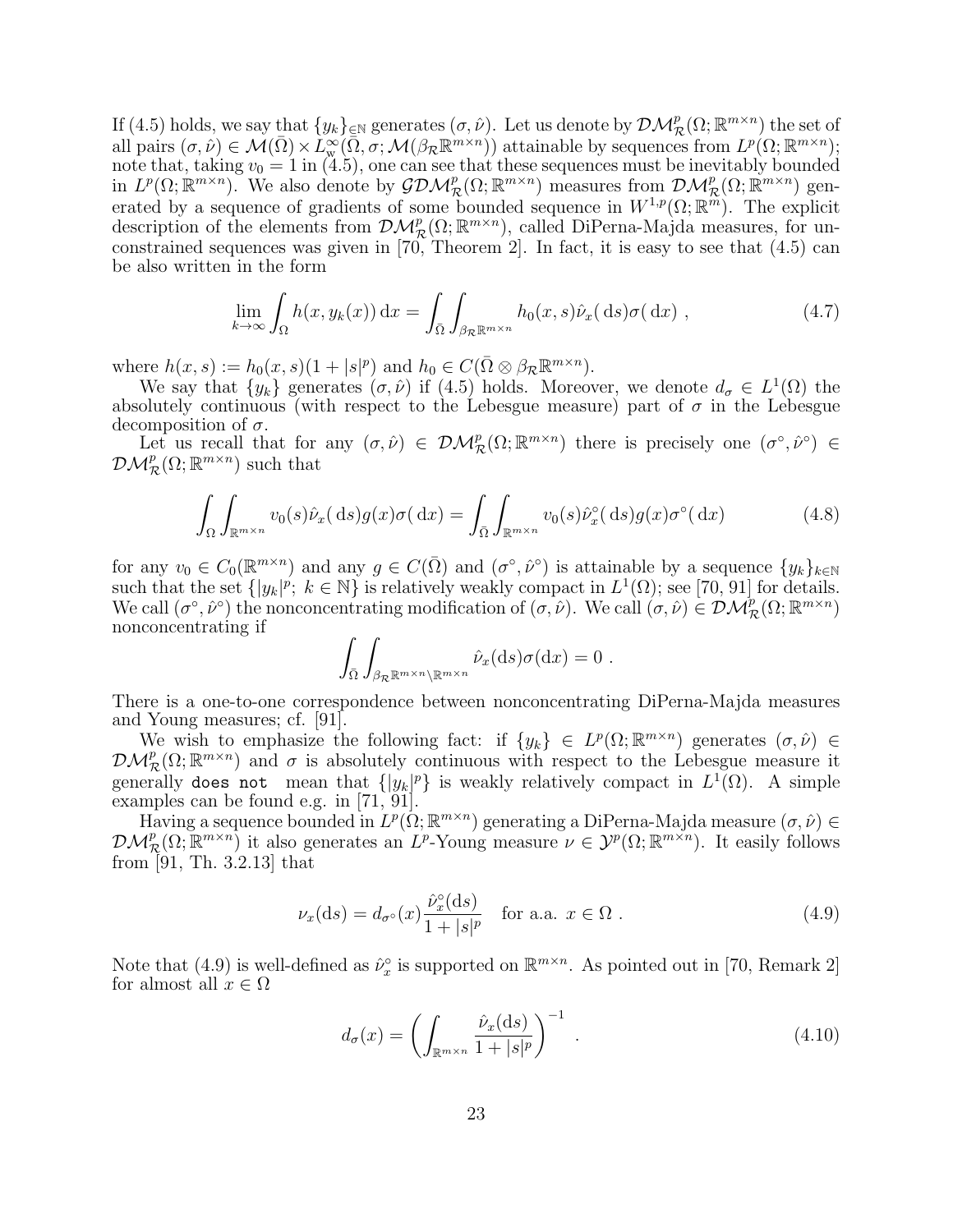If (4.5) holds, we say that $\{y_k\}_{\in\mathbb{N}}$ generates $(\sigma,\hat\nu)$. Let us denote by $\mathcal{DM}^p_{\mathcal{R}}(\Omega;\mathbb{R}^{m\times n})$ the set of all pairs $(\sigma,\hat\nu)\in\mathcal{M}(\bar\Omega)\times L^\infty_{\rm w}(\bar\Omega,\sigma;\mathcal{M}(\beta_{\mathcal{R}}\mathbb{R}^{m\times n}))$ attainable by sequences from $L^p(\Omega;\mathbb{R}^{m\times n})$; note that, taking $v_0=1$ in (4.5), one can see that these sequences must be inevitably bounded in $L^p(\Omega;\mathbb{R}^{m\times n})$. We also denote by $\mathcal{GDM}^p_{\mathcal{R}}(\Omega;\mathbb{R}^{m\times n})$ measures from $\mathcal{DM}^p_{\mathcal{R}}(\Omega;\mathbb{R}^{m\times n})$ generated by a sequence of gradients of some bounded sequence in $W^{1,p}(\Omega;\mathbb{R}^m)$. The explicit description of the elements from $\mathcal{DM}^p_{\mathcal{R}}(\Omega;\mathbb{R}^{m\times n})$, called DiPerna-Majda measures, for unconstrained sequences was given in [70, Theorem 2]. In fact, it is easy to see that (4.5) can be also written in the form

$$\lim_{k\to\infty}\int_\Omega h(x,y_k(x))\,\mathrm{d}x=\int_{\bar\Omega}\int_{\beta_{\mathcal{R}}\mathbb{R}^{m\times n}}h_0(x,s)\hat\nu_x(\,\mathrm{d}s)\sigma(\,\mathrm{d}x)\ , \tag{4.7}$$

where $h(x,s):=h_0(x,s)(1+|s|^p)$ and $h_0\in C(\bar\Omega\otimes\beta_{\mathcal{R}}\mathbb{R}^{m\times n})$.

We say that $\{y_k\}$ generates $(\sigma,\hat\nu)$ if (4.5) holds. Moreover, we denote $d_\sigma\in L^1(\Omega)$ the absolutely continuous (with respect to the Lebesgue measure) part of $\sigma$ in the Lebesgue decomposition of $\sigma$.

Let us recall that for any $(\sigma,\hat\nu)\in\mathcal{DM}^p_{\mathcal{R}}(\Omega;\mathbb{R}^{m\times n})$ there is precisely one $(\sigma^\circ,\hat\nu^\circ)\in\mathcal{DM}^p_{\mathcal{R}}(\Omega;\mathbb{R}^{m\times n})$ such that

$$\int_\Omega\int_{\mathbb{R}^{m\times n}}v_0(s)\hat\nu_x(\,\mathrm{d}s)g(x)\sigma(\,\mathrm{d}x)=\int_{\bar\Omega}\int_{\mathbb{R}^{m\times n}}v_0(s)\hat\nu^\circ_x(\,\mathrm{d}s)g(x)\sigma^\circ(\,\mathrm{d}x) \tag{4.8}$$

for any $v_0\in C_0(\mathbb{R}^{m\times n})$ and any $g\in C(\bar\Omega)$ and $(\sigma^\circ,\hat\nu^\circ)$ is attainable by a sequence $\{y_k\}_{k\in\mathbb{N}}$ such that the set $\{|y_k|^p;\ k\in\mathbb{N}\}$ is relatively weakly compact in $L^1(\Omega)$; see [70, 91] for details. We call $(\sigma^\circ,\hat\nu^\circ)$ the nonconcentrating modification of $(\sigma,\hat\nu)$. We call $(\sigma,\hat\nu)\in\mathcal{DM}^p_{\mathcal{R}}(\Omega;\mathbb{R}^{m\times n})$ nonconcentrating if

$$\int_{\bar\Omega}\int_{\beta_{\mathcal{R}}\mathbb{R}^{m\times n}\setminus\mathbb{R}^{m\times n}}\hat\nu_x(\mathrm{d}s)\sigma(\mathrm{d}x)=0\ .$$

There is a one-to-one correspondence between nonconcentrating DiPerna-Majda measures and Young measures; cf. [91].

We wish to emphasize the following fact: if $\{y_k\}\in L^p(\Omega;\mathbb{R}^{m\times n})$ generates $(\sigma,\hat\nu)\in\mathcal{DM}^p_{\mathcal{R}}(\Omega;\mathbb{R}^{m\times n})$ and $\sigma$ is absolutely continuous with respect to the Lebesgue measure it generally `does not` mean that $\{|y_k|^p\}$ is weakly relatively compact in $L^1(\Omega)$. A simple examples can be found e.g. in [71, 91].

Having a sequence bounded in $L^p(\Omega;\mathbb{R}^{m\times n})$ generating a DiPerna-Majda measure $(\sigma,\hat\nu)\in\mathcal{DM}^p_{\mathcal{R}}(\Omega;\mathbb{R}^{m\times n})$ it also generates an $L^p$-Young measure $\nu\in\mathcal{Y}^p(\Omega;\mathbb{R}^{m\times n})$. It easily follows from [91, Th. 3.2.13] that

$$\nu_x(\mathrm{d}s)=d_{\sigma^\circ}(x)\frac{\hat\nu^\circ_x(\mathrm{d}s)}{1+|s|^p}\quad\text{for a.a. } x\in\Omega\ . \tag{4.9}$$

Note that (4.9) is well-defined as $\hat\nu^\circ_x$ is supported on $\mathbb{R}^{m\times n}$. As pointed out in [70, Remark 2] for almost all $x\in\Omega$

$$d_\sigma(x)=\left(\int_{\mathbb{R}^{m\times n}}\frac{\hat\nu_x(\mathrm{d}s)}{1+|s|^p}\right)^{-1}\ . \tag{4.10}$$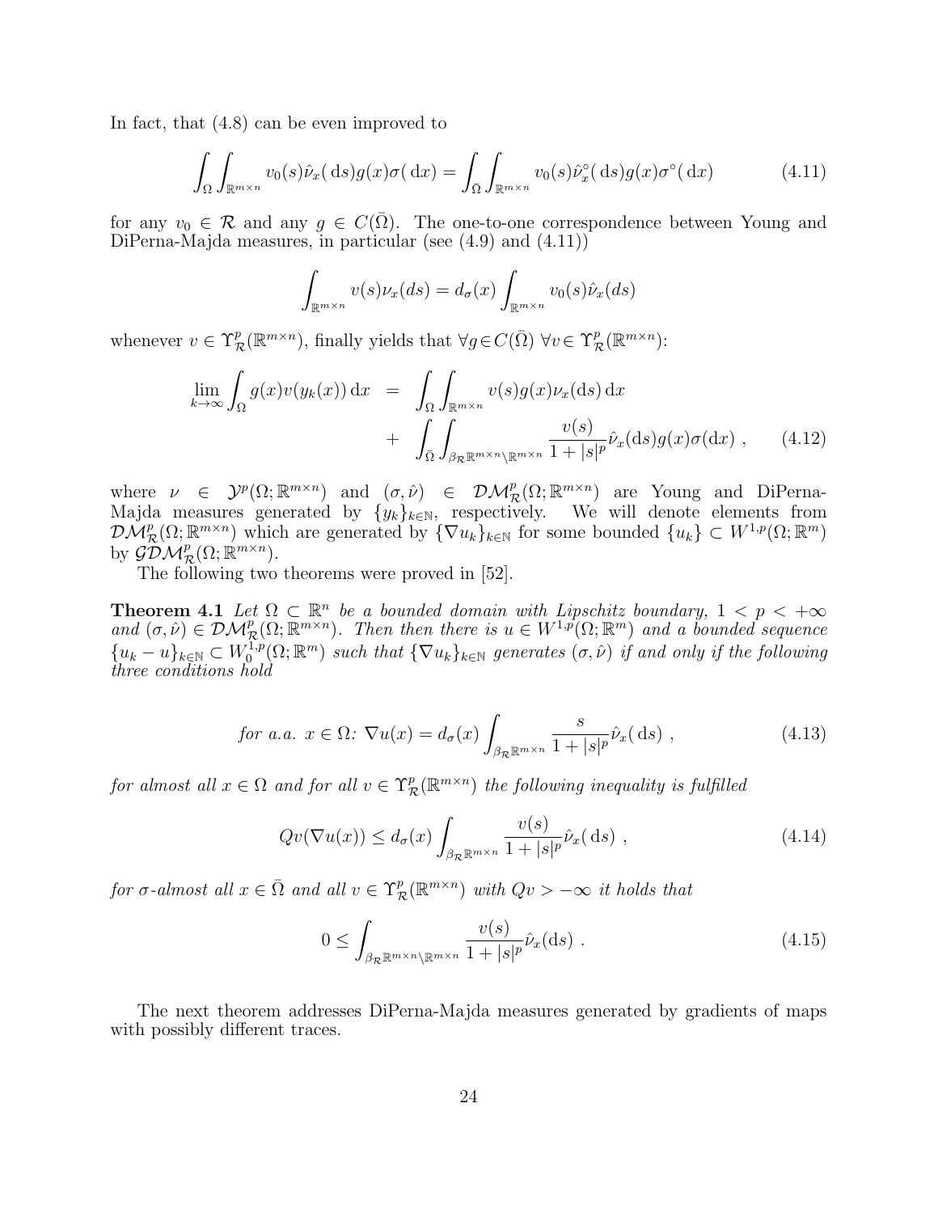In fact, that (4.8) can be even improved to

$$\int_\Omega \int_{\mathbb{R}^{m\times n}} v_0(s)\hat{\nu}_x(\,\mathrm{d}s)g(x)\sigma(\,\mathrm{d}x) = \int_{\bar{\Omega}} \int_{\mathbb{R}^{m\times n}} v_0(s)\hat{\nu}_x^\circ(\,\mathrm{d}s)g(x)\sigma^\circ(\,\mathrm{d}x) \tag{4.11}$$

for any $v_0 \in \mathcal{R}$ and any $g \in C(\bar{\Omega})$. The one-to-one correspondence between Young and DiPerna-Majda measures, in particular (see (4.9) and (4.11))

$$\int_{\mathbb{R}^{m\times n}} v(s)\nu_x(ds) = d_\sigma(x)\int_{\mathbb{R}^{m\times n}} v_0(s)\hat{\nu}_x(ds)$$

whenever $v \in \Upsilon^p_{\mathcal{R}}(\mathbb{R}^{m\times n})$, finally yields that $\forall g\in C(\bar{\Omega})$ $\forall v\in \Upsilon^p_{\mathcal{R}}(\mathbb{R}^{m\times n})$:

$$\begin{aligned}
\lim_{k\to\infty}\int_\Omega g(x)v(y_k(x))\,\mathrm{d}x &= \int_\Omega\int_{\mathbb{R}^{m\times n}} v(s)g(x)\nu_x(\mathrm{d}s)\,\mathrm{d}x \\
&+ \int_{\bar{\Omega}}\int_{\beta_{\mathcal{R}}\mathbb{R}^{m\times n}\setminus\mathbb{R}^{m\times n}} \frac{v(s)}{1+|s|^p}\hat{\nu}_x(\mathrm{d}s)g(x)\sigma(\mathrm{d}x)\ ,
\end{aligned} \tag{4.12}$$

where $\nu \in \mathcal{Y}^p(\Omega;\mathbb{R}^{m\times n})$ and $(\sigma,\hat{\nu}) \in \mathcal{DM}^p_{\mathcal{R}}(\Omega;\mathbb{R}^{m\times n})$ are Young and DiPerna-Majda measures generated by $\{y_k\}_{k\in\mathbb{N}}$, respectively. We will denote elements from $\mathcal{DM}^p_{\mathcal{R}}(\Omega;\mathbb{R}^{m\times n})$ which are generated by $\{\nabla u_k\}_{k\in\mathbb{N}}$ for some bounded $\{u_k\}\subset W^{1,p}(\Omega;\mathbb{R}^m)$ by $\mathcal{GDM}^p_{\mathcal{R}}(\Omega;\mathbb{R}^{m\times n})$.

The following two theorems were proved in [52].

**Theorem 4.1** *Let $\Omega\subset\mathbb{R}^n$ be a bounded domain with Lipschitz boundary, $1<p<+\infty$ and $(\sigma,\hat{\nu})\in\mathcal{DM}^p_{\mathcal{R}}(\Omega;\mathbb{R}^{m\times n})$. Then then there is $u\in W^{1,p}(\Omega;\mathbb{R}^m)$ and a bounded sequence $\{u_k-u\}_{k\in\mathbb{N}}\subset W^{1,p}_0(\Omega;\mathbb{R}^m)$ such that $\{\nabla u_k\}_{k\in\mathbb{N}}$ generates $(\sigma,\hat{\nu})$ if and only if the following three conditions hold*

$$\text{for a.a. } x\in\Omega\text{: } \nabla u(x) = d_\sigma(x)\int_{\beta_{\mathcal{R}}\mathbb{R}^{m\times n}} \frac{s}{1+|s|^p}\hat{\nu}_x(\,\mathrm{d}s)\ , \tag{4.13}$$

*for almost all $x\in\Omega$ and for all $v\in\Upsilon^p_{\mathcal{R}}(\mathbb{R}^{m\times n})$ the following inequality is fulfilled*

$$Qv(\nabla u(x)) \le d_\sigma(x)\int_{\beta_{\mathcal{R}}\mathbb{R}^{m\times n}} \frac{v(s)}{1+|s|^p}\hat{\nu}_x(\,\mathrm{d}s)\ , \tag{4.14}$$

*for $\sigma$-almost all $x\in\bar{\Omega}$ and all $v\in\Upsilon^p_{\mathcal{R}}(\mathbb{R}^{m\times n})$ with $Qv>-\infty$ it holds that*

$$0 \le \int_{\beta_{\mathcal{R}}\mathbb{R}^{m\times n}\setminus\mathbb{R}^{m\times n}} \frac{v(s)}{1+|s|^p}\hat{\nu}_x(\mathrm{d}s)\ . \tag{4.15}$$

The next theorem addresses DiPerna-Majda measures generated by gradients of maps with possibly different traces.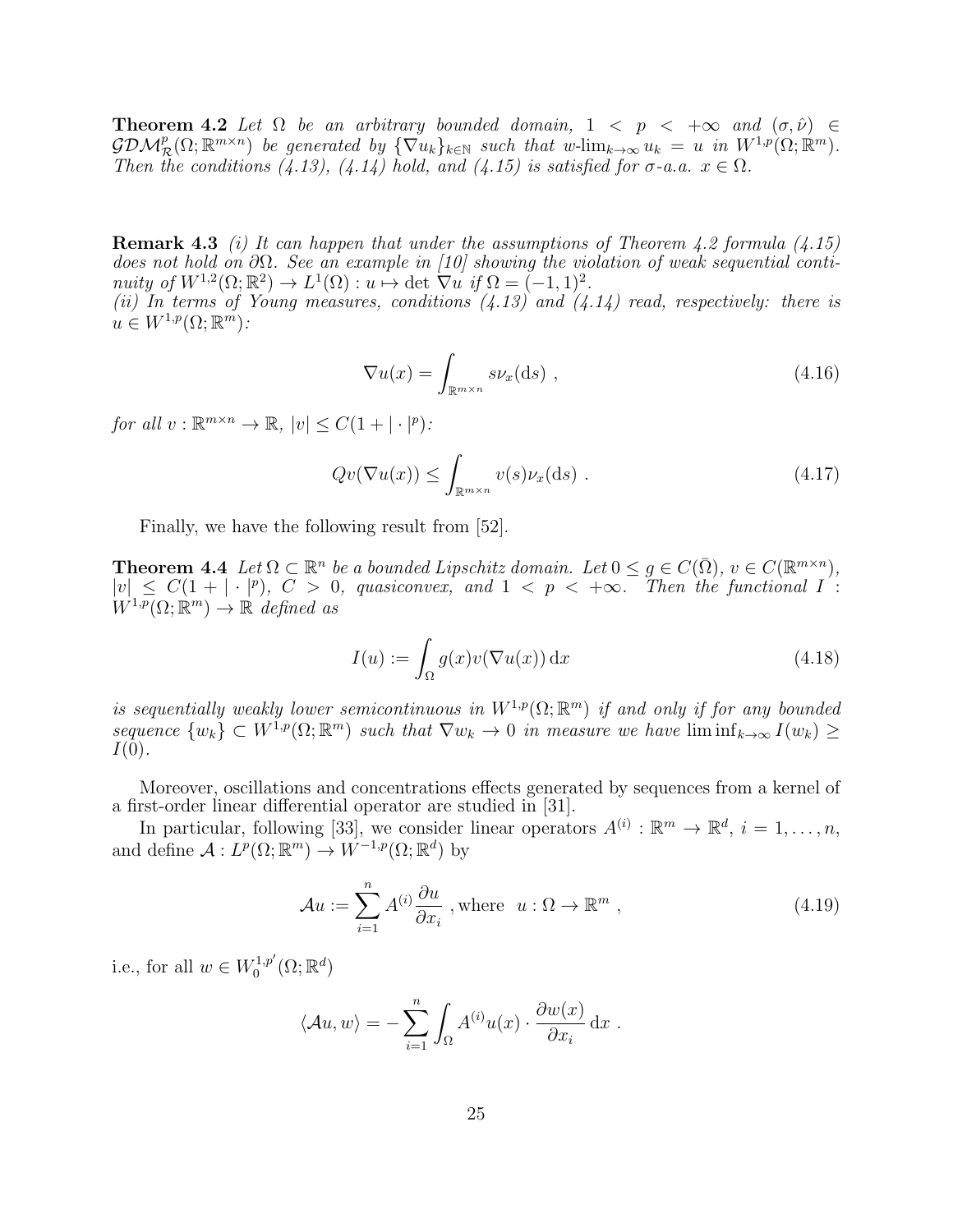**Theorem 4.2** *Let $\Omega$ be an arbitrary bounded domain, $1 < p < +\infty$ and $(\sigma, \hat{\nu}) \in \mathcal{GDM}^p_{\mathcal{R}}(\Omega; \mathbb{R}^{m\times n})$ be generated by $\{\nabla u_k\}_{k\in\mathbb{N}}$ such that $w$-$\lim_{k\to\infty} u_k = u$ in $W^{1,p}(\Omega; \mathbb{R}^m)$. Then the conditions (4.13), (4.14) hold, and (4.15) is satisfied for $\sigma$-a.a. $x \in \Omega$.*

**Remark 4.3** *(i) It can happen that under the assumptions of Theorem 4.2 formula (4.15) does not hold on $\partial\Omega$. See an example in [10] showing the violation of weak sequential continuity of $W^{1,2}(\Omega; \mathbb{R}^2) \to L^1(\Omega) : u \mapsto \det \nabla u$ if $\Omega = (-1, 1)^2$.*
*(ii) In terms of Young measures, conditions (4.13) and (4.14) read, respectively: there is $u \in W^{1,p}(\Omega; \mathbb{R}^m)$:*

$$\nabla u(x) = \int_{\mathbb{R}^{m\times n}} s\nu_x(\mathrm{d}s) \ , \tag{4.16}$$

*for all $v : \mathbb{R}^{m\times n} \to \mathbb{R}$, $|v| \leq C(1 + |\cdot|^p)$:*

$$Qv(\nabla u(x)) \leq \int_{\mathbb{R}^{m\times n}} v(s)\nu_x(\mathrm{d}s) \ . \tag{4.17}$$

Finally, we have the following result from [52].

**Theorem 4.4** *Let $\Omega \subset \mathbb{R}^n$ be a bounded Lipschitz domain. Let $0 \leq g \in C(\bar{\Omega})$, $v \in C(\mathbb{R}^{m\times n})$, $|v| \leq C(1 + |\cdot|^p)$, $C > 0$, quasiconvex, and $1 < p < +\infty$. Then the functional $I : W^{1,p}(\Omega; \mathbb{R}^m) \to \mathbb{R}$ defined as*

$$I(u) := \int_\Omega g(x)v(\nabla u(x))\,\mathrm{d}x \tag{4.18}$$

*is sequentially weakly lower semicontinuous in $W^{1,p}(\Omega; \mathbb{R}^m)$ if and only if for any bounded sequence $\{w_k\} \subset W^{1,p}(\Omega; \mathbb{R}^m)$ such that $\nabla w_k \to 0$ in measure we have $\liminf_{k\to\infty} I(w_k) \geq I(0)$.*

Moreover, oscillations and concentrations effects generated by sequences from a kernel of a first-order linear differential operator are studied in [31].

In particular, following [33], we consider linear operators $A^{(i)} : \mathbb{R}^m \to \mathbb{R}^d$, $i = 1, \ldots, n$, and define $\mathcal{A} : L^p(\Omega; \mathbb{R}^m) \to W^{-1,p}(\Omega; \mathbb{R}^d)$ by

$$\mathcal{A}u := \sum_{i=1}^n A^{(i)} \frac{\partial u}{\partial x_i} \ , \text{where} \ \ u : \Omega \to \mathbb{R}^m \ , \tag{4.19}$$

i.e., for all $w \in W_0^{1,p'}(\Omega; \mathbb{R}^d)$

$$\langle \mathcal{A}u, w\rangle = -\sum_{i=1}^n \int_\Omega A^{(i)}u(x) \cdot \frac{\partial w(x)}{\partial x_i}\,\mathrm{d}x \ .$$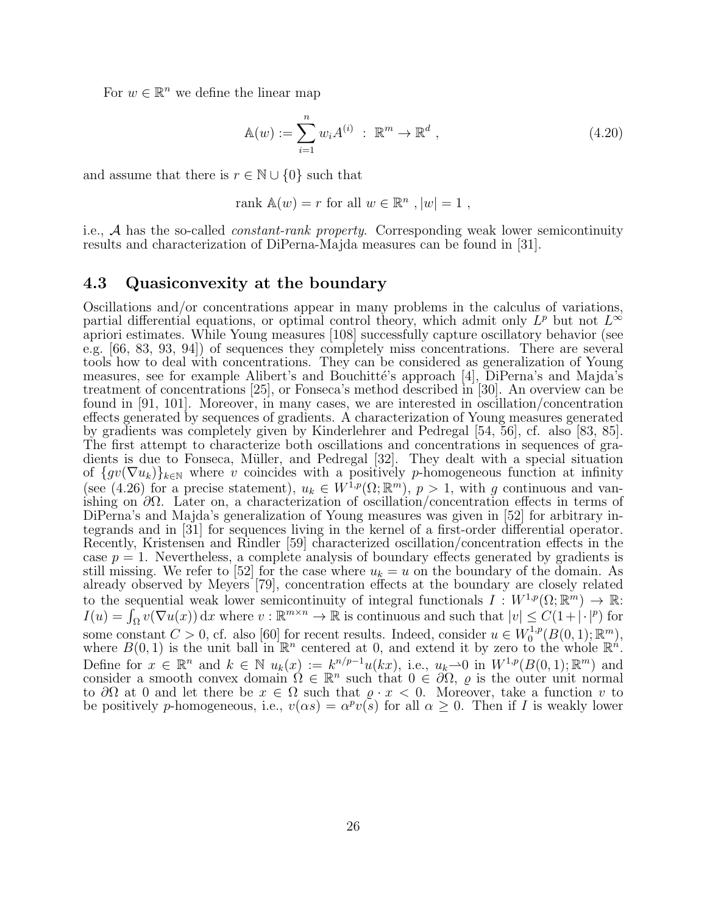For $w \in \mathbb{R}^n$ we define the linear map

$$\mathbb{A}(w) := \sum_{i=1}^{n} w_i A^{(i)} \ : \ \mathbb{R}^m \to \mathbb{R}^d \ , \tag{4.20}$$

and assume that there is $r \in \mathbb{N} \cup \{0\}$ such that

$$\text{rank } \mathbb{A}(w) = r \text{ for all } w \in \mathbb{R}^n \ , |w| = 1 \ ,$$

i.e., $\mathcal{A}$ has the so-called *constant-rank property*. Corresponding weak lower semicontinuity results and characterization of DiPerna-Majda measures can be found in [31].

## 4.3 Quasiconvexity at the boundary

Oscillations and/or concentrations appear in many problems in the calculus of variations, partial differential equations, or optimal control theory, which admit only $L^p$ but not $L^\infty$ apriori estimates. While Young measures [108] successfully capture oscillatory behavior (see e.g. [66, 83, 93, 94]) of sequences they completely miss concentrations. There are several tools how to deal with concentrations. They can be considered as generalization of Young measures, see for example Alibert's and Bouchitté's approach [4], DiPerna's and Majda's treatment of concentrations [25], or Fonseca's method described in [30]. An overview can be found in [91, 101]. Moreover, in many cases, we are interested in oscillation/concentration effects generated by sequences of gradients. A characterization of Young measures generated by gradients was completely given by Kinderlehrer and Pedregal [54, 56], cf. also [83, 85]. The first attempt to characterize both oscillations and concentrations in sequences of gradients is due to Fonseca, Müller, and Pedregal [32]. They dealt with a special situation of $\{gv(\nabla u_k)\}_{k\in\mathbb{N}}$ where $v$ coincides with a positively $p$-homogeneous function at infinity (see (4.26) for a precise statement), $u_k \in W^{1,p}(\Omega;\mathbb{R}^m)$, $p > 1$, with $g$ continuous and vanishing on $\partial\Omega$. Later on, a characterization of oscillation/concentration effects in terms of DiPerna's and Majda's generalization of Young measures was given in [52] for arbitrary integrands and in [31] for sequences living in the kernel of a first-order differential operator. Recently, Kristensen and Rindler [59] characterized oscillation/concentration effects in the case $p = 1$. Nevertheless, a complete analysis of boundary effects generated by gradients is still missing. We refer to [52] for the case where $u_k = u$ on the boundary of the domain. As already observed by Meyers [79], concentration effects at the boundary are closely related to the sequential weak lower semicontinuity of integral functionals $I : W^{1,p}(\Omega;\mathbb{R}^m) \to \mathbb{R}$: $I(u) = \int_\Omega v(\nabla u(x))\,\mathrm{d}x$ where $v : \mathbb{R}^{m\times n} \to \mathbb{R}$ is continuous and such that $|v| \le C(1+|\cdot|^p)$ for some constant $C > 0$, cf. also [60] for recent results. Indeed, consider $u \in W^{1,p}_0(B(0,1);\mathbb{R}^m)$, where $B(0,1)$ is the unit ball in $\mathbb{R}^n$ centered at 0, and extend it by zero to the whole $\mathbb{R}^n$. Define for $x \in \mathbb{R}^n$ and $k \in \mathbb{N}$ $u_k(x) := k^{n/p-1}u(kx)$, i.e., $u_k \rightharpoonup 0$ in $W^{1,p}(B(0,1);\mathbb{R}^m)$ and consider a smooth convex domain $\Omega \in \mathbb{R}^n$ such that $0 \in \partial\Omega$, $\varrho$ is the outer unit normal to $\partial\Omega$ at 0 and let there be $x \in \Omega$ such that $\varrho \cdot x < 0$. Moreover, take a function $v$ to be positively $p$-homogeneous, i.e., $v(\alpha s) = \alpha^p v(s)$ for all $\alpha \ge 0$. Then if $I$ is weakly lower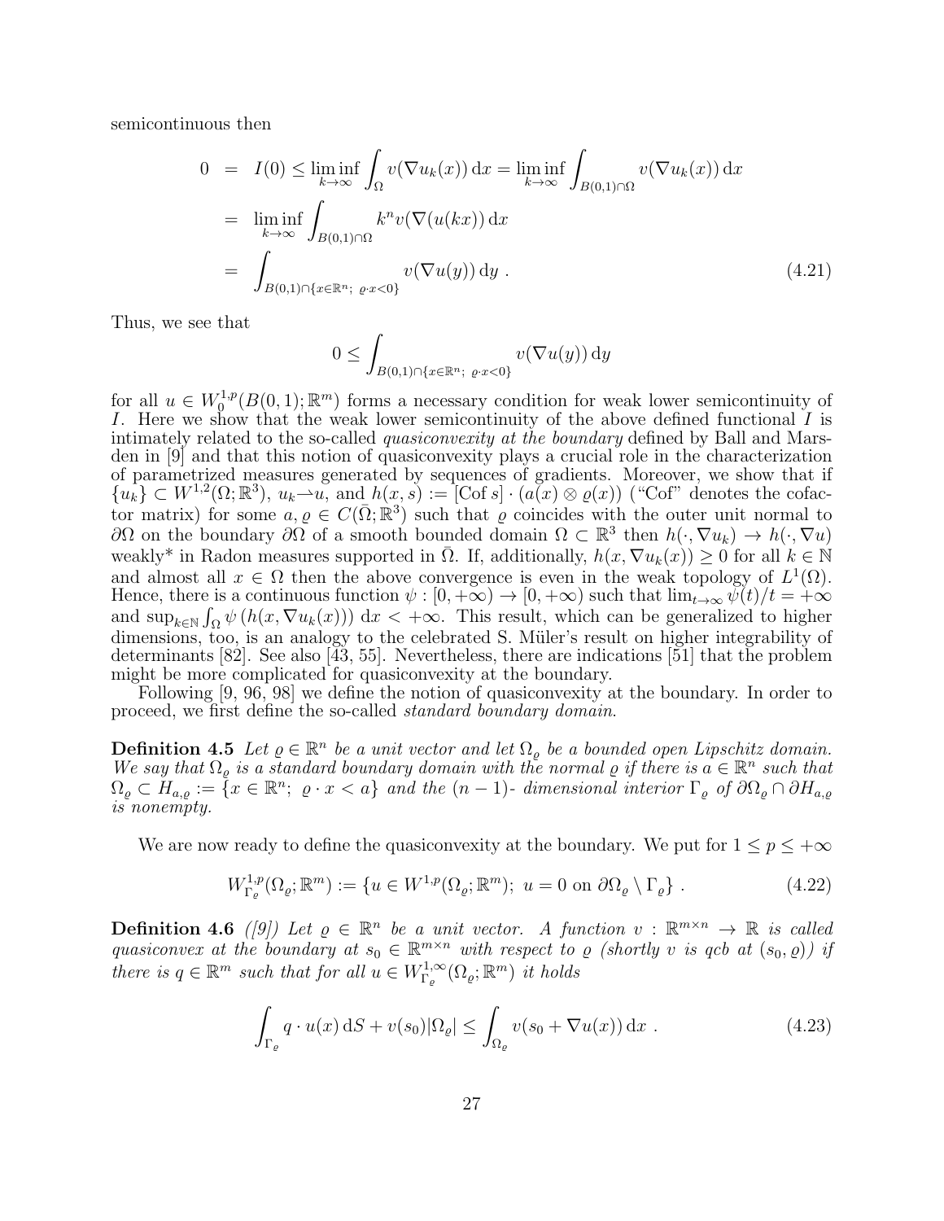semicontinuous then

$$
\begin{aligned}
0 &= I(0) \leq \liminf_{k\to\infty} \int_\Omega v(\nabla u_k(x))\,\mathrm{d}x = \liminf_{k\to\infty} \int_{B(0,1)\cap\Omega} v(\nabla u_k(x))\,\mathrm{d}x \\
&= \liminf_{k\to\infty} \int_{B(0,1)\cap\Omega} k^n v(\nabla(u(kx))\,\mathrm{d}x \\
&= \int_{B(0,1)\cap\{x\in\mathbb{R}^n;\ \varrho\cdot x<0\}} v(\nabla u(y))\,\mathrm{d}y\ . \qquad (4.21)
\end{aligned}
$$

Thus, we see that

$$
0 \leq \int_{B(0,1)\cap\{x\in\mathbb{R}^n;\ \varrho\cdot x<0\}} v(\nabla u(y))\,\mathrm{d}y
$$

for all $u \in W^{1,p}_0(B(0,1);\mathbb{R}^m)$ forms a necessary condition for weak lower semicontinuity of $I$. Here we show that the weak lower semicontinuity of the above defined functional $I$ is intimately related to the so-called *quasiconvexity at the boundary* defined by Ball and Marsden in [9] and that this notion of quasiconvexity plays a crucial role in the characterization of parametrized measures generated by sequences of gradients. Moreover, we show that if $\{u_k\} \subset W^{1,2}(\Omega;\mathbb{R}^3)$, $u_k \rightharpoonup u$, and $h(x,s) := [\mathrm{Cof}\, s]\cdot(a(x)\otimes\varrho(x))$ ("Cof" denotes the cofactor matrix) for some $a,\varrho \in C(\bar\Omega;\mathbb{R}^3)$ such that $\varrho$ coincides with the outer unit normal to $\partial\Omega$ on the boundary $\partial\Omega$ of a smooth bounded domain $\Omega\subset\mathbb{R}^3$ then $h(\cdot,\nabla u_k) \to h(\cdot,\nabla u)$ weakly* in Radon measures supported in $\bar\Omega$. If, additionally, $h(x,\nabla u_k(x)) \geq 0$ for all $k\in\mathbb{N}$ and almost all $x\in\Omega$ then the above convergence is even in the weak topology of $L^1(\Omega)$. Hence, there is a continuous function $\psi : [0,+\infty) \to [0,+\infty)$ such that $\lim_{t\to\infty}\psi(t)/t = +\infty$ and $\sup_{k\in\mathbb{N}}\int_\Omega \psi\left(h(x,\nabla u_k(x))\right)\mathrm{d}x < +\infty$. This result, which can be generalized to higher dimensions, too, is an analogy to the celebrated S. Müler's result on higher integrability of determinants [82]. See also [43, 55]. Nevertheless, there are indications [51] that the problem might be more complicated for quasiconvexity at the boundary.

Following [9, 96, 98] we define the notion of quasiconvexity at the boundary. In order to proceed, we first define the so-called *standard boundary domain*.

**Definition 4.5** *Let $\varrho \in \mathbb{R}^n$ be a unit vector and let $\Omega_\varrho$ be a bounded open Lipschitz domain. We say that $\Omega_\varrho$ is a standard boundary domain with the normal $\varrho$ if there is $a\in\mathbb{R}^n$ such that $\Omega_\varrho \subset H_{a,\varrho} := \{x\in\mathbb{R}^n;\ \varrho\cdot x < a\}$ and the $(n-1)$- dimensional interior $\Gamma_\varrho$ of $\partial\Omega_\varrho \cap \partial H_{a,\varrho}$ is nonempty.*

We are now ready to define the quasiconvexity at the boundary. We put for $1\leq p\leq +\infty$

$$
W^{1,p}_{\Gamma_\varrho}(\Omega_\varrho;\mathbb{R}^m) := \{u\in W^{1,p}(\Omega_\varrho;\mathbb{R}^m);\ u = 0 \text{ on } \partial\Omega_\varrho\setminus\Gamma_\varrho\}\ . \qquad (4.22)
$$

**Definition 4.6** *([9]) Let $\varrho\in\mathbb{R}^n$ be a unit vector. A function $v:\mathbb{R}^{m\times n}\to\mathbb{R}$ is called quasiconvex at the boundary at $s_0\in\mathbb{R}^{m\times n}$ with respect to $\varrho$ (shortly $v$ is qcb at $(s_0,\varrho)$) if there is $q\in\mathbb{R}^m$ such that for all $u\in W^{1,\infty}_{\Gamma_\varrho}(\Omega_\varrho;\mathbb{R}^m)$ it holds*

$$
\int_{\Gamma_\varrho} q\cdot u(x)\,\mathrm{d}S + v(s_0)|\Omega_\varrho| \leq \int_{\Omega_\varrho} v(s_0+\nabla u(x))\,\mathrm{d}x\ . \qquad (4.23)
$$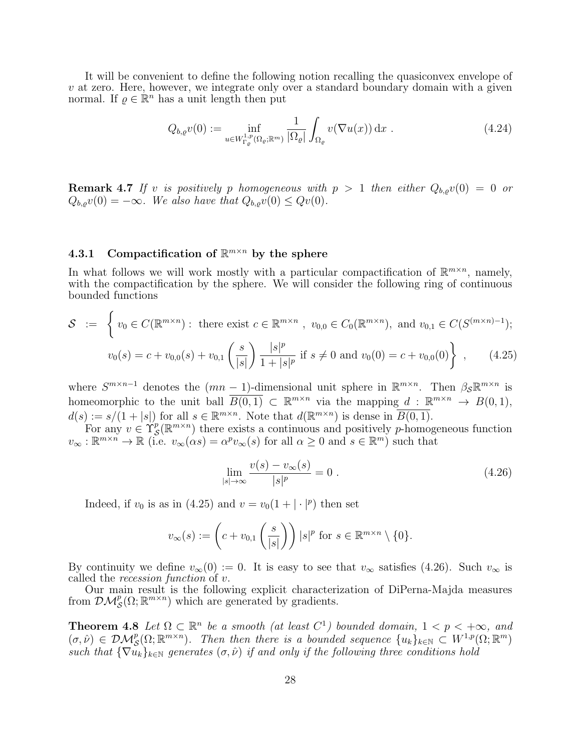It will be convenient to define the following notion recalling the quasiconvex envelope of $v$ at zero. Here, however, we integrate only over a standard boundary domain with a given normal. If $\varrho \in \mathbb{R}^n$ has a unit length then put

$$
Q_{b,\varrho}v(0) := \inf_{u \in W^{1,p}_{\Gamma_\varrho}(\Omega_\varrho;\mathbb{R}^m)} \frac{1}{|\Omega_\varrho|} \int_{\Omega_\varrho} v(\nabla u(x))\,\mathrm{d}x \; . \tag{4.24}
$$

**Remark 4.7** *If $v$ is positively $p$ homogeneous with $p > 1$ then either $Q_{b,\varrho}v(0) = 0$ or $Q_{b,\varrho}v(0) = -\infty$. We also have that $Q_{b,\varrho}v(0) \leq Qv(0)$.*

### 4.3.1 Compactification of $\mathbb{R}^{m\times n}$ by the sphere

In what follows we will work mostly with a particular compactification of $\mathbb{R}^{m\times n}$, namely, with the compactification by the sphere. We will consider the following ring of continuous bounded functions

$$
\begin{aligned}
\mathcal{S} \;:=\; \Bigg\{ & v_0 \in C(\mathbb{R}^{m\times n}) : \text{ there exist } c \in \mathbb{R}^{m\times n}\ ,\ v_{0,0} \in C_0(\mathbb{R}^{m\times n}), \text{ and } v_{0,1} \in C(S^{(m\times n)-1}); \\
& v_0(s) = c + v_{0,0}(s) + v_{0,1}\left(\frac{s}{|s|}\right)\frac{|s|^p}{1+|s|^p} \text{ if } s \neq 0 \text{ and } v_0(0) = c + v_{0,0}(0) \Bigg\} \ ,
\end{aligned} \tag{4.25}
$$

where $S^{m\times n-1}$ denotes the $(mn-1)$-dimensional unit sphere in $\mathbb{R}^{m\times n}$. Then $\beta_{\mathcal{S}}\mathbb{R}^{m\times n}$ is homeomorphic to the unit ball $\overline{B(0,1)} \subset \mathbb{R}^{m\times n}$ via the mapping $d : \mathbb{R}^{m\times n} \to B(0,1)$, $d(s) := s/(1+|s|)$ for all $s \in \mathbb{R}^{m\times n}$. Note that $d(\mathbb{R}^{m\times n})$ is dense in $\overline{B(0,1)}$.

For any $v \in \Upsilon^p_{\mathcal{S}}(\mathbb{R}^{m\times n})$ there exists a continuous and positively $p$-homogeneous function $v_\infty : \mathbb{R}^{m\times n} \to \mathbb{R}$ (i.e. $v_\infty(\alpha s) = \alpha^p v_\infty(s)$ for all $\alpha \geq 0$ and $s \in \mathbb{R}^m$) such that

$$
\lim_{|s|\to\infty} \frac{v(s) - v_\infty(s)}{|s|^p} = 0 \; . \tag{4.26}
$$

Indeed, if $v_0$ is as in (4.25) and $v = v_0(1 + |\cdot|^p)$ then set

$$
v_\infty(s) := \left(c + v_{0,1}\left(\frac{s}{|s|}\right)\right)|s|^p \text{ for } s \in \mathbb{R}^{m\times n} \setminus \{0\}.
$$

By continuity we define $v_\infty(0) := 0$. It is easy to see that $v_\infty$ satisfies (4.26). Such $v_\infty$ is called the *recession function* of $v$.

Our main result is the following explicit characterization of DiPerna-Majda measures from $\mathcal{DM}^p_{\mathcal{S}}(\Omega;\mathbb{R}^{m\times n})$ which are generated by gradients.

**Theorem 4.8** *Let $\Omega \subset \mathbb{R}^n$ be a smooth (at least $C^1$) bounded domain, $1 < p < +\infty$, and $(\sigma,\hat{\nu}) \in \mathcal{DM}^p_{\mathcal{S}}(\Omega;\mathbb{R}^{m\times n})$. Then then there is a bounded sequence $\{u_k\}_{k\in\mathbb{N}} \subset W^{1,p}(\Omega;\mathbb{R}^m)$ such that $\{\nabla u_k\}_{k\in\mathbb{N}}$ generates $(\sigma,\hat{\nu})$ if and only if the following three conditions hold*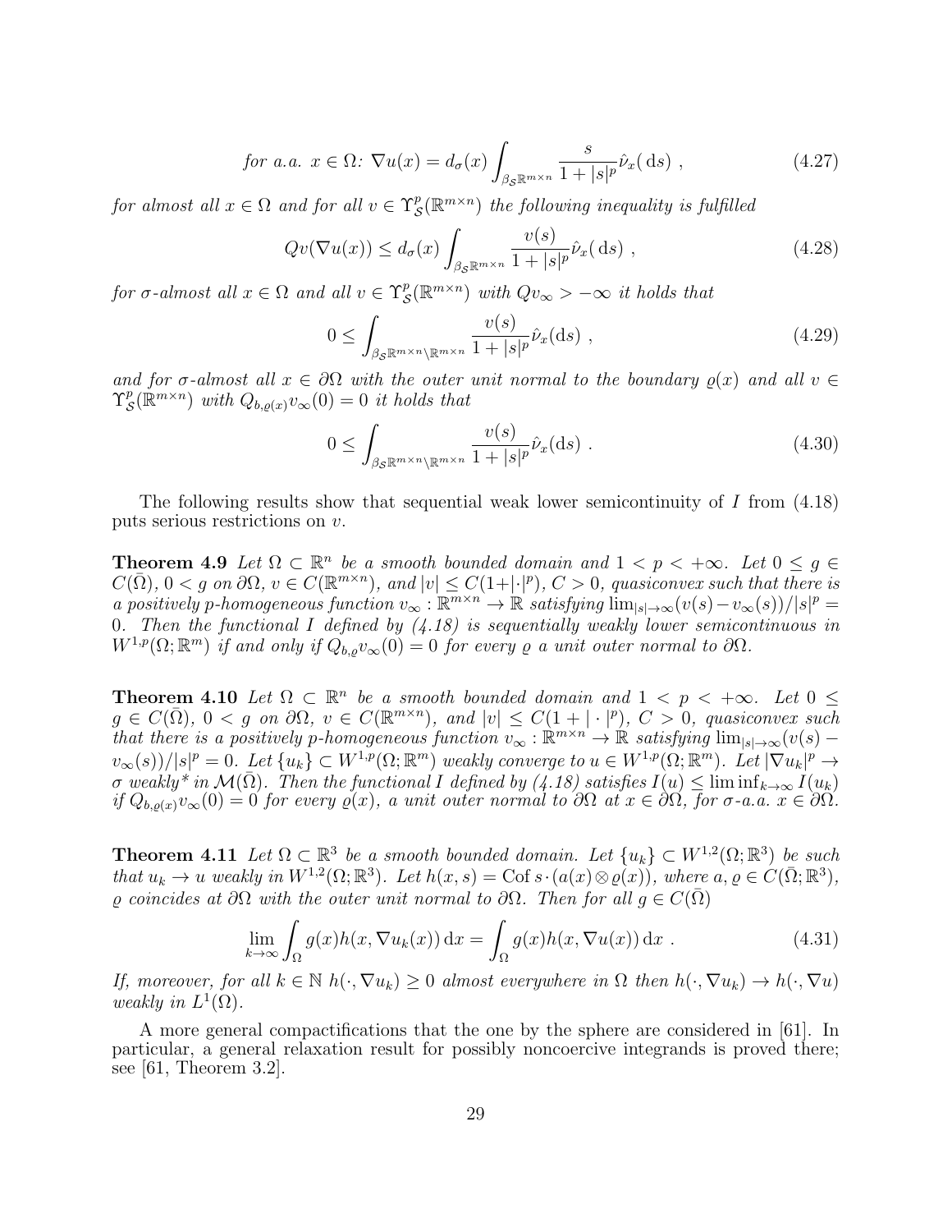*for a.a.* $x \in \Omega$*:* 

$$\nabla u(x) = d_\sigma(x) \int_{\beta_{\mathcal{S}}\mathbb{R}^{m\times n}} \frac{s}{1+|s|^p} \hat{\nu}_x(\,\mathrm{d}s)\ , \tag{4.27}$$

*for almost all* $x \in \Omega$ *and for all* $v \in \Upsilon^p_{\mathcal{S}}(\mathbb{R}^{m\times n})$ *the following inequality is fulfilled*

$$Qv(\nabla u(x)) \le d_\sigma(x) \int_{\beta_{\mathcal{S}}\mathbb{R}^{m\times n}} \frac{v(s)}{1+|s|^p} \hat{\nu}_x(\,\mathrm{d}s)\ , \tag{4.28}$$

*for* $\sigma$*-almost all* $x \in \Omega$ *and all* $v \in \Upsilon^p_{\mathcal{S}}(\mathbb{R}^{m\times n})$ *with* $Qv_\infty > -\infty$ *it holds that*

$$0 \le \int_{\beta_{\mathcal{S}}\mathbb{R}^{m\times n}\setminus\mathbb{R}^{m\times n}} \frac{v(s)}{1+|s|^p} \hat{\nu}_x(\mathrm{d}s)\ , \tag{4.29}$$

*and for* $\sigma$*-almost all* $x \in \partial\Omega$ *with the outer unit normal to the boundary* $\varrho(x)$ *and all* $v \in \Upsilon^p_{\mathcal{S}}(\mathbb{R}^{m\times n})$ *with* $Q_{b,\varrho(x)}v_\infty(0) = 0$ *it holds that*

$$0 \le \int_{\beta_{\mathcal{S}}\mathbb{R}^{m\times n}\setminus\mathbb{R}^{m\times n}} \frac{v(s)}{1+|s|^p} \hat{\nu}_x(\mathrm{d}s)\ . \tag{4.30}$$

The following results show that sequential weak lower semicontinuity of $I$ from (4.18) puts serious restrictions on $v$.

**Theorem 4.9** *Let* $\Omega \subset \mathbb{R}^n$ *be a smooth bounded domain and* $1 < p < +\infty$*. Let* $0 \le g \in C(\bar{\Omega})$*,* $0 < g$ *on* $\partial\Omega$*,* $v \in C(\mathbb{R}^{m\times n})$*, and* $|v| \le C(1+|\cdot|^p)$*,* $C > 0$*, quasiconvex such that there is a positively* $p$*-homogeneous function* $v_\infty : \mathbb{R}^{m\times n} \to \mathbb{R}$ *satisfying* $\lim_{|s|\to\infty}(v(s)-v_\infty(s))/|s|^p = 0$*. Then the functional* $I$ *defined by (4.18) is sequentially weakly lower semicontinuous in* $W^{1,p}(\Omega;\mathbb{R}^m)$ *if and only if* $Q_{b,\varrho}v_\infty(0) = 0$ *for every* $\varrho$ *a unit outer normal to* $\partial\Omega$*.*

**Theorem 4.10** *Let* $\Omega \subset \mathbb{R}^n$ *be a smooth bounded domain and* $1 < p < +\infty$*. Let* $0 \le g \in C(\bar{\Omega})$*,* $0 < g$ *on* $\partial\Omega$*,* $v \in C(\mathbb{R}^{m\times n})$*, and* $|v| \le C(1 + |\cdot|^p)$*,* $C > 0$*, quasiconvex such that there is a positively* $p$*-homogeneous function* $v_\infty : \mathbb{R}^{m\times n} \to \mathbb{R}$ *satisfying* $\lim_{|s|\to\infty}(v(s) - v_\infty(s))/|s|^p = 0$*. Let* $\{u_k\} \subset W^{1,p}(\Omega;\mathbb{R}^m)$ *weakly converge to* $u \in W^{1,p}(\Omega;\mathbb{R}^m)$*. Let* $|\nabla u_k|^p \to \sigma$ *weakly\* in* $\mathcal{M}(\bar{\Omega})$*. Then the functional* $I$ *defined by (4.18) satisfies* $I(u) \le \liminf_{k\to\infty} I(u_k)$ *if* $Q_{b,\varrho(x)}v_\infty(0) = 0$ *for every* $\varrho(x)$*, a unit outer normal to* $\partial\Omega$ *at* $x \in \partial\Omega$*, for* $\sigma$*-a.a.* $x \in \partial\Omega$*.*

**Theorem 4.11** *Let* $\Omega \subset \mathbb{R}^3$ *be a smooth bounded domain. Let* $\{u_k\} \subset W^{1,2}(\Omega;\mathbb{R}^3)$ *be such that* $u_k \to u$ *weakly in* $W^{1,2}(\Omega;\mathbb{R}^3)$*. Let* $h(x,s) = \mathrm{Cof}\, s\cdot(a(x)\otimes\varrho(x))$*, where* $a, \varrho \in C(\bar{\Omega};\mathbb{R}^3)$*,* $\varrho$ *coincides at* $\partial\Omega$ *with the outer unit normal to* $\partial\Omega$*. Then for all* $g \in C(\bar{\Omega})$

$$\lim_{k\to\infty}\int_\Omega g(x)h(x,\nabla u_k(x))\,\mathrm{d}x = \int_\Omega g(x)h(x,\nabla u(x))\,\mathrm{d}x\ . \tag{4.31}$$

*If, moreover, for all* $k \in \mathbb{N}$ $h(\cdot,\nabla u_k) \ge 0$ *almost everywhere in* $\Omega$ *then* $h(\cdot,\nabla u_k) \to h(\cdot,\nabla u)$ *weakly in* $L^1(\Omega)$*.*

A more general compactifications that the one by the sphere are considered in [61]. In particular, a general relaxation result for possibly noncoercive integrands is proved there; see [61, Theorem 3.2].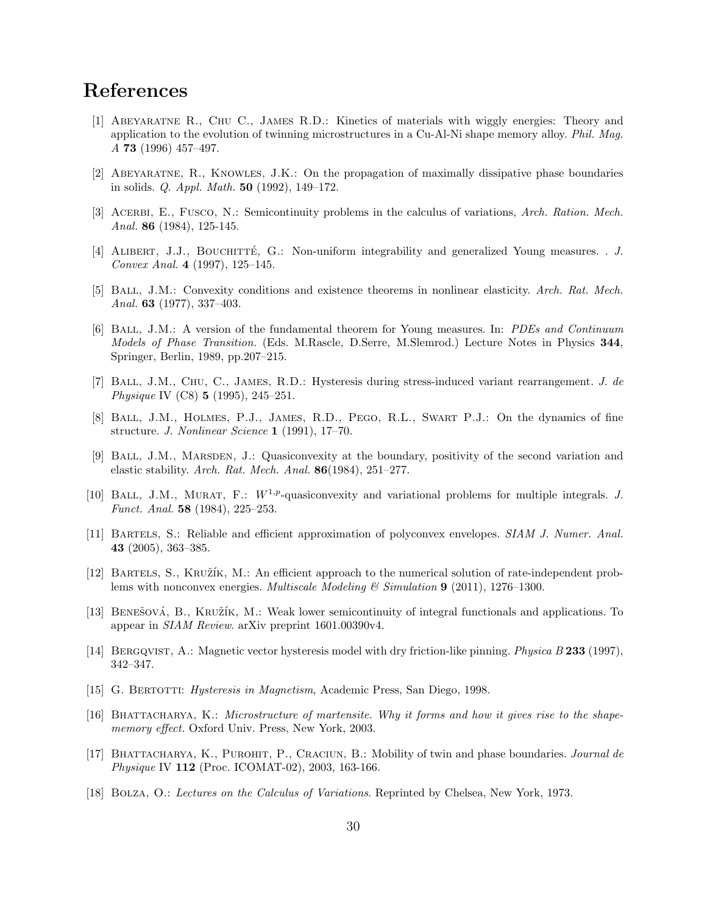# References

[1] Abeyaratne R., Chu C., James R.D.: Kinetics of materials with wiggly energies: Theory and application to the evolution of twinning microstructures in a Cu-Al-Ni shape memory alloy. *Phil. Mag. A* **73** (1996) 457–497.

[2] Abeyaratne, R., Knowles, J.K.: On the propagation of maximally dissipative phase boundaries in solids. *Q. Appl. Math.* **50** (1992), 149–172.

[3] Acerbi, E., Fusco, N.: Semicontinuity problems in the calculus of variations, *Arch. Ration. Mech. Anal.* **86** (1984), 125-145.

[4] Alibert, J.J., Bouchitté, G.: Non-uniform integrability and generalized Young measures. . *J. Convex Anal.* **4** (1997), 125–145.

[5] Ball, J.M.: Convexity conditions and existence theorems in nonlinear elasticity. *Arch. Rat. Mech. Anal.* **63** (1977), 337–403.

[6] Ball, J.M.: A version of the fundamental theorem for Young measures. In: *PDEs and Continuum Models of Phase Transition.* (Eds. M.Rascle, D.Serre, M.Slemrod.) Lecture Notes in Physics **344**, Springer, Berlin, 1989, pp.207–215.

[7] Ball, J.M., Chu, C., James, R.D.: Hysteresis during stress-induced variant rearrangement. *J. de Physique* IV (C8) **5** (1995), 245–251.

[8] Ball, J.M., Holmes, P.J., James, R.D., Pego, R.L., Swart P.J.: On the dynamics of fine structure. *J. Nonlinear Science* **1** (1991), 17–70.

[9] Ball, J.M., Marsden, J.: Quasiconvexity at the boundary, positivity of the second variation and elastic stability. *Arch. Rat. Mech. Anal.* **86**(1984), 251–277.

[10] Ball, J.M., Murat, F.: $W^{1,p}$-quasiconvexity and variational problems for multiple integrals. *J. Funct. Anal.* **58** (1984), 225–253.

[11] Bartels, S.: Reliable and efficient approximation of polyconvex envelopes. *SIAM J. Numer. Anal.* **43** (2005), 363–385.

[12] Bartels, S., Kružík, M.: An efficient approach to the numerical solution of rate-independent problems with nonconvex energies. *Multiscale Modeling & Simulation* **9** (2011), 1276–1300.

[13] Benešová, B., Kružík, M.: Weak lower semicontinuity of integral functionals and applications. To appear in *SIAM Review*. arXiv preprint 1601.00390v4.

[14] Bergqvist, A.: Magnetic vector hysteresis model with dry friction-like pinning. *Physica B* **233** (1997), 342–347.

[15] G. Bertotti: *Hysteresis in Magnetism*, Academic Press, San Diego, 1998.

[16] Bhattacharya, K.: *Microstructure of martensite. Why it forms and how it gives rise to the shape-memory effect.* Oxford Univ. Press, New York, 2003.

[17] Bhattacharya, K., Purohit, P., Craciun, B.: Mobility of twin and phase boundaries. *Journal de Physique* IV **112** (Proc. ICOMAT-02), 2003, 163-166.

[18] Bolza, O.: *Lectures on the Calculus of Variations*. Reprinted by Chelsea, New York, 1973.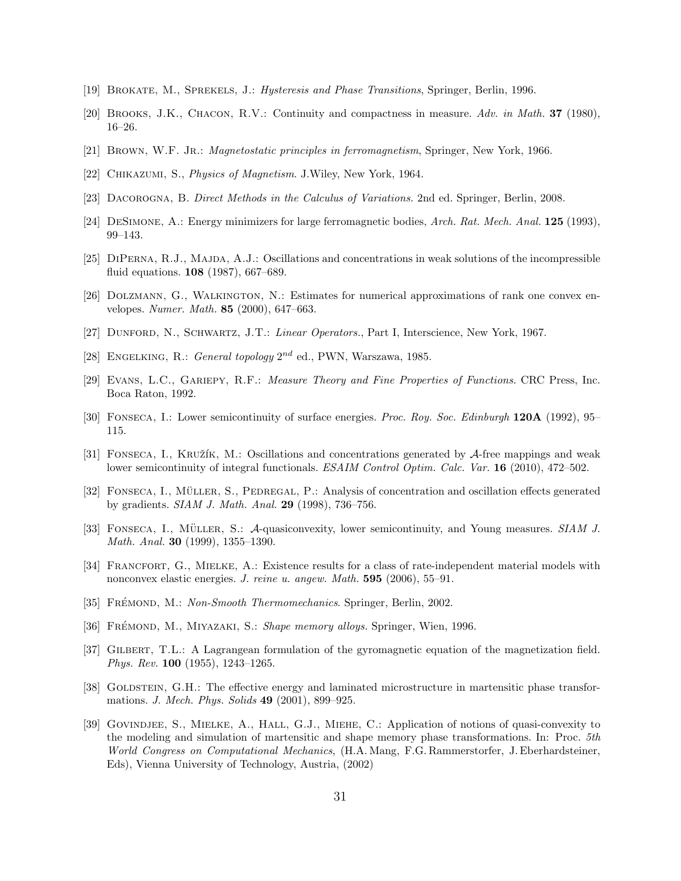[19] Brokate, M., Sprekels, J.: *Hysteresis and Phase Transitions*, Springer, Berlin, 1996.

[20] Brooks, J.K., Chacon, R.V.: Continuity and compactness in measure. *Adv. in Math.* **37** (1980), 16–26.

[21] Brown, W.F. Jr.: *Magnetostatic principles in ferromagnetism*, Springer, New York, 1966.

[22] Chikazumi, S., *Physics of Magnetism*. J.Wiley, New York, 1964.

[23] Dacorogna, B. *Direct Methods in the Calculus of Variations.* 2nd ed. Springer, Berlin, 2008.

[24] DeSimone, A.: Energy minimizers for large ferromagnetic bodies, *Arch. Rat. Mech. Anal.* **125** (1993), 99–143.

[25] DiPerna, R.J., Majda, A.J.: Oscillations and concentrations in weak solutions of the incompressible fluid equations. **108** (1987), 667–689.

[26] Dolzmann, G., Walkington, N.: Estimates for numerical approximations of rank one convex envelopes. *Numer. Math.* **85** (2000), 647–663.

[27] Dunford, N., Schwartz, J.T.: *Linear Operators.*, Part I, Interscience, New York, 1967.

[28] Engelking, R.: *General topology* $2^{nd}$ ed., PWN, Warszawa, 1985.

[29] Evans, L.C., Gariepy, R.F.: *Measure Theory and Fine Properties of Functions.* CRC Press, Inc. Boca Raton, 1992.

[30] Fonseca, I.: Lower semicontinuity of surface energies. *Proc. Roy. Soc. Edinburgh* **120A** (1992), 95–115.

[31] Fonseca, I., Kružík, M.: Oscillations and concentrations generated by $\mathcal{A}$-free mappings and weak lower semicontinuity of integral functionals. *ESAIM Control Optim. Calc. Var.* **16** (2010), 472–502.

[32] Fonseca, I., Müller, S., Pedregal, P.: Analysis of concentration and oscillation effects generated by gradients. *SIAM J. Math. Anal.* **29** (1998), 736–756.

[33] Fonseca, I., Müller, S.: $\mathcal{A}$-quasiconvexity, lower semicontinuity, and Young measures. *SIAM J. Math. Anal.* **30** (1999), 1355–1390.

[34] Francfort, G., Mielke, A.: Existence results for a class of rate-independent material models with nonconvex elastic energies. *J. reine u. angew. Math.* **595** (2006), 55–91.

[35] Frémond, M.: *Non-Smooth Thermomechanics*. Springer, Berlin, 2002.

[36] Frémond, M., Miyazaki, S.: *Shape memory alloys.* Springer, Wien, 1996.

[37] Gilbert, T.L.: A Lagrangean formulation of the gyromagnetic equation of the magnetization field. *Phys. Rev.* **100** (1955), 1243–1265.

[38] Goldstein, G.H.: The effective energy and laminated microstructure in martensitic phase transformations. *J. Mech. Phys. Solids* **49** (2001), 899–925.

[39] Govindjee, S., Mielke, A., Hall, G.J., Miehe, C.: Application of notions of quasi-convexity to the modeling and simulation of martensitic and shape memory phase transformations. In: Proc. *5th World Congress on Computational Mechanics*, (H.A. Mang, F.G. Rammerstorfer, J. Eberhardsteiner, Eds), Vienna University of Technology, Austria, (2002)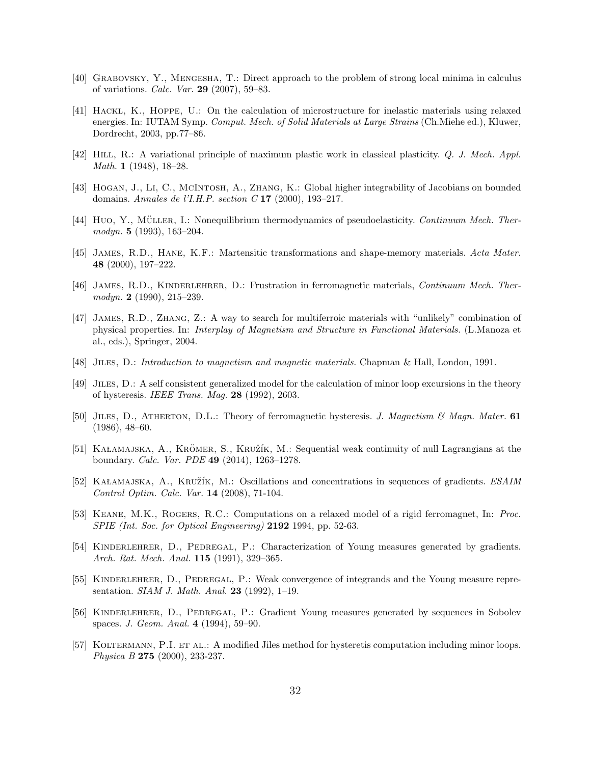[40] Grabovsky, Y., Mengesha, T.: Direct approach to the problem of strong local minima in calculus of variations. *Calc. Var.* **29** (2007), 59–83.

[41] Hackl, K., Hoppe, U.: On the calculation of microstructure for inelastic materials using relaxed energies. In: IUTAM Symp. *Comput. Mech. of Solid Materials at Large Strains* (Ch.Miehe ed.), Kluwer, Dordrecht, 2003, pp.77–86.

[42] Hill, R.: A variational principle of maximum plastic work in classical plasticity. *Q. J. Mech. Appl. Math.* **1** (1948), 18–28.

[43] Hogan, J., Li, C., McIntosh, A., Zhang, K.: Global higher integrability of Jacobians on bounded domains. *Annales de l'I.H.P. section C* **17** (2000), 193–217.

[44] Huo, Y., Müller, I.: Nonequilibrium thermodynamics of pseudoelasticity. *Continuum Mech. Thermodyn.* **5** (1993), 163–204.

[45] James, R.D., Hane, K.F.: Martensitic transformations and shape-memory materials. *Acta Mater.* **48** (2000), 197–222.

[46] James, R.D., Kinderlehrer, D.: Frustration in ferromagnetic materials, *Continuum Mech. Thermodyn.* **2** (1990), 215–239.

[47] James, R.D., Zhang, Z.: A way to search for multiferroic materials with "unlikely" combination of physical properties. In: *Interplay of Magnetism and Structure in Functional Materials.* (L.Manoza et al., eds.), Springer, 2004.

[48] Jiles, D.: *Introduction to magnetism and magnetic materials.* Chapman & Hall, London, 1991.

[49] Jiles, D.: A self consistent generalized model for the calculation of minor loop excursions in the theory of hysteresis. *IEEE Trans. Mag.* **28** (1992), 2603.

[50] Jiles, D., Atherton, D.L.: Theory of ferromagnetic hysteresis. *J. Magnetism & Magn. Mater.* **61** (1986), 48–60.

[51] Kałamajska, A., Krömer, S., Kružík, M.: Sequential weak continuity of null Lagrangians at the boundary. *Calc. Var. PDE* **49** (2014), 1263–1278.

[52] Kałamajska, A., Kružík, M.: Oscillations and concentrations in sequences of gradients. *ESAIM Control Optim. Calc. Var.* **14** (2008), 71-104.

[53] Keane, M.K., Rogers, R.C.: Computations on a relaxed model of a rigid ferromagnet, In: *Proc. SPIE (Int. Soc. for Optical Engineering)* **2192** 1994, pp. 52-63.

[54] Kinderlehrer, D., Pedregal, P.: Characterization of Young measures generated by gradients. *Arch. Rat. Mech. Anal.* **115** (1991), 329–365.

[55] Kinderlehrer, D., Pedregal, P.: Weak convergence of integrands and the Young measure representation. *SIAM J. Math. Anal.* **23** (1992), 1–19.

[56] Kinderlehrer, D., Pedregal, P.: Gradient Young measures generated by sequences in Sobolev spaces. *J. Geom. Anal.* **4** (1994), 59–90.

[57] Koltermann, P.I. et al.: A modified Jiles method for hysteretis computation including minor loops. *Physica B* **275** (2000), 233-237.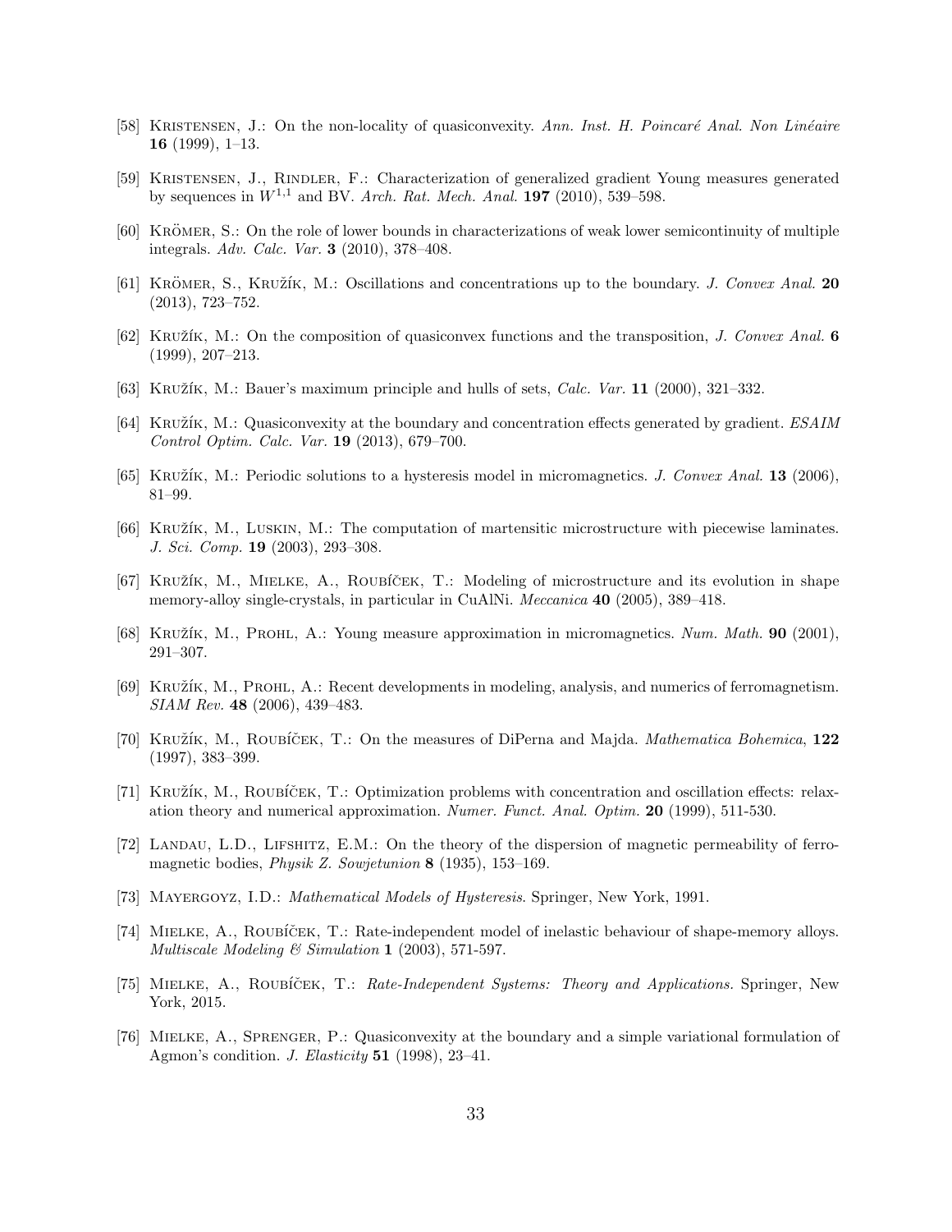[58] Kristensen, J.: On the non-locality of quasiconvexity. *Ann. Inst. H. Poincaré Anal. Non Linéaire* **16** (1999), 1–13.

[59] Kristensen, J., Rindler, F.: Characterization of generalized gradient Young measures generated by sequences in $W^{1,1}$ and BV. *Arch. Rat. Mech. Anal.* **197** (2010), 539–598.

[60] Krömer, S.: On the role of lower bounds in characterizations of weak lower semicontinuity of multiple integrals. *Adv. Calc. Var.* **3** (2010), 378–408.

[61] Krömer, S., Kružík, M.: Oscillations and concentrations up to the boundary. *J. Convex Anal.* **20** (2013), 723–752.

[62] Kružík, M.: On the composition of quasiconvex functions and the transposition, *J. Convex Anal.* **6** (1999), 207–213.

[63] Kružík, M.: Bauer's maximum principle and hulls of sets, *Calc. Var.* **11** (2000), 321–332.

[64] Kružík, M.: Quasiconvexity at the boundary and concentration effects generated by gradient. *ESAIM Control Optim. Calc. Var.* **19** (2013), 679–700.

[65] Kružík, M.: Periodic solutions to a hysteresis model in micromagnetics. *J. Convex Anal.* **13** (2006), 81–99.

[66] Kružík, M., Luskin, M.: The computation of martensitic microstructure with piecewise laminates. *J. Sci. Comp.* **19** (2003), 293–308.

[67] Kružík, M., Mielke, A., Roubíček, T.: Modeling of microstructure and its evolution in shape memory-alloy single-crystals, in particular in CuAlNi. *Meccanica* **40** (2005), 389–418.

[68] Kružík, M., Prohl, A.: Young measure approximation in micromagnetics. *Num. Math.* **90** (2001), 291–307.

[69] Kružík, M., Prohl, A.: Recent developments in modeling, analysis, and numerics of ferromagnetism. *SIAM Rev.* **48** (2006), 439–483.

[70] Kružík, M., Roubíček, T.: On the measures of DiPerna and Majda. *Mathematica Bohemica*, **122** (1997), 383–399.

[71] Kružík, M., Roubíček, T.: Optimization problems with concentration and oscillation effects: relaxation theory and numerical approximation. *Numer. Funct. Anal. Optim.* **20** (1999), 511-530.

[72] Landau, L.D., Lifshitz, E.M.: On the theory of the dispersion of magnetic permeability of ferromagnetic bodies, *Physik Z. Sowjetunion* **8** (1935), 153–169.

[73] Mayergoyz, I.D.: *Mathematical Models of Hysteresis*. Springer, New York, 1991.

[74] Mielke, A., Roubíček, T.: Rate-independent model of inelastic behaviour of shape-memory alloys. *Multiscale Modeling & Simulation* **1** (2003), 571-597.

[75] Mielke, A., Roubíček, T.: *Rate-Independent Systems: Theory and Applications.* Springer, New York, 2015.

[76] Mielke, A., Sprenger, P.: Quasiconvexity at the boundary and a simple variational formulation of Agmon's condition. *J. Elasticity* **51** (1998), 23–41.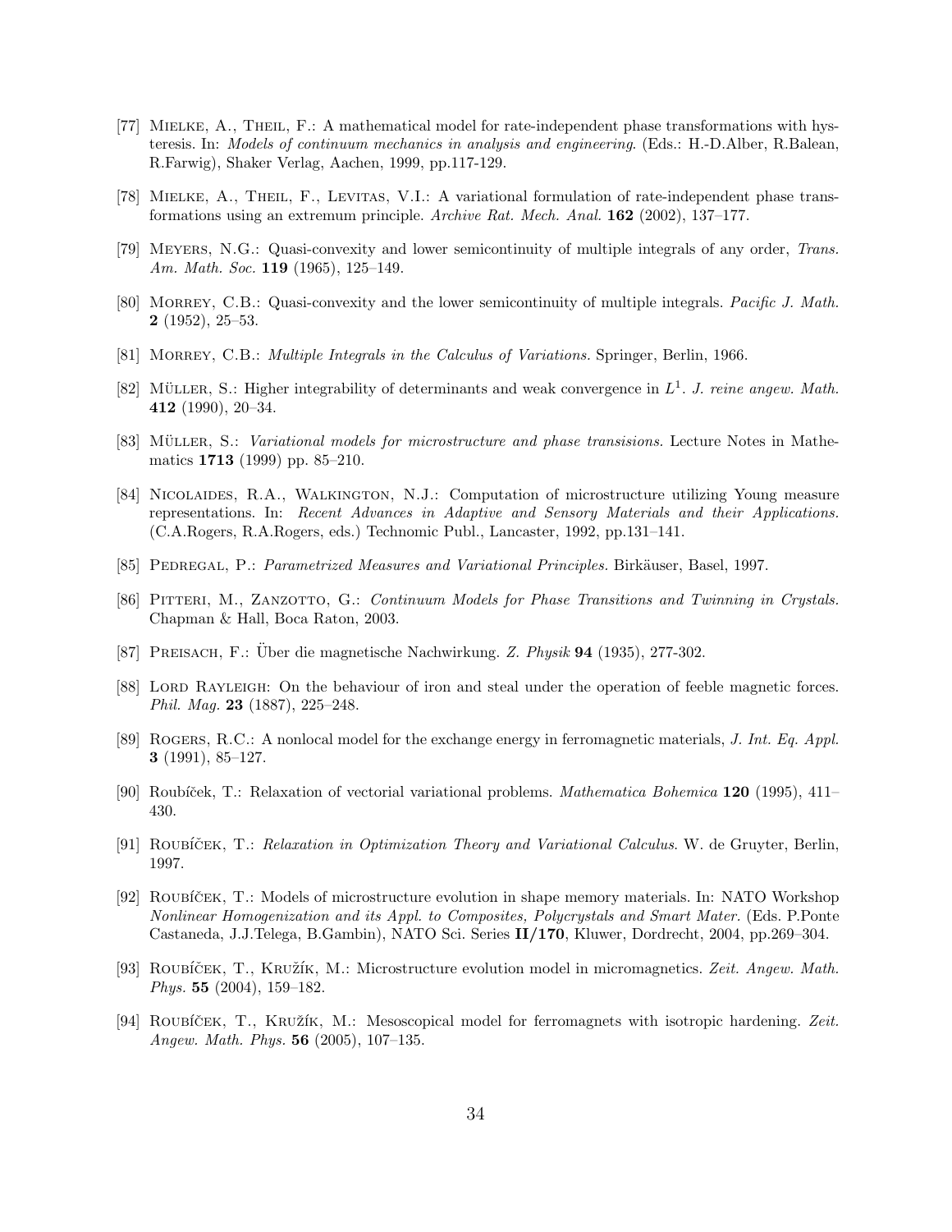[77] Mielke, A., Theil, F.: A mathematical model for rate-independent phase transformations with hysteresis. In: *Models of continuum mechanics in analysis and engineering*. (Eds.: H.-D.Alber, R.Balean, R.Farwig), Shaker Verlag, Aachen, 1999, pp.117-129.

[78] Mielke, A., Theil, F., Levitas, V.I.: A variational formulation of rate-independent phase transformations using an extremum principle. *Archive Rat. Mech. Anal.* **162** (2002), 137–177.

[79] Meyers, N.G.: Quasi-convexity and lower semicontinuity of multiple integrals of any order, *Trans. Am. Math. Soc.* **119** (1965), 125–149.

[80] Morrey, C.B.: Quasi-convexity and the lower semicontinuity of multiple integrals. *Pacific J. Math.* **2** (1952), 25–53.

[81] Morrey, C.B.: *Multiple Integrals in the Calculus of Variations.* Springer, Berlin, 1966.

[82] Müller, S.: Higher integrability of determinants and weak convergence in $L^1$. *J. reine angew. Math.* **412** (1990), 20–34.

[83] Müller, S.: *Variational models for microstructure and phase transisions.* Lecture Notes in Mathematics **1713** (1999) pp. 85–210.

[84] Nicolaides, R.A., Walkington, N.J.: Computation of microstructure utilizing Young measure representations. In: *Recent Advances in Adaptive and Sensory Materials and their Applications.* (C.A.Rogers, R.A.Rogers, eds.) Technomic Publ., Lancaster, 1992, pp.131–141.

[85] Pedregal, P.: *Parametrized Measures and Variational Principles.* Birkäuser, Basel, 1997.

[86] Pitteri, M., Zanzotto, G.: *Continuum Models for Phase Transitions and Twinning in Crystals.* Chapman & Hall, Boca Raton, 2003.

[87] Preisach, F.: Über die magnetische Nachwirkung. *Z. Physik* **94** (1935), 277-302.

[88] Lord Rayleigh: On the behaviour of iron and steal under the operation of feeble magnetic forces. *Phil. Mag.* **23** (1887), 225–248.

[89] Rogers, R.C.: A nonlocal model for the exchange energy in ferromagnetic materials, *J. Int. Eq. Appl.* **3** (1991), 85–127.

[90] Roubíček, T.: Relaxation of vectorial variational problems. *Mathematica Bohemica* **120** (1995), 411–430.

[91] Roubíček, T.: *Relaxation in Optimization Theory and Variational Calculus.* W. de Gruyter, Berlin, 1997.

[92] Roubíček, T.: Models of microstructure evolution in shape memory materials. In: NATO Workshop *Nonlinear Homogenization and its Appl. to Composites, Polycrystals and Smart Mater.* (Eds. P.Ponte Castaneda, J.J.Telega, B.Gambin), NATO Sci. Series **II/170**, Kluwer, Dordrecht, 2004, pp.269–304.

[93] Roubíček, T., Kružík, M.: Microstructure evolution model in micromagnetics. *Zeit. Angew. Math. Phys.* **55** (2004), 159–182.

[94] Roubíček, T., Kružík, M.: Mesoscopical model for ferromagnets with isotropic hardening. *Zeit. Angew. Math. Phys.* **56** (2005), 107–135.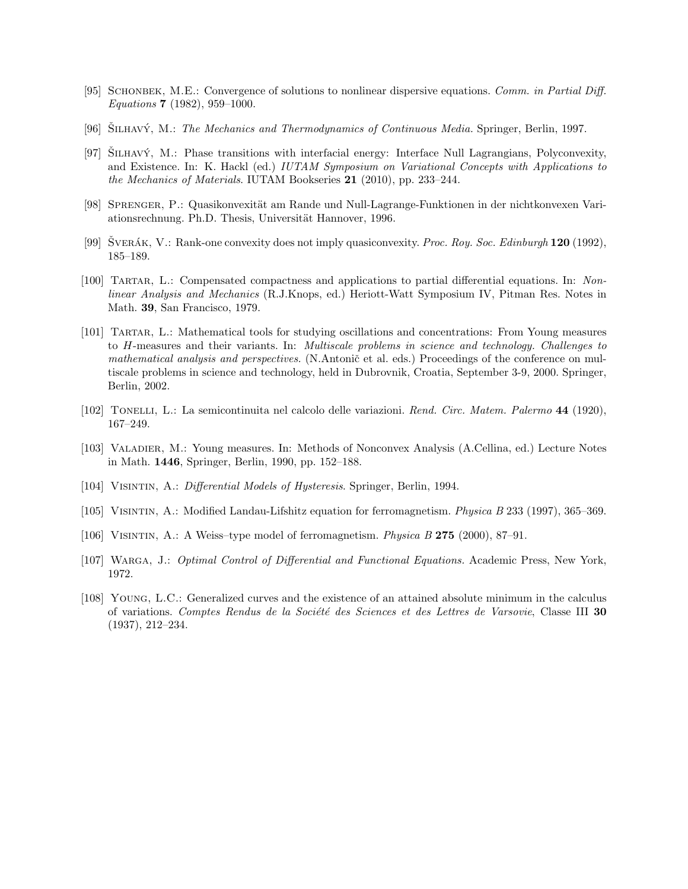[95] Schonbek, M.E.: Convergence of solutions to nonlinear dispersive equations. *Comm. in Partial Diff. Equations* **7** (1982), 959–1000.

[96] Šilhavý, M.: *The Mechanics and Thermodynamics of Continuous Media.* Springer, Berlin, 1997.

[97] Šilhavý, M.: Phase transitions with interfacial energy: Interface Null Lagrangians, Polyconvexity, and Existence. In: K. Hackl (ed.) *IUTAM Symposium on Variational Concepts with Applications to the Mechanics of Materials*. IUTAM Bookseries **21** (2010), pp. 233–244.

[98] Sprenger, P.: Quasikonvexität am Rande und Null-Lagrange-Funktionen in der nichtkonvexen Variationsrechnung. Ph.D. Thesis, Universität Hannover, 1996.

[99] Šverák, V.: Rank-one convexity does not imply quasiconvexity. *Proc. Roy. Soc. Edinburgh* **120** (1992), 185–189.

[100] Tartar, L.: Compensated compactness and applications to partial differential equations. In: *Nonlinear Analysis and Mechanics* (R.J.Knops, ed.) Heriott-Watt Symposium IV, Pitman Res. Notes in Math. **39**, San Francisco, 1979.

[101] Tartar, L.: Mathematical tools for studying oscillations and concentrations: From Young measures to $H$-measures and their variants. In: *Multiscale problems in science and technology. Challenges to mathematical analysis and perspectives.* (N.Antonič et al. eds.) Proceedings of the conference on multiscale problems in science and technology, held in Dubrovnik, Croatia, September 3-9, 2000. Springer, Berlin, 2002.

[102] Tonelli, L.: La semicontinuita nel calcolo delle variazioni. *Rend. Circ. Matem. Palermo* **44** (1920), 167–249.

[103] Valadier, M.: Young measures. In: Methods of Nonconvex Analysis (A.Cellina, ed.) Lecture Notes in Math. **1446**, Springer, Berlin, 1990, pp. 152–188.

[104] Visintin, A.: *Differential Models of Hysteresis*. Springer, Berlin, 1994.

[105] Visintin, A.: Modified Landau-Lifshitz equation for ferromagnetism. *Physica B* 233 (1997), 365–369.

[106] Visintin, A.: A Weiss–type model of ferromagnetism. *Physica B* **275** (2000), 87–91.

[107] Warga, J.: *Optimal Control of Differential and Functional Equations.* Academic Press, New York, 1972.

[108] Young, L.C.: Generalized curves and the existence of an attained absolute minimum in the calculus of variations. *Comptes Rendus de la Société des Sciences et des Lettres de Varsovie*, Classe III **30** (1937), 212–234.